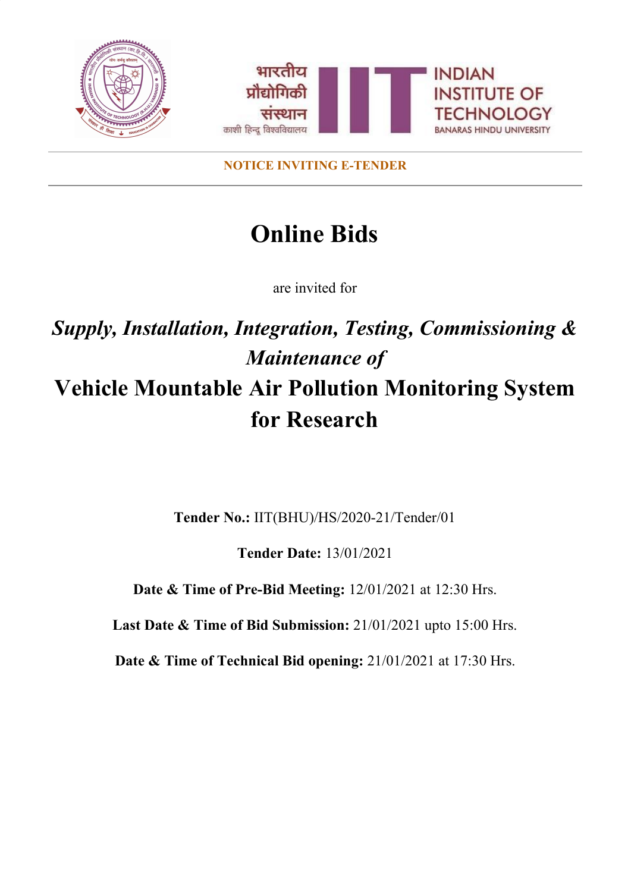भारतीय प्रौद्योगिकी संस्थान
काशी हिन्दू विश्वविद्यालय

INDIAN INSTITUTE OF TECHNOLOGY
BANARAS HINDU UNIVERSITY

**NOTICE INVITING E-TENDER**

# Online Bids

are invited for

## *Supply, Installation, Integration, Testing, Commissioning & Maintenance of*

# Vehicle Mountable Air Pollution Monitoring System for Research

**Tender No.:** IIT(BHU)/HS/2020-21/Tender/01

**Tender Date:** 13/01/2021

**Date & Time of Pre-Bid Meeting:** 12/01/2021 at 12:30 Hrs.

**Last Date & Time of Bid Submission:** 21/01/2021 upto 15:00 Hrs.

**Date & Time of Technical Bid opening:** 21/01/2021 at 17:30 Hrs.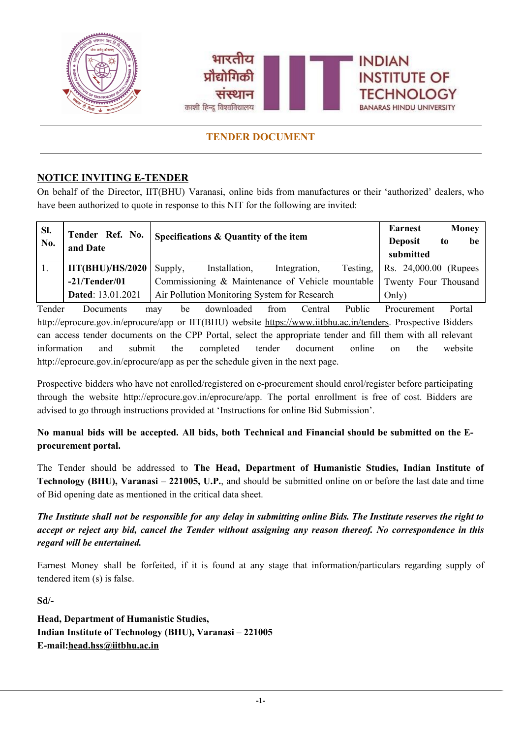**TENDER DOCUMENT**

## NOTICE INVITING E-TENDER

On behalf of the Director, IIT(BHU) Varanasi, online bids from manufactures or their 'authorized' dealers, who have been authorized to quote in response to this NIT for the following are invited:

| Sl. No. | Tender Ref. No. and Date | Specifications & Quantity of the item | Earnest Money Deposit to be submitted |
|---|---|---|---|
| 1. | IIT(BHU)/HS/2020-21/Tender/01 **Dated**: 13.01.2021 | Supply, Installation, Integration, Testing, Commissioning & Maintenance of Vehicle mountable Air Pollution Monitoring System for Research | Rs. 24,000.00 (Rupees Twenty Four Thousand Only) |

Tender Documents may be downloaded from Central Public Procurement Portal http://eprocure.gov.in/eprocure/app or IIT(BHU) website https://www.iitbhu.ac.in/tenders. Prospective Bidders can access tender documents on the CPP Portal, select the appropriate tender and fill them with all relevant information and submit the completed tender document online on the website http://eprocure.gov.in/eprocure/app as per the schedule given in the next page.

Prospective bidders who have not enrolled/registered on e-procurement should enrol/register before participating through the website http://eprocure.gov.in/eprocure/app. The portal enrollment is free of cost. Bidders are advised to go through instructions provided at 'Instructions for online Bid Submission'.

**No manual bids will be accepted. All bids, both Technical and Financial should be submitted on the E-procurement portal.**

The Tender should be addressed to **The Head, Department of Humanistic Studies, Indian Institute of Technology (BHU), Varanasi – 221005, U.P.**, and should be submitted online on or before the last date and time of Bid opening date as mentioned in the critical data sheet.

***The Institute shall not be responsible for any delay in submitting online Bids. The Institute reserves the right to accept or reject any bid, cancel the Tender without assigning any reason thereof. No correspondence in this regard will be entertained.***

Earnest Money shall be forfeited, if it is found at any stage that information/particulars regarding supply of tendered item (s) is false.

**Sd/-**

**Head, Department of Humanistic Studies,**
**Indian Institute of Technology (BHU), Varanasi – 221005**
**E-mail:head.hss@iitbhu.ac.in**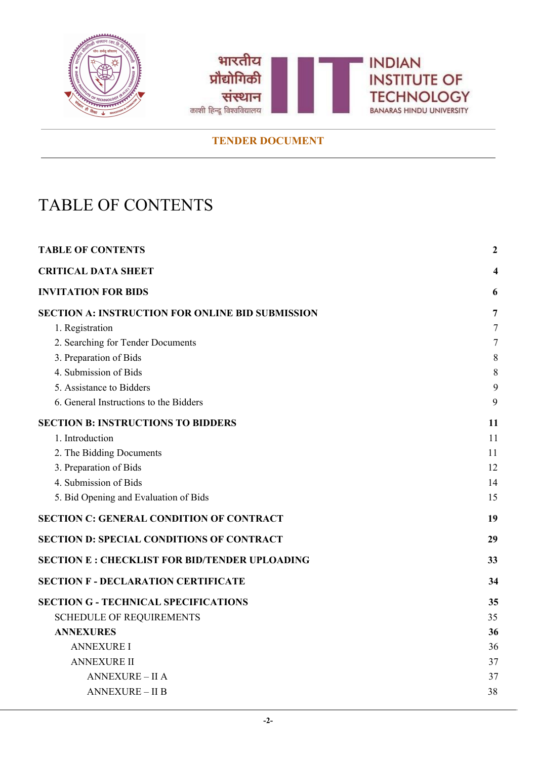**TENDER DOCUMENT**

# TABLE OF CONTENTS

| | |
|---|---|
| **TABLE OF CONTENTS** | **2** |
| **CRITICAL DATA SHEET** | **4** |
| **INVITATION FOR BIDS** | **6** |
| **SECTION A: INSTRUCTION FOR ONLINE BID SUBMISSION** | **7** |
| 1. Registration | 7 |
| 2. Searching for Tender Documents | 7 |
| 3. Preparation of Bids | 8 |
| 4. Submission of Bids | 8 |
| 5. Assistance to Bidders | 9 |
| 6. General Instructions to the Bidders | 9 |
| **SECTION B: INSTRUCTIONS TO BIDDERS** | **11** |
| 1. Introduction | 11 |
| 2. The Bidding Documents | 11 |
| 3. Preparation of Bids | 12 |
| 4. Submission of Bids | 14 |
| 5. Bid Opening and Evaluation of Bids | 15 |
| **SECTION C: GENERAL CONDITION OF CONTRACT** | **19** |
| **SECTION D: SPECIAL CONDITIONS OF CONTRACT** | **29** |
| **SECTION E : CHECKLIST FOR BID/TENDER UPLOADING** | **33** |
| **SECTION F - DECLARATION CERTIFICATE** | **34** |
| **SECTION G - TECHNICAL SPECIFICATIONS** | **35** |
| SCHEDULE OF REQUIREMENTS | 35 |
| **ANNEXURES** | **36** |
| ANNEXURE I | 36 |
| ANNEXURE II | 37 |
| ANNEXURE – II A | 37 |
| ANNEXURE – II B | 38 |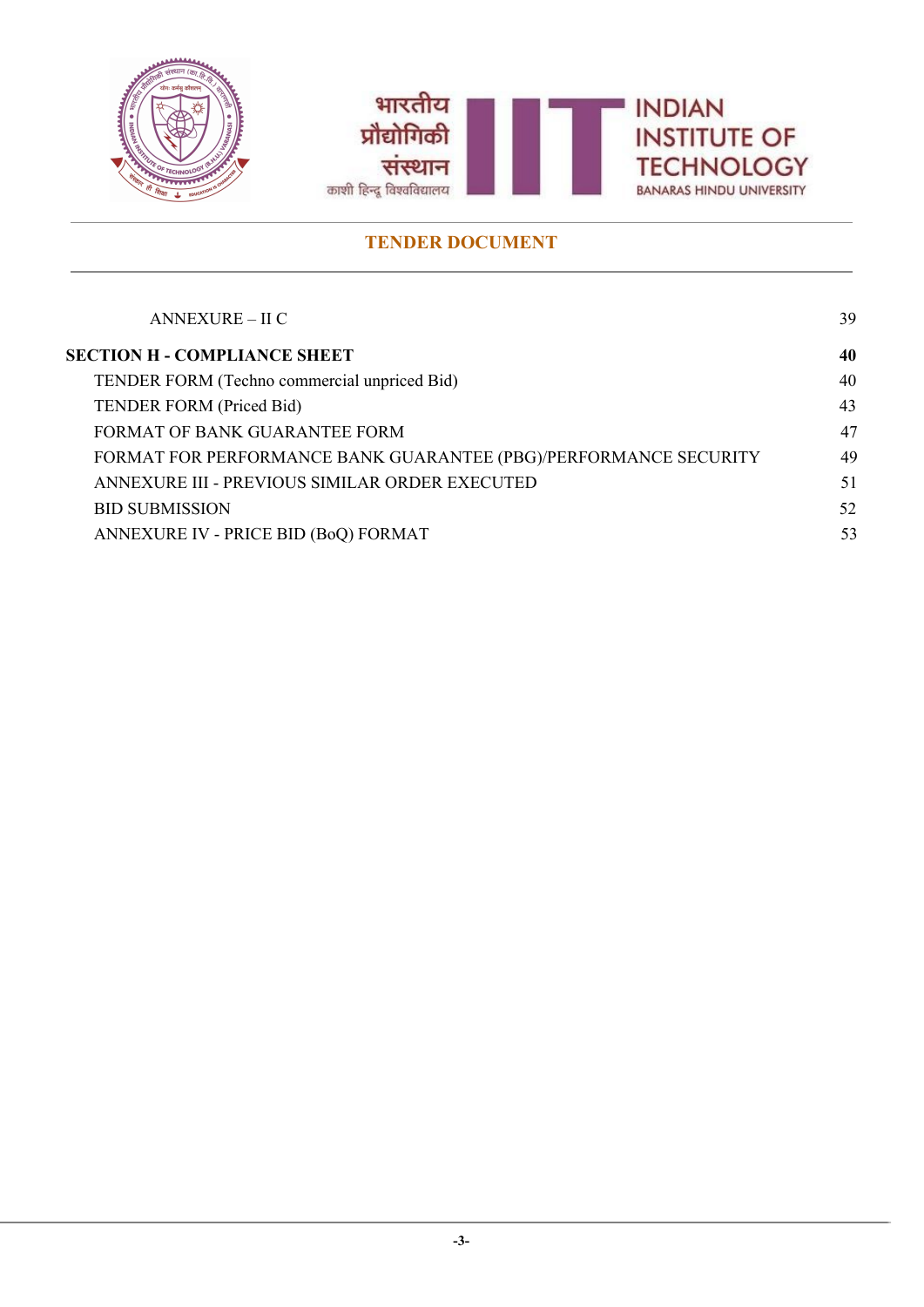| | |
|---|---|
| ANNEXURE – II C | 39 |
| **SECTION H - COMPLIANCE SHEET** | **40** |
| TENDER FORM (Techno commercial unpriced Bid) | 40 |
| TENDER FORM (Priced Bid) | 43 |
| FORMAT OF BANK GUARANTEE FORM | 47 |
| FORMAT FOR PERFORMANCE BANK GUARANTEE (PBG)/PERFORMANCE SECURITY | 49 |
| ANNEXURE III - PREVIOUS SIMILAR ORDER EXECUTED | 51 |
| BID SUBMISSION | 52 |
| ANNEXURE IV - PRICE BID (BoQ) FORMAT | 53 |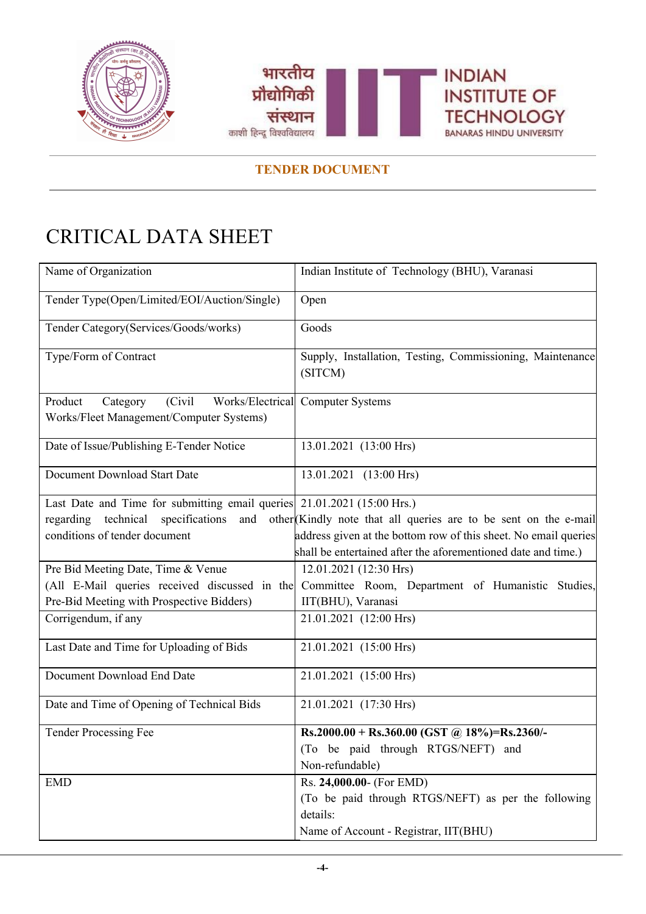**TENDER DOCUMENT**

# CRITICAL DATA SHEET

| | |
|---|---|
| Name of Organization | Indian Institute of Technology (BHU), Varanasi |
| Tender Type(Open/Limited/EOI/Auction/Single) | Open |
| Tender Category(Services/Goods/works) | Goods |
| Type/Form of Contract | Supply, Installation, Testing, Commissioning, Maintenance (SITCM) |
| Product Category (Civil Works/Electrical Works/Fleet Management/Computer Systems) | Computer Systems |
| Date of Issue/Publishing E-Tender Notice | 13.01.2021 (13:00 Hrs) |
| Document Download Start Date | 13.01.2021 (13:00 Hrs) |
| Last Date and Time for submitting email queries regarding technical specifications and other conditions of tender document | 21.01.2021 (15:00 Hrs.) (Kindly note that all queries are to be sent on the e-mail address given at the bottom row of this sheet. No email queries shall be entertained after the aforementioned date and time.) |
| Pre Bid Meeting Date, Time & Venue (All E-Mail queries received discussed in the Pre-Bid Meeting with Prospective Bidders) | 12.01.2021 (12:30 Hrs) Committee Room, Department of Humanistic Studies, IIT(BHU), Varanasi |
| Corrigendum, if any | 21.01.2021 (12:00 Hrs) |
| Last Date and Time for Uploading of Bids | 21.01.2021 (15:00 Hrs) |
| Document Download End Date | 21.01.2021 (15:00 Hrs) |
| Date and Time of Opening of Technical Bids | 21.01.2021 (17:30 Hrs) |
| Tender Processing Fee | **Rs.2000.00 + Rs.360.00 (GST @ 18%)=Rs.2360/-** (To be paid through RTGS/NEFT) and Non-refundable) |
| EMD | Rs. **24,000.00**- (For EMD) (To be paid through RTGS/NEFT) as per the following details: Name of Account - Registrar, IIT(BHU) |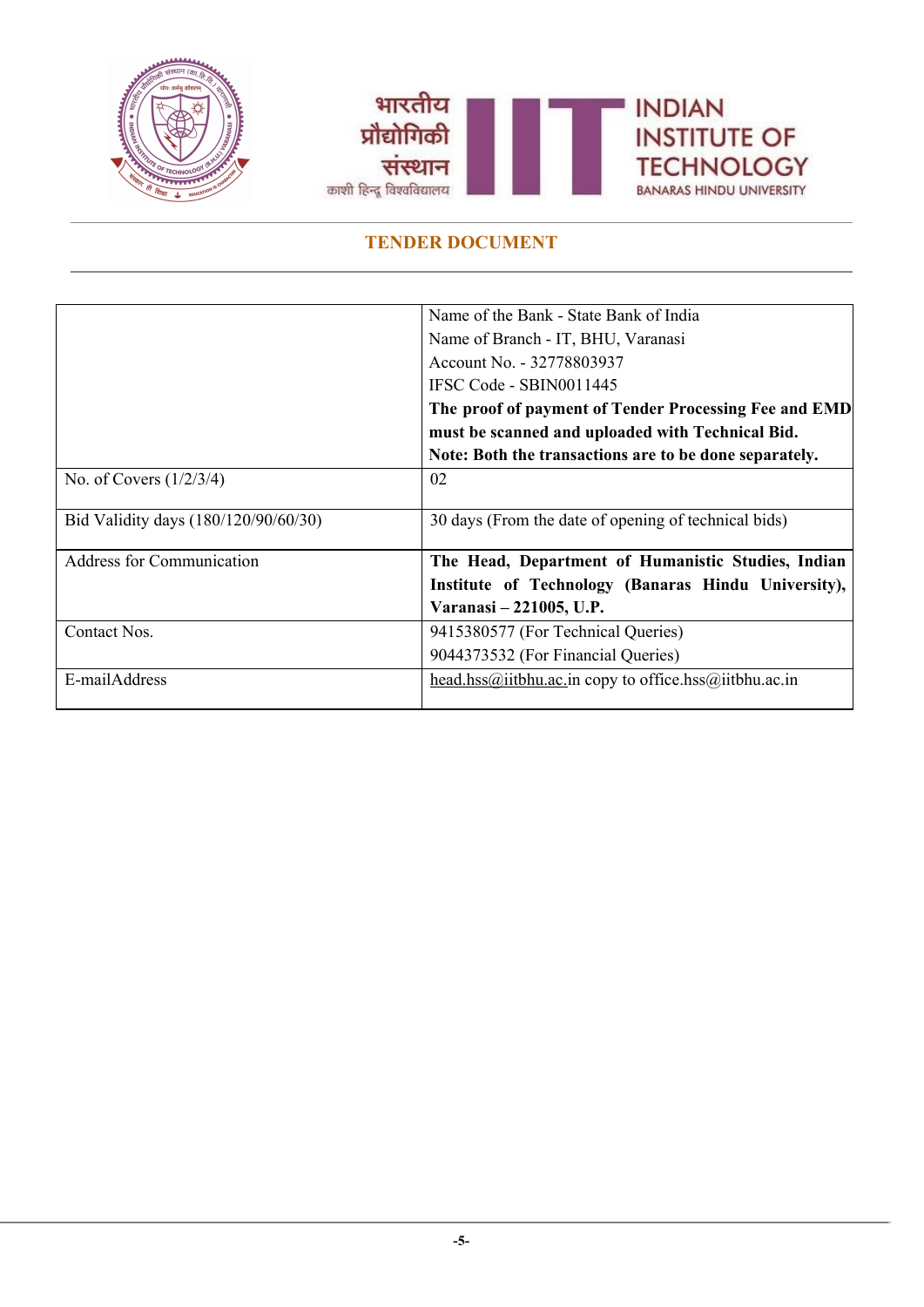## TENDER DOCUMENT

| | |
|---|---|
| | Name of the Bank - State Bank of India<br>Name of Branch - IT, BHU, Varanasi<br>Account No. - 32778803937<br>IFSC Code - SBIN0011445<br>**The proof of payment of Tender Processing Fee and EMD must be scanned and uploaded with Technical Bid.**<br>**Note: Both the transactions are to be done separately.** |
| No. of Covers (1/2/3/4) | 02 |
| Bid Validity days (180/120/90/60/30) | 30 days (From the date of opening of technical bids) |
| Address for Communication | **The Head, Department of Humanistic Studies, Indian Institute of Technology (Banaras Hindu University), Varanasi – 221005, U.P.** |
| Contact Nos. | 9415380577 (For Technical Queries)<br>9044373532 (For Financial Queries) |
| E-mailAddress | head.hss@iitbhu.ac.in copy to office.hss@iitbhu.ac.in |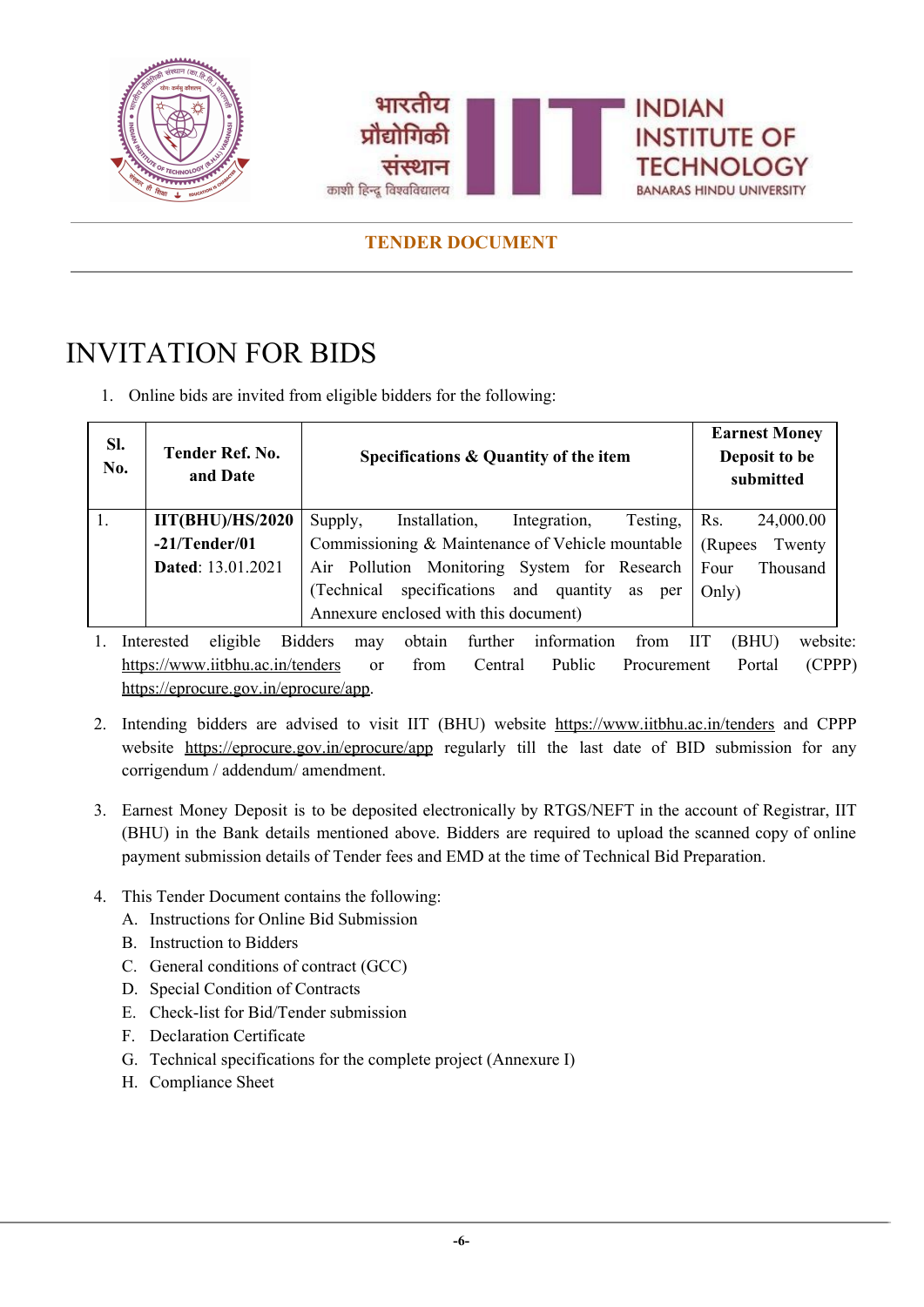**TENDER DOCUMENT**

# INVITATION FOR BIDS

1. Online bids are invited from eligible bidders for the following:

| Sl. No. | Tender Ref. No. and Date | Specifications & Quantity of the item | Earnest Money Deposit to be submitted |
|---|---|---|---|
| 1. | **IIT(BHU)/HS/2020-21/Tender/01** **Dated**: 13.01.2021 | Supply, Installation, Integration, Testing, Commissioning & Maintenance of Vehicle mountable Air Pollution Monitoring System for Research (Technical specifications and quantity as per Annexure enclosed with this document) | Rs. 24,000.00 (Rupees Twenty Four Thousand Only) |

1. Interested eligible Bidders may obtain further information from IIT (BHU) website: https://www.iitbhu.ac.in/tenders or from Central Public Procurement Portal (CPPP) https://eprocure.gov.in/eprocure/app.

2. Intending bidders are advised to visit IIT (BHU) website https://www.iitbhu.ac.in/tenders and CPPP website https://eprocure.gov.in/eprocure/app regularly till the last date of BID submission for any corrigendum / addendum/ amendment.

3. Earnest Money Deposit is to be deposited electronically by RTGS/NEFT in the account of Registrar, IIT (BHU) in the Bank details mentioned above. Bidders are required to upload the scanned copy of online payment submission details of Tender fees and EMD at the time of Technical Bid Preparation.

4. This Tender Document contains the following:
   A. Instructions for Online Bid Submission
   B. Instruction to Bidders
   C. General conditions of contract (GCC)
   D. Special Condition of Contracts
   E. Check-list for Bid/Tender submission
   F. Declaration Certificate
   G. Technical specifications for the complete project (Annexure I)
   H. Compliance Sheet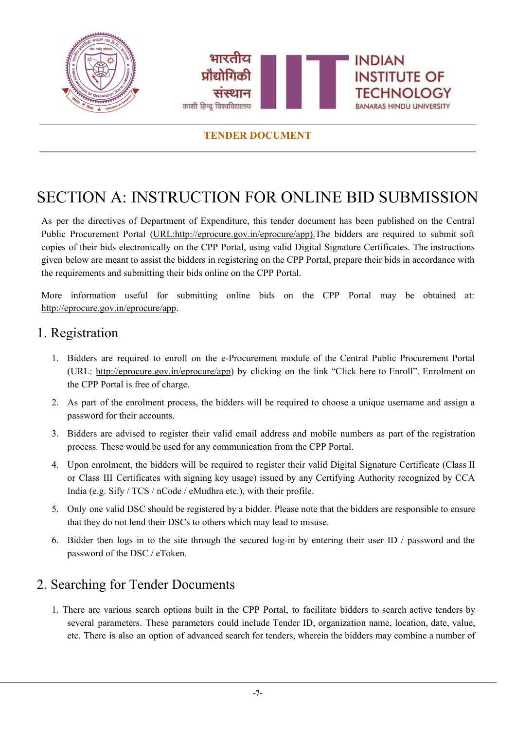# SECTION A: INSTRUCTION FOR ONLINE BID SUBMISSION

As per the directives of Department of Expenditure, this tender document has been published on the Central Public Procurement Portal (URL:http://eprocure.gov.in/eprocure/app).The bidders are required to submit soft copies of their bids electronically on the CPP Portal, using valid Digital Signature Certificates. The instructions given below are meant to assist the bidders in registering on the CPP Portal, prepare their bids in accordance with the requirements and submitting their bids online on the CPP Portal.

More information useful for submitting online bids on the CPP Portal may be obtained at: http://eprocure.gov.in/eprocure/app.

## 1. Registration

1. Bidders are required to enroll on the e-Procurement module of the Central Public Procurement Portal (URL: http://eprocure.gov.in/eprocure/app) by clicking on the link "Click here to Enroll". Enrolment on the CPP Portal is free of charge.
2. As part of the enrolment process, the bidders will be required to choose a unique username and assign a password for their accounts.
3. Bidders are advised to register their valid email address and mobile numbers as part of the registration process. These would be used for any communication from the CPP Portal.
4. Upon enrolment, the bidders will be required to register their valid Digital Signature Certificate (Class II or Class III Certificates with signing key usage) issued by any Certifying Authority recognized by CCA India (e.g. Sify / TCS / nCode / eMudhra etc.), with their profile.
5. Only one valid DSC should be registered by a bidder. Please note that the bidders are responsible to ensure that they do not lend their DSCs to others which may lead to misuse.
6. Bidder then logs in to the site through the secured log-in by entering their user ID / password and the password of the DSC / eToken.

## 2. Searching for Tender Documents

1. There are various search options built in the CPP Portal, to facilitate bidders to search active tenders by several parameters. These parameters could include Tender ID, organization name, location, date, value, etc. There is also an option of advanced search for tenders, wherein the bidders may combine a number of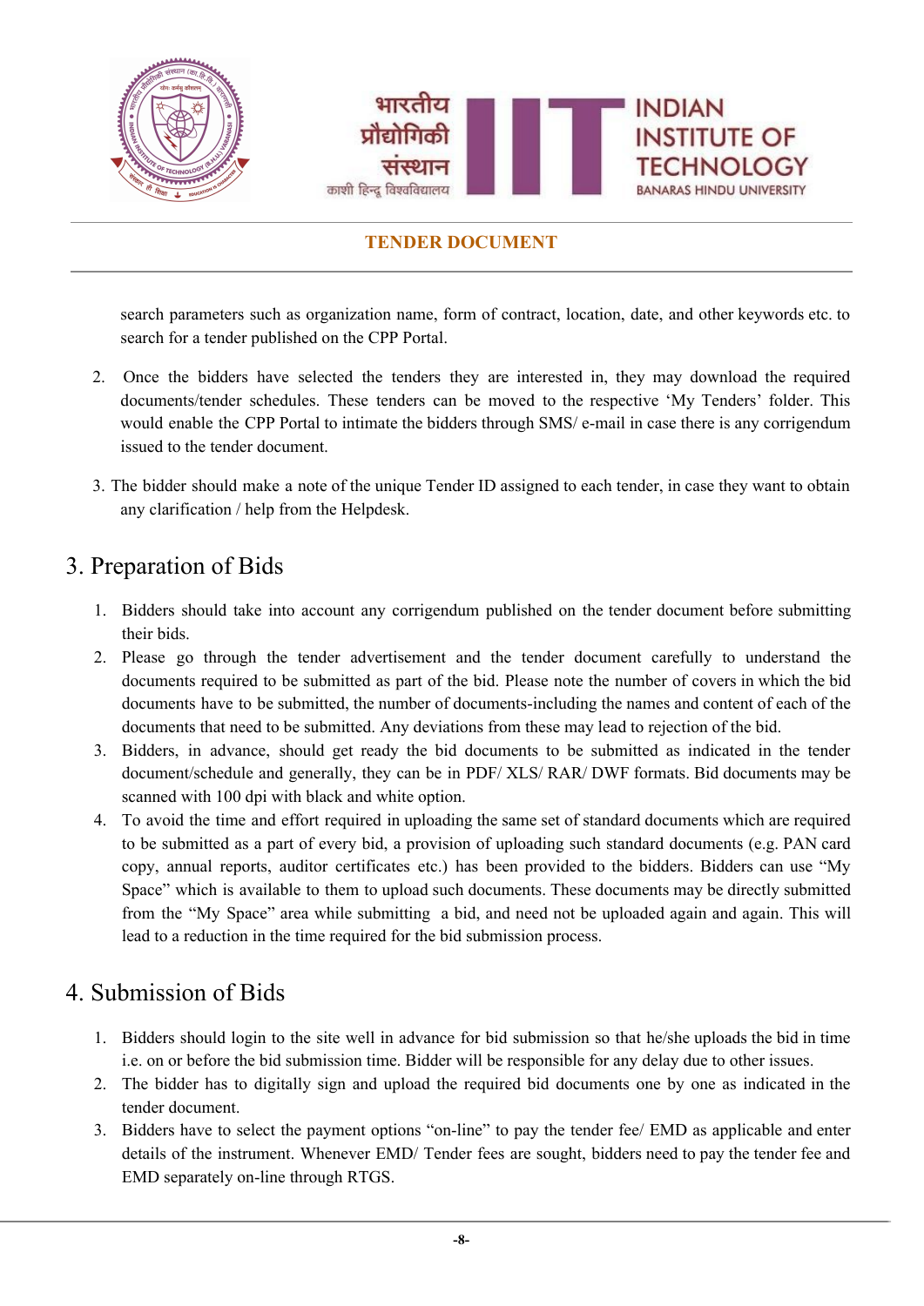search parameters such as organization name, form of contract, location, date, and other keywords etc. to search for a tender published on the CPP Portal.

2. Once the bidders have selected the tenders they are interested in, they may download the required documents/tender schedules. These tenders can be moved to the respective 'My Tenders' folder. This would enable the CPP Portal to intimate the bidders through SMS/ e-mail in case there is any corrigendum issued to the tender document.

3. The bidder should make a note of the unique Tender ID assigned to each tender, in case they want to obtain any clarification / help from the Helpdesk.

## 3. Preparation of Bids

1. Bidders should take into account any corrigendum published on the tender document before submitting their bids.
2. Please go through the tender advertisement and the tender document carefully to understand the documents required to be submitted as part of the bid. Please note the number of covers in which the bid documents have to be submitted, the number of documents-including the names and content of each of the documents that need to be submitted. Any deviations from these may lead to rejection of the bid.
3. Bidders, in advance, should get ready the bid documents to be submitted as indicated in the tender document/schedule and generally, they can be in PDF/ XLS/ RAR/ DWF formats. Bid documents may be scanned with 100 dpi with black and white option.
4. To avoid the time and effort required in uploading the same set of standard documents which are required to be submitted as a part of every bid, a provision of uploading such standard documents (e.g. PAN card copy, annual reports, auditor certificates etc.) has been provided to the bidders. Bidders can use "My Space" which is available to them to upload such documents. These documents may be directly submitted from the "My Space" area while submitting a bid, and need not be uploaded again and again. This will lead to a reduction in the time required for the bid submission process.

## 4. Submission of Bids

1. Bidders should login to the site well in advance for bid submission so that he/she uploads the bid in time i.e. on or before the bid submission time. Bidder will be responsible for any delay due to other issues.
2. The bidder has to digitally sign and upload the required bid documents one by one as indicated in the tender document.
3. Bidders have to select the payment options "on-line" to pay the tender fee/ EMD as applicable and enter details of the instrument. Whenever EMD/ Tender fees are sought, bidders need to pay the tender fee and EMD separately on-line through RTGS.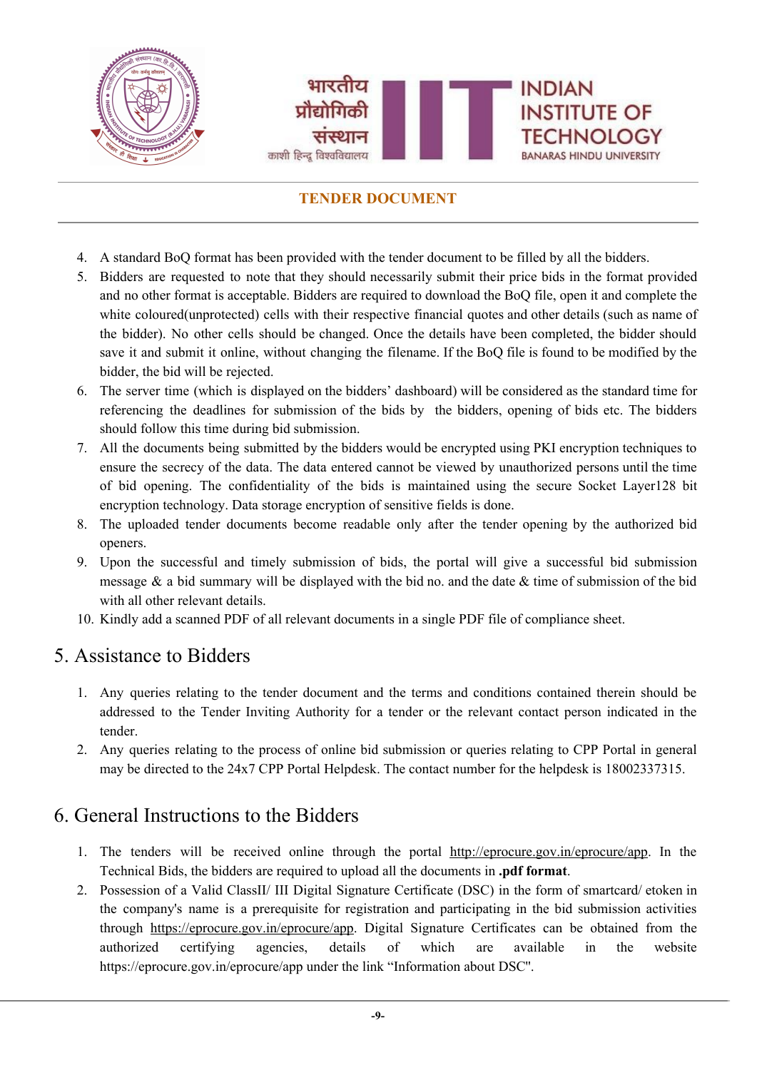4. A standard BoQ format has been provided with the tender document to be filled by all the bidders.
5. Bidders are requested to note that they should necessarily submit their price bids in the format provided and no other format is acceptable. Bidders are required to download the BoQ file, open it and complete the white coloured(unprotected) cells with their respective financial quotes and other details (such as name of the bidder). No other cells should be changed. Once the details have been completed, the bidder should save it and submit it online, without changing the filename. If the BoQ file is found to be modified by the bidder, the bid will be rejected.
6. The server time (which is displayed on the bidders' dashboard) will be considered as the standard time for referencing the deadlines for submission of the bids by the bidders, opening of bids etc. The bidders should follow this time during bid submission.
7. All the documents being submitted by the bidders would be encrypted using PKI encryption techniques to ensure the secrecy of the data. The data entered cannot be viewed by unauthorized persons until the time of bid opening. The confidentiality of the bids is maintained using the secure Socket Layer128 bit encryption technology. Data storage encryption of sensitive fields is done.
8. The uploaded tender documents become readable only after the tender opening by the authorized bid openers.
9. Upon the successful and timely submission of bids, the portal will give a successful bid submission message & a bid summary will be displayed with the bid no. and the date & time of submission of the bid with all other relevant details.
10. Kindly add a scanned PDF of all relevant documents in a single PDF file of compliance sheet.

## 5. Assistance to Bidders

1. Any queries relating to the tender document and the terms and conditions contained therein should be addressed to the Tender Inviting Authority for a tender or the relevant contact person indicated in the tender.
2. Any queries relating to the process of online bid submission or queries relating to CPP Portal in general may be directed to the 24x7 CPP Portal Helpdesk. The contact number for the helpdesk is 18002337315.

## 6. General Instructions to the Bidders

1. The tenders will be received online through the portal http://eprocure.gov.in/eprocure/app. In the Technical Bids, the bidders are required to upload all the documents in **.pdf format**.
2. Possession of a Valid ClassII/ III Digital Signature Certificate (DSC) in the form of smartcard/ etoken in the company's name is a prerequisite for registration and participating in the bid submission activities through https://eprocure.gov.in/eprocure/app. Digital Signature Certificates can be obtained from the authorized certifying agencies, details of which are available in the website https://eprocure.gov.in/eprocure/app under the link "Information about DSC".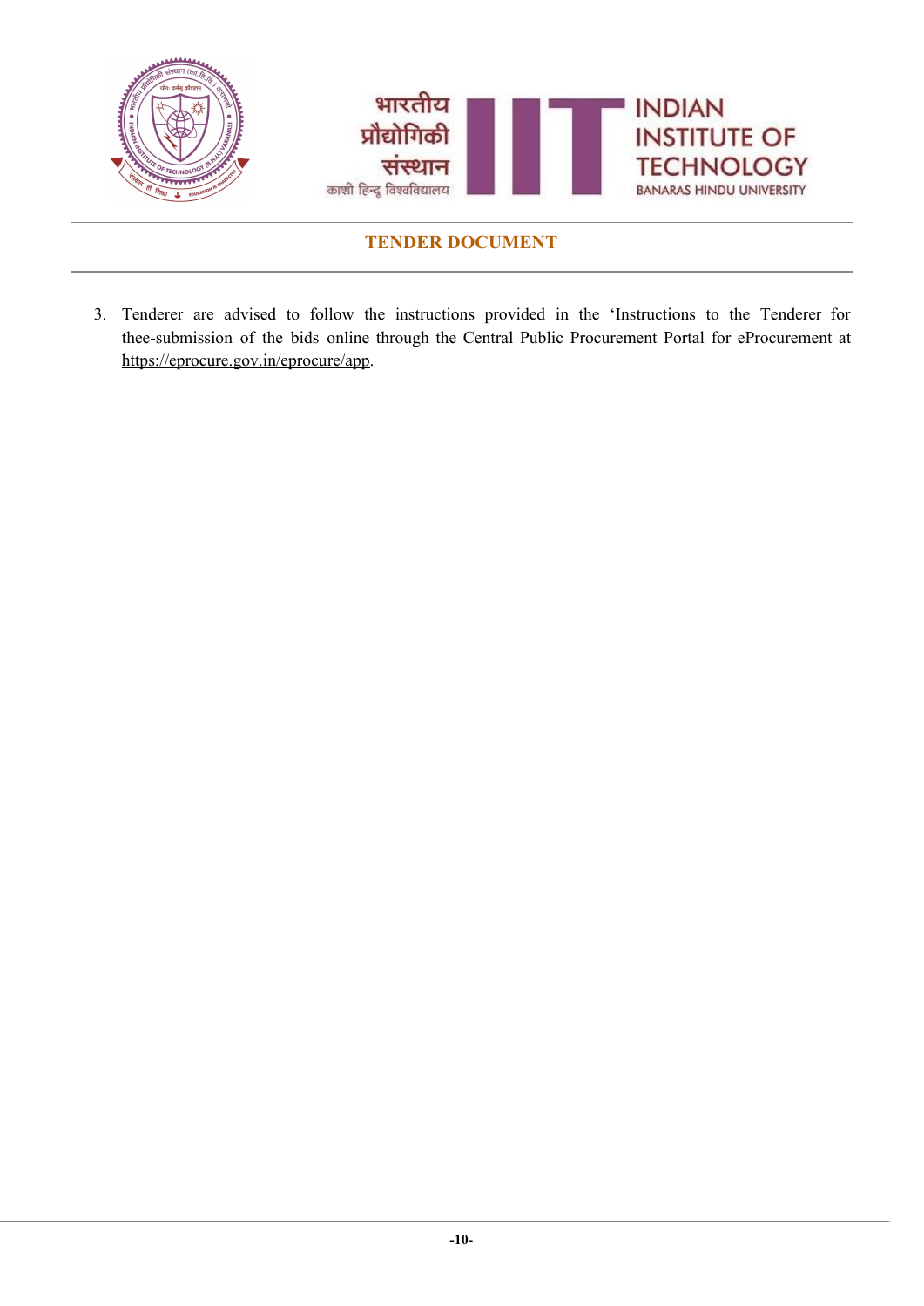3. Tenderer are advised to follow the instructions provided in the 'Instructions to the Tenderer for thee-submission of the bids online through the Central Public Procurement Portal for eProcurement at https://eprocure.gov.in/eprocure/app.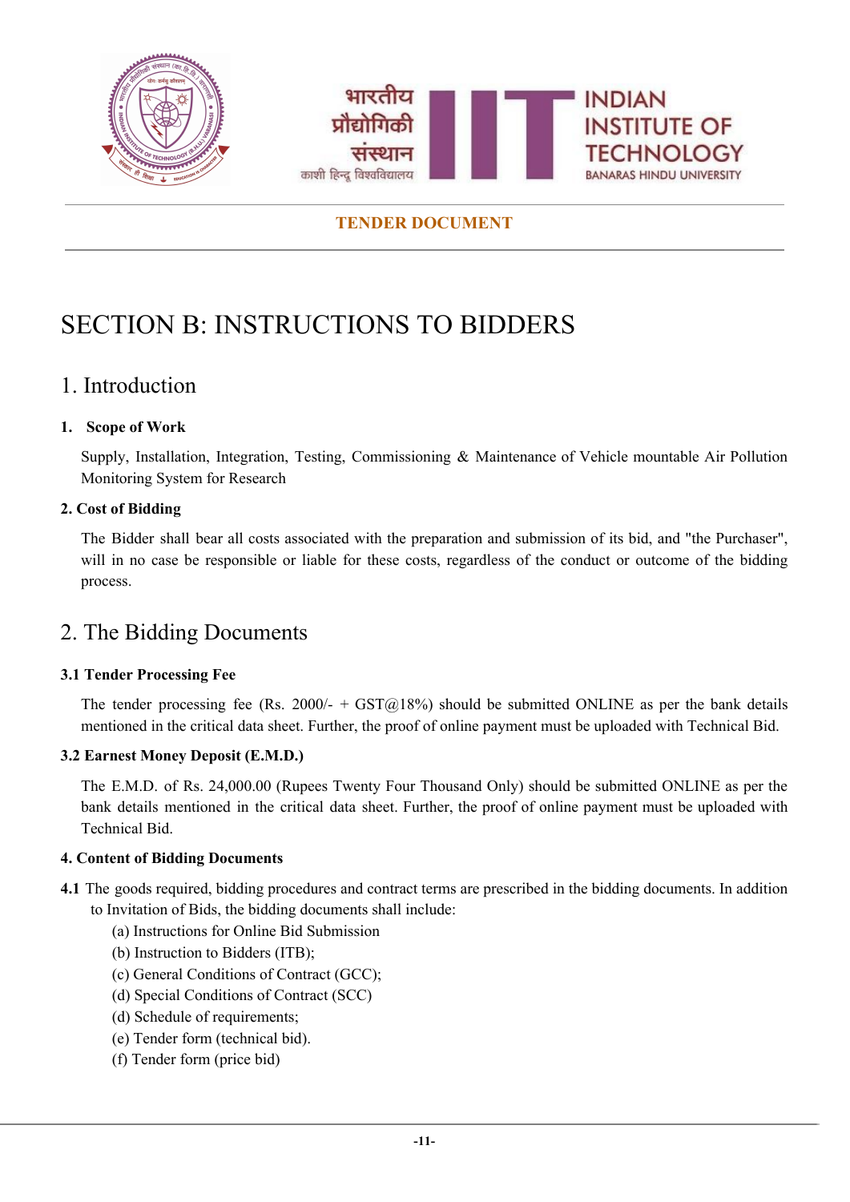# SECTION B: INSTRUCTIONS TO BIDDERS

## 1. Introduction

**1. Scope of Work**

Supply, Installation, Integration, Testing, Commissioning & Maintenance of Vehicle mountable Air Pollution Monitoring System for Research

**2. Cost of Bidding**

The Bidder shall bear all costs associated with the preparation and submission of its bid, and "the Purchaser", will in no case be responsible or liable for these costs, regardless of the conduct or outcome of the bidding process.

## 2. The Bidding Documents

**3.1 Tender Processing Fee**

The tender processing fee (Rs. 2000/- + GST@18%) should be submitted ONLINE as per the bank details mentioned in the critical data sheet. Further, the proof of online payment must be uploaded with Technical Bid.

**3.2 Earnest Money Deposit (E.M.D.)**

The E.M.D. of Rs. 24,000.00 (Rupees Twenty Four Thousand Only) should be submitted ONLINE as per the bank details mentioned in the critical data sheet. Further, the proof of online payment must be uploaded with Technical Bid.

**4. Content of Bidding Documents**

**4.1** The goods required, bidding procedures and contract terms are prescribed in the bidding documents. In addition to Invitation of Bids, the bidding documents shall include:

(a) Instructions for Online Bid Submission
(b) Instruction to Bidders (ITB);
(c) General Conditions of Contract (GCC);
(d) Special Conditions of Contract (SCC)
(d) Schedule of requirements;
(e) Tender form (technical bid).
(f) Tender form (price bid)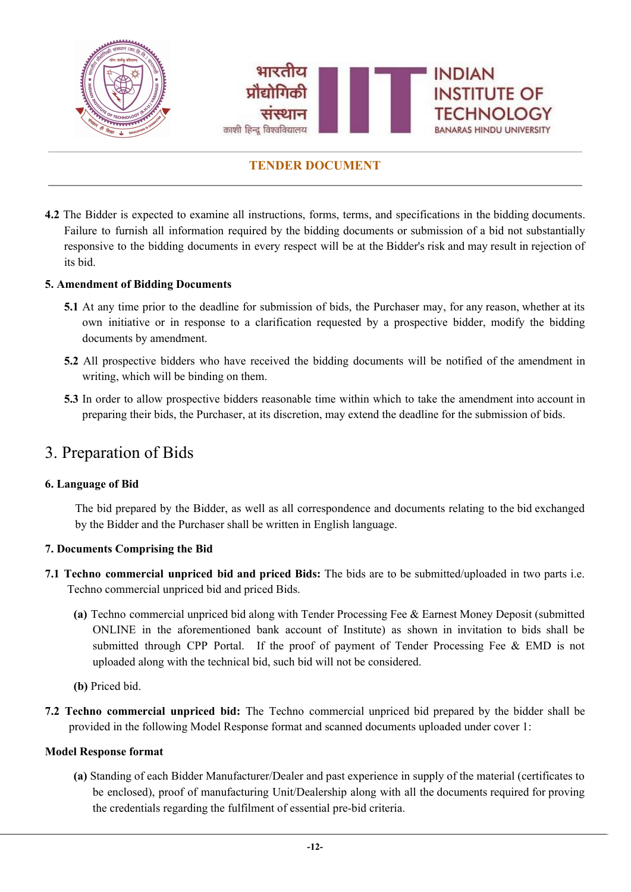**4.2** The Bidder is expected to examine all instructions, forms, terms, and specifications in the bidding documents. Failure to furnish all information required by the bidding documents or submission of a bid not substantially responsive to the bidding documents in every respect will be at the Bidder's risk and may result in rejection of its bid.

**5. Amendment of Bidding Documents**

**5.1** At any time prior to the deadline for submission of bids, the Purchaser may, for any reason, whether at its own initiative or in response to a clarification requested by a prospective bidder, modify the bidding documents by amendment.

**5.2** All prospective bidders who have received the bidding documents will be notified of the amendment in writing, which will be binding on them.

**5.3** In order to allow prospective bidders reasonable time within which to take the amendment into account in preparing their bids, the Purchaser, at its discretion, may extend the deadline for the submission of bids.

# 3. Preparation of Bids

**6. Language of Bid**

The bid prepared by the Bidder, as well as all correspondence and documents relating to the bid exchanged by the Bidder and the Purchaser shall be written in English language.

**7. Documents Comprising the Bid**

**7.1 Techno commercial unpriced bid and priced Bids:** The bids are to be submitted/uploaded in two parts i.e. Techno commercial unpriced bid and priced Bids.

**(a)** Techno commercial unpriced bid along with Tender Processing Fee & Earnest Money Deposit (submitted ONLINE in the aforementioned bank account of Institute) as shown in invitation to bids shall be submitted through CPP Portal. If the proof of payment of Tender Processing Fee & EMD is not uploaded along with the technical bid, such bid will not be considered.

**(b)** Priced bid.

**7.2 Techno commercial unpriced bid:** The Techno commercial unpriced bid prepared by the bidder shall be provided in the following Model Response format and scanned documents uploaded under cover 1:

**Model Response format**

**(a)** Standing of each Bidder Manufacturer/Dealer and past experience in supply of the material (certificates to be enclosed), proof of manufacturing Unit/Dealership along with all the documents required for proving the credentials regarding the fulfilment of essential pre-bid criteria.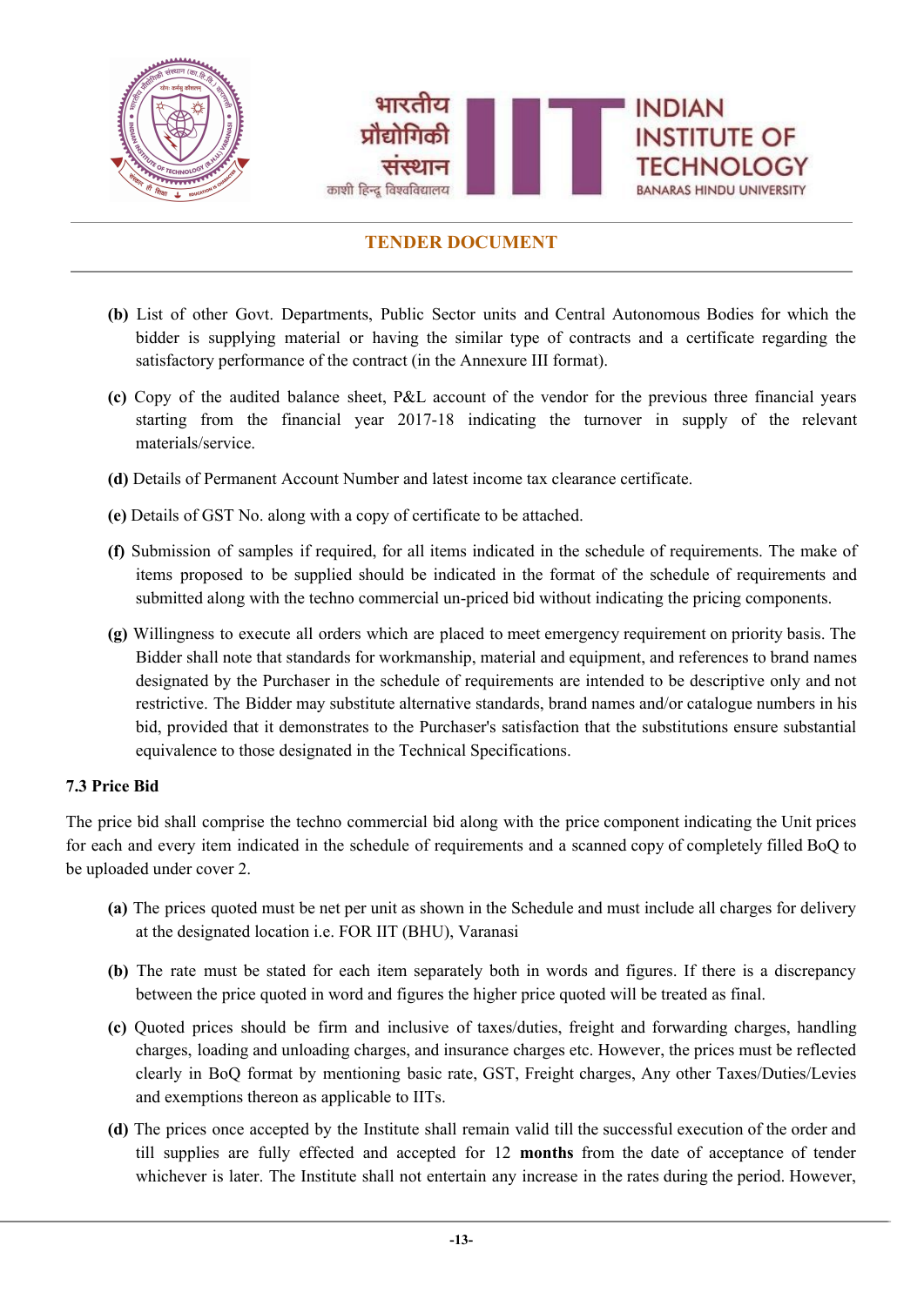(b) List of other Govt. Departments, Public Sector units and Central Autonomous Bodies for which the bidder is supplying material or having the similar type of contracts and a certificate regarding the satisfactory performance of the contract (in the Annexure III format).

(c) Copy of the audited balance sheet, P&L account of the vendor for the previous three financial years starting from the financial year 2017-18 indicating the turnover in supply of the relevant materials/service.

(d) Details of Permanent Account Number and latest income tax clearance certificate.

(e) Details of GST No. along with a copy of certificate to be attached.

(f) Submission of samples if required, for all items indicated in the schedule of requirements. The make of items proposed to be supplied should be indicated in the format of the schedule of requirements and submitted along with the techno commercial un-priced bid without indicating the pricing components.

(g) Willingness to execute all orders which are placed to meet emergency requirement on priority basis. The Bidder shall note that standards for workmanship, material and equipment, and references to brand names designated by the Purchaser in the schedule of requirements are intended to be descriptive only and not restrictive. The Bidder may substitute alternative standards, brand names and/or catalogue numbers in his bid, provided that it demonstrates to the Purchaser's satisfaction that the substitutions ensure substantial equivalence to those designated in the Technical Specifications.

**7.3 Price Bid**

The price bid shall comprise the techno commercial bid along with the price component indicating the Unit prices for each and every item indicated in the schedule of requirements and a scanned copy of completely filled BoQ to be uploaded under cover 2.

(a) The prices quoted must be net per unit as shown in the Schedule and must include all charges for delivery at the designated location i.e. FOR IIT (BHU), Varanasi

(b) The rate must be stated for each item separately both in words and figures. If there is a discrepancy between the price quoted in word and figures the higher price quoted will be treated as final.

(c) Quoted prices should be firm and inclusive of taxes/duties, freight and forwarding charges, handling charges, loading and unloading charges, and insurance charges etc. However, the prices must be reflected clearly in BoQ format by mentioning basic rate, GST, Freight charges, Any other Taxes/Duties/Levies and exemptions thereon as applicable to IITs.

(d) The prices once accepted by the Institute shall remain valid till the successful execution of the order and till supplies are fully effected and accepted for 12 **months** from the date of acceptance of tender whichever is later. The Institute shall not entertain any increase in the rates during the period. However,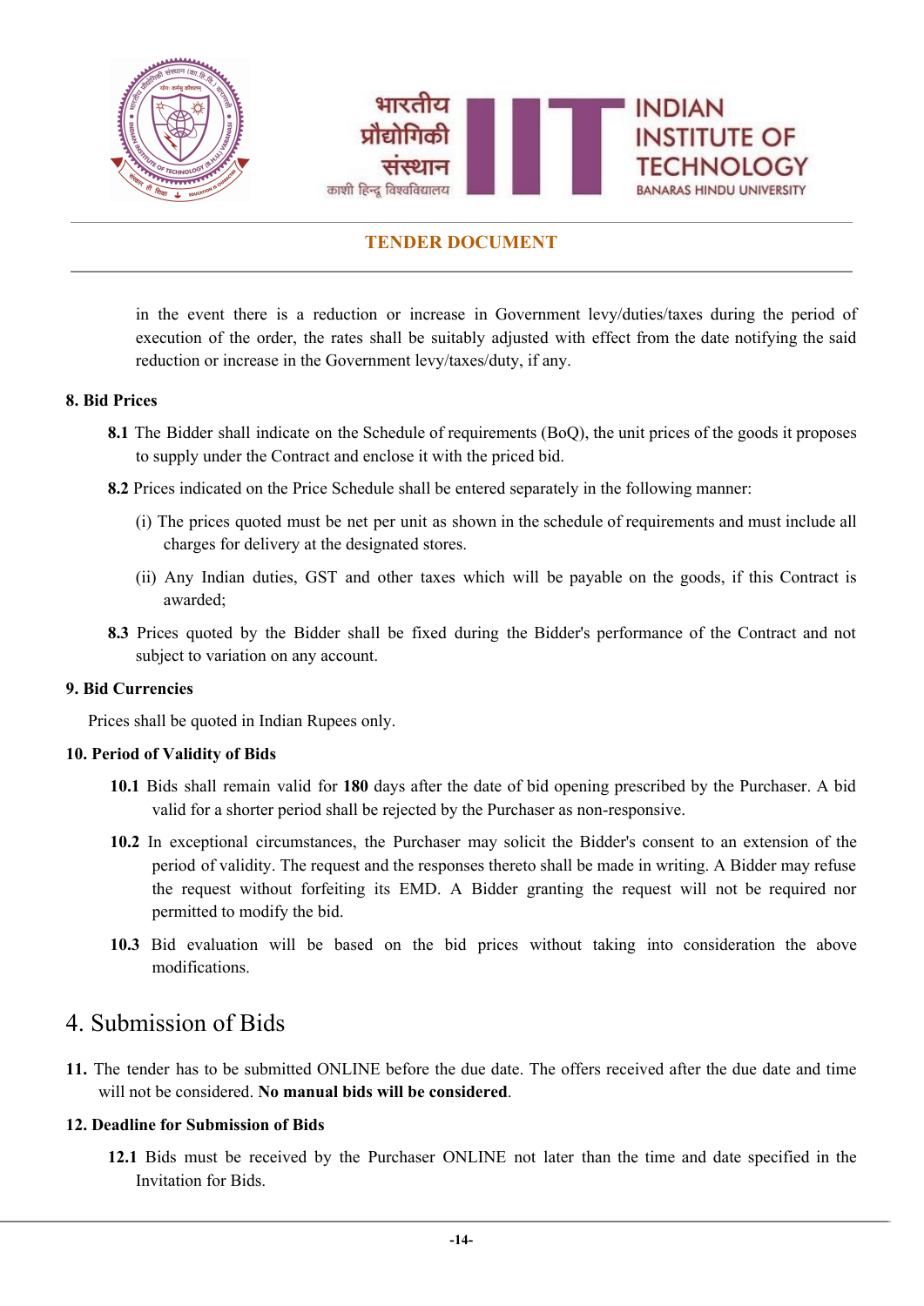in the event there is a reduction or increase in Government levy/duties/taxes during the period of execution of the order, the rates shall be suitably adjusted with effect from the date notifying the said reduction or increase in the Government levy/taxes/duty, if any.

**8. Bid Prices**

**8.1** The Bidder shall indicate on the Schedule of requirements (BoQ), the unit prices of the goods it proposes to supply under the Contract and enclose it with the priced bid.

**8.2** Prices indicated on the Price Schedule shall be entered separately in the following manner:

(i) The prices quoted must be net per unit as shown in the schedule of requirements and must include all charges for delivery at the designated stores.

(ii) Any Indian duties, GST and other taxes which will be payable on the goods, if this Contract is awarded;

**8.3** Prices quoted by the Bidder shall be fixed during the Bidder's performance of the Contract and not subject to variation on any account.

**9. Bid Currencies**

Prices shall be quoted in Indian Rupees only.

**10. Period of Validity of Bids**

**10.1** Bids shall remain valid for **180** days after the date of bid opening prescribed by the Purchaser. A bid valid for a shorter period shall be rejected by the Purchaser as non-responsive.

**10.2** In exceptional circumstances, the Purchaser may solicit the Bidder's consent to an extension of the period of validity. The request and the responses thereto shall be made in writing. A Bidder may refuse the request without forfeiting its EMD. A Bidder granting the request will not be required nor permitted to modify the bid.

**10.3** Bid evaluation will be based on the bid prices without taking into consideration the above modifications.

# 4. Submission of Bids

**11.** The tender has to be submitted ONLINE before the due date. The offers received after the due date and time will not be considered. **No manual bids will be considered**.

**12. Deadline for Submission of Bids**

**12.1** Bids must be received by the Purchaser ONLINE not later than the time and date specified in the Invitation for Bids.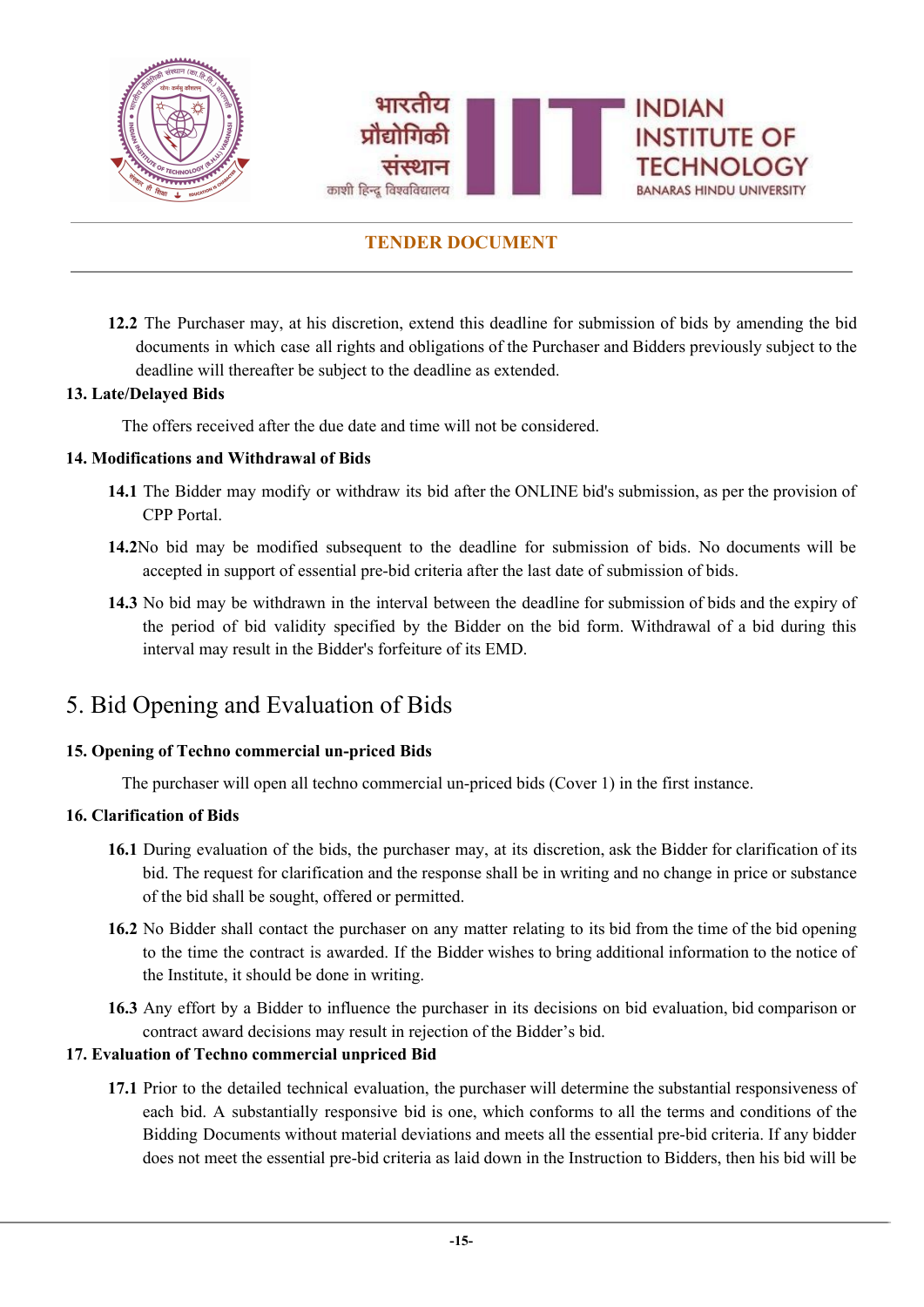**12.2** The Purchaser may, at his discretion, extend this deadline for submission of bids by amending the bid documents in which case all rights and obligations of the Purchaser and Bidders previously subject to the deadline will thereafter be subject to the deadline as extended.

**13. Late/Delayed Bids**

The offers received after the due date and time will not be considered.

**14. Modifications and Withdrawal of Bids**

**14.1** The Bidder may modify or withdraw its bid after the ONLINE bid's submission, as per the provision of CPP Portal.

**14.2** No bid may be modified subsequent to the deadline for submission of bids. No documents will be accepted in support of essential pre-bid criteria after the last date of submission of bids.

**14.3** No bid may be withdrawn in the interval between the deadline for submission of bids and the expiry of the period of bid validity specified by the Bidder on the bid form. Withdrawal of a bid during this interval may result in the Bidder's forfeiture of its EMD.

# 5. Bid Opening and Evaluation of Bids

**15. Opening of Techno commercial un-priced Bids**

The purchaser will open all techno commercial un-priced bids (Cover 1) in the first instance.

**16. Clarification of Bids**

**16.1** During evaluation of the bids, the purchaser may, at its discretion, ask the Bidder for clarification of its bid. The request for clarification and the response shall be in writing and no change in price or substance of the bid shall be sought, offered or permitted.

**16.2** No Bidder shall contact the purchaser on any matter relating to its bid from the time of the bid opening to the time the contract is awarded. If the Bidder wishes to bring additional information to the notice of the Institute, it should be done in writing.

**16.3** Any effort by a Bidder to influence the purchaser in its decisions on bid evaluation, bid comparison or contract award decisions may result in rejection of the Bidder's bid.

**17. Evaluation of Techno commercial unpriced Bid**

**17.1** Prior to the detailed technical evaluation, the purchaser will determine the substantial responsiveness of each bid. A substantially responsive bid is one, which conforms to all the terms and conditions of the Bidding Documents without material deviations and meets all the essential pre-bid criteria. If any bidder does not meet the essential pre-bid criteria as laid down in the Instruction to Bidders, then his bid will be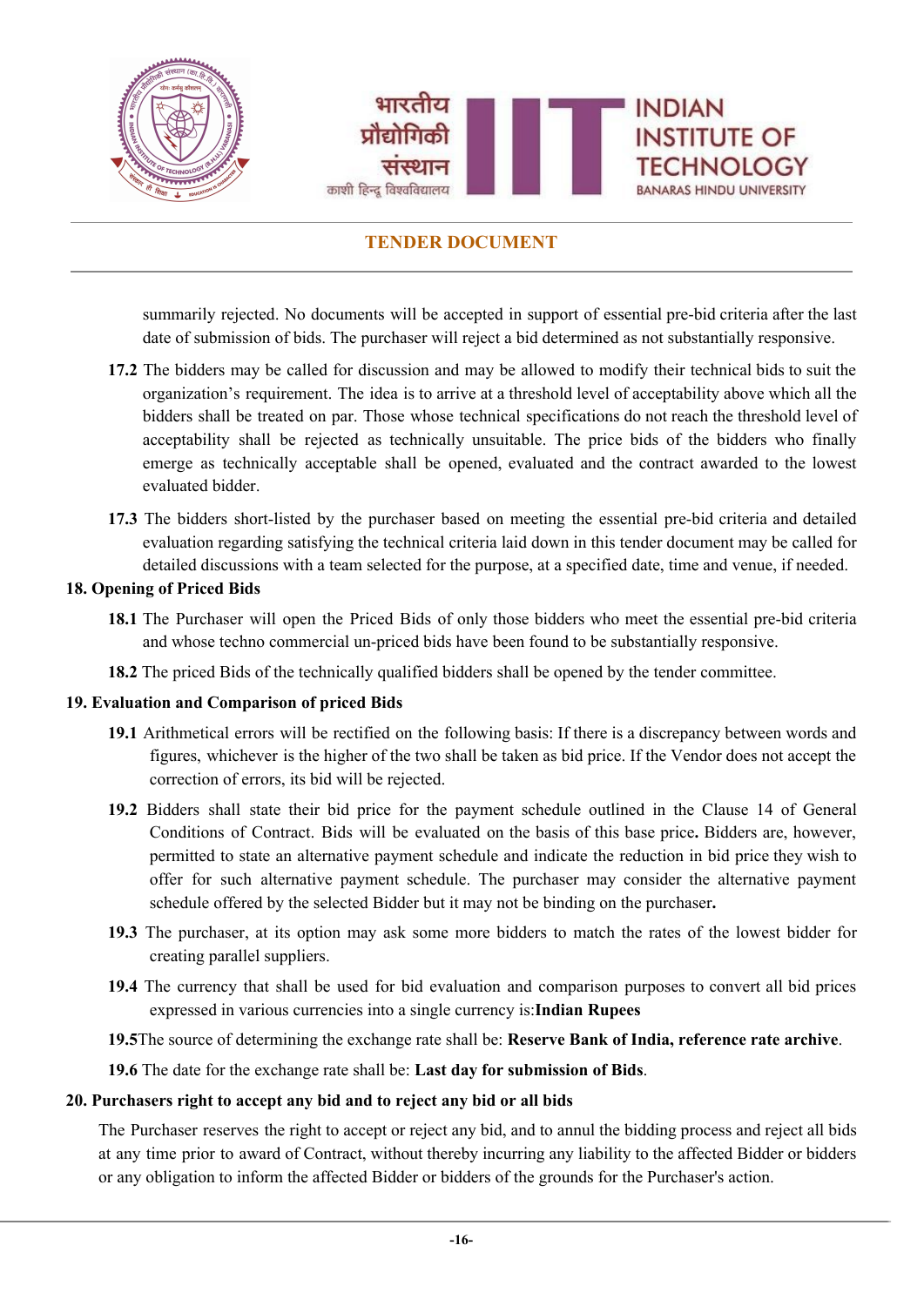summarily rejected. No documents will be accepted in support of essential pre-bid criteria after the last date of submission of bids. The purchaser will reject a bid determined as not substantially responsive.

**17.2** The bidders may be called for discussion and may be allowed to modify their technical bids to suit the organization's requirement. The idea is to arrive at a threshold level of acceptability above which all the bidders shall be treated on par. Those whose technical specifications do not reach the threshold level of acceptability shall be rejected as technically unsuitable. The price bids of the bidders who finally emerge as technically acceptable shall be opened, evaluated and the contract awarded to the lowest evaluated bidder.

**17.3** The bidders short-listed by the purchaser based on meeting the essential pre-bid criteria and detailed evaluation regarding satisfying the technical criteria laid down in this tender document may be called for detailed discussions with a team selected for the purpose, at a specified date, time and venue, if needed.

## 18. Opening of Priced Bids

**18.1** The Purchaser will open the Priced Bids of only those bidders who meet the essential pre-bid criteria and whose techno commercial un-priced bids have been found to be substantially responsive.

**18.2** The priced Bids of the technically qualified bidders shall be opened by the tender committee.

## 19. Evaluation and Comparison of priced Bids

**19.1** Arithmetical errors will be rectified on the following basis: If there is a discrepancy between words and figures, whichever is the higher of the two shall be taken as bid price. If the Vendor does not accept the correction of errors, its bid will be rejected.

**19.2** Bidders shall state their bid price for the payment schedule outlined in the Clause 14 of General Conditions of Contract. Bids will be evaluated on the basis of this base price**.** Bidders are, however, permitted to state an alternative payment schedule and indicate the reduction in bid price they wish to offer for such alternative payment schedule. The purchaser may consider the alternative payment schedule offered by the selected Bidder but it may not be binding on the purchaser**.**

**19.3** The purchaser, at its option may ask some more bidders to match the rates of the lowest bidder for creating parallel suppliers.

**19.4** The currency that shall be used for bid evaluation and comparison purposes to convert all bid prices expressed in various currencies into a single currency is:**Indian Rupees**

**19.5**The source of determining the exchange rate shall be: **Reserve Bank of India, reference rate archive**.

**19.6** The date for the exchange rate shall be: **Last day for submission of Bids**.

## 20. Purchasers right to accept any bid and to reject any bid or all bids

The Purchaser reserves the right to accept or reject any bid, and to annul the bidding process and reject all bids at any time prior to award of Contract, without thereby incurring any liability to the affected Bidder or bidders or any obligation to inform the affected Bidder or bidders of the grounds for the Purchaser's action.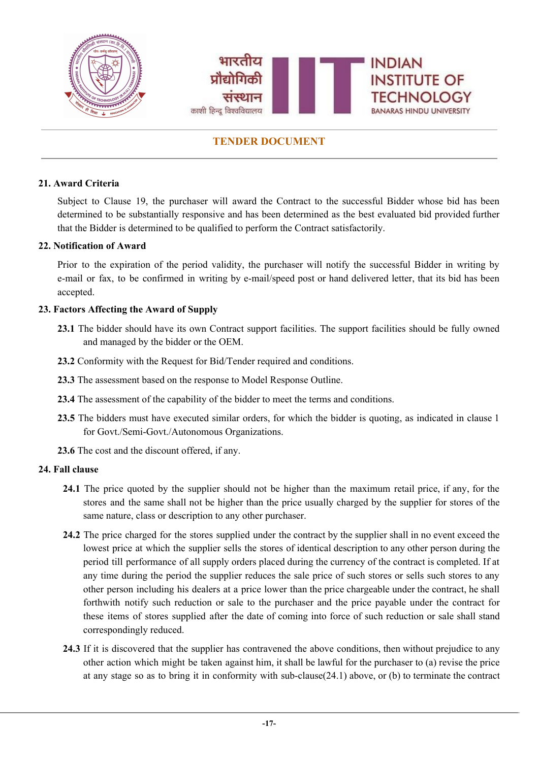### 21. Award Criteria

Subject to Clause 19, the purchaser will award the Contract to the successful Bidder whose bid has been determined to be substantially responsive and has been determined as the best evaluated bid provided further that the Bidder is determined to be qualified to perform the Contract satisfactorily.

### 22. Notification of Award

Prior to the expiration of the period validity, the purchaser will notify the successful Bidder in writing by e-mail or fax, to be confirmed in writing by e-mail/speed post or hand delivered letter, that its bid has been accepted.

### 23. Factors Affecting the Award of Supply

**23.1** The bidder should have its own Contract support facilities. The support facilities should be fully owned and managed by the bidder or the OEM.

**23.2** Conformity with the Request for Bid/Tender required and conditions.

**23.3** The assessment based on the response to Model Response Outline.

**23.4** The assessment of the capability of the bidder to meet the terms and conditions.

**23.5** The bidders must have executed similar orders, for which the bidder is quoting, as indicated in clause 1 for Govt./Semi-Govt./Autonomous Organizations.

**23.6** The cost and the discount offered, if any.

### 24. Fall clause

**24.1** The price quoted by the supplier should not be higher than the maximum retail price, if any, for the stores and the same shall not be higher than the price usually charged by the supplier for stores of the same nature, class or description to any other purchaser.

**24.2** The price charged for the stores supplied under the contract by the supplier shall in no event exceed the lowest price at which the supplier sells the stores of identical description to any other person during the period till performance of all supply orders placed during the currency of the contract is completed. If at any time during the period the supplier reduces the sale price of such stores or sells such stores to any other person including his dealers at a price lower than the price chargeable under the contract, he shall forthwith notify such reduction or sale to the purchaser and the price payable under the contract for these items of stores supplied after the date of coming into force of such reduction or sale shall stand correspondingly reduced.

**24.3** If it is discovered that the supplier has contravened the above conditions, then without prejudice to any other action which might be taken against him, it shall be lawful for the purchaser to (a) revise the price at any stage so as to bring it in conformity with sub-clause(24.1) above, or (b) to terminate the contract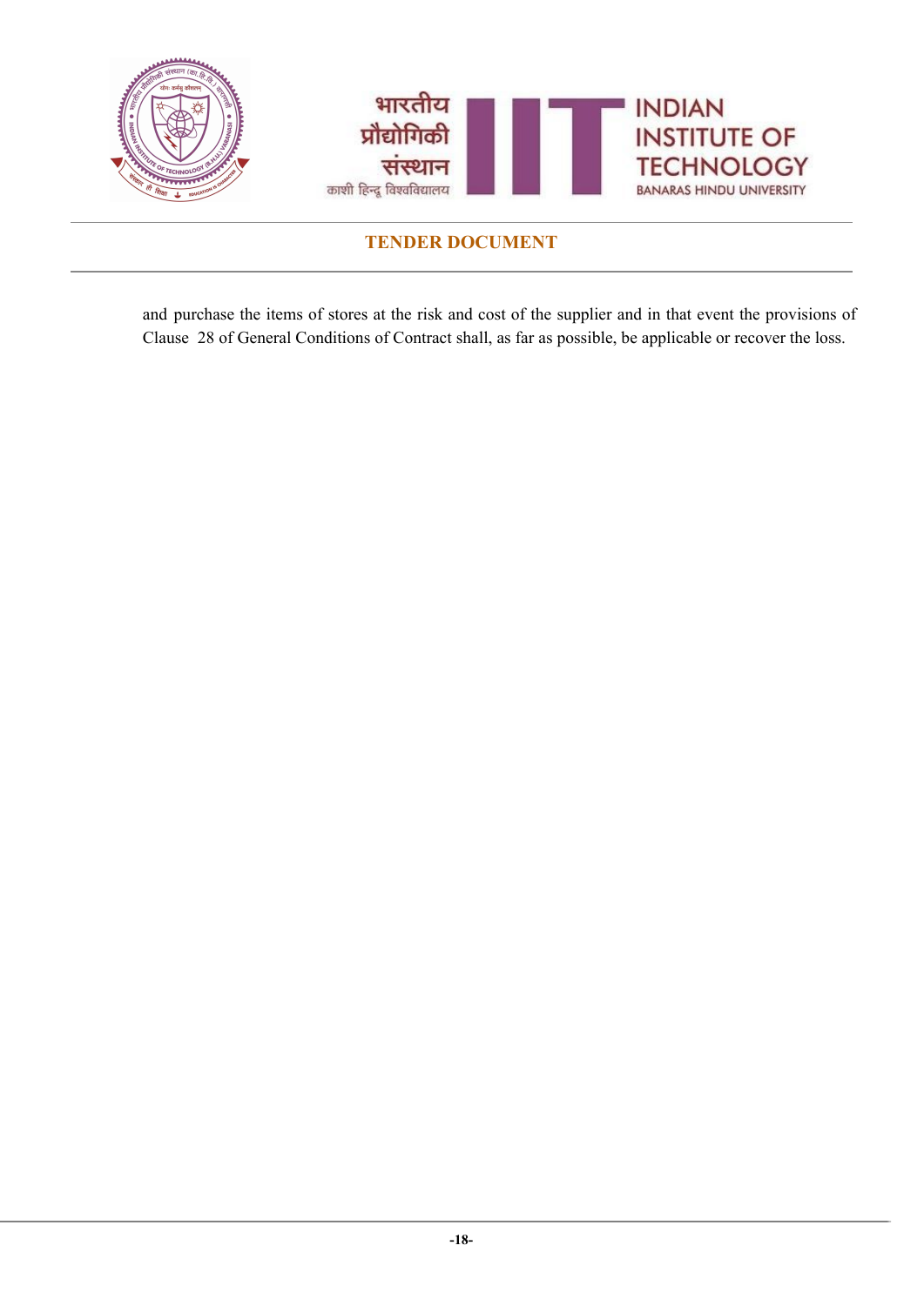and purchase the items of stores at the risk and cost of the supplier and in that event the provisions of Clause 28 of General Conditions of Contract shall, as far as possible, be applicable or recover the loss.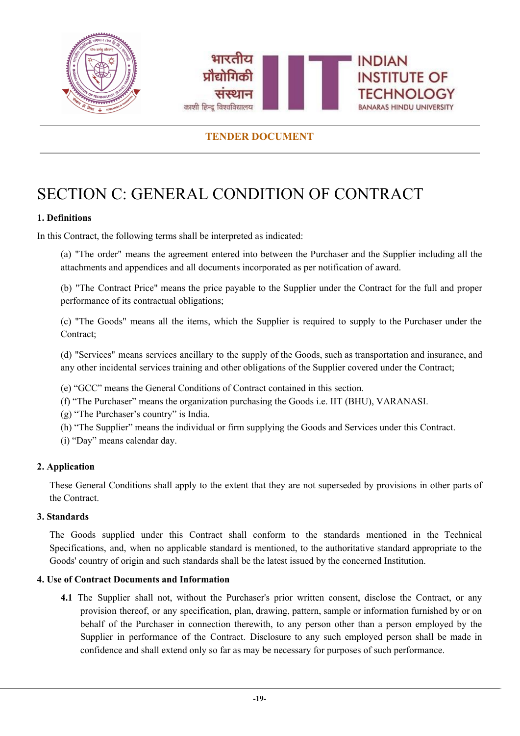# SECTION C: GENERAL CONDITION OF CONTRACT

**1. Definitions**

In this Contract, the following terms shall be interpreted as indicated:

(a) "The order" means the agreement entered into between the Purchaser and the Supplier including all the attachments and appendices and all documents incorporated as per notification of award.

(b) "The Contract Price" means the price payable to the Supplier under the Contract for the full and proper performance of its contractual obligations;

(c) "The Goods" means all the items, which the Supplier is required to supply to the Purchaser under the Contract;

(d) "Services" means services ancillary to the supply of the Goods, such as transportation and insurance, and any other incidental services training and other obligations of the Supplier covered under the Contract;

(e) "GCC" means the General Conditions of Contract contained in this section.
(f) "The Purchaser" means the organization purchasing the Goods i.e. IIT (BHU), VARANASI.
(g) "The Purchaser's country" is India.
(h) "The Supplier" means the individual or firm supplying the Goods and Services under this Contract.
(i) "Day" means calendar day.

**2. Application**

These General Conditions shall apply to the extent that they are not superseded by provisions in other parts of the Contract.

**3. Standards**

The Goods supplied under this Contract shall conform to the standards mentioned in the Technical Specifications, and, when no applicable standard is mentioned, to the authoritative standard appropriate to the Goods' country of origin and such standards shall be the latest issued by the concerned Institution.

**4. Use of Contract Documents and Information**

**4.1** The Supplier shall not, without the Purchaser's prior written consent, disclose the Contract, or any provision thereof, or any specification, plan, drawing, pattern, sample or information furnished by or on behalf of the Purchaser in connection therewith, to any person other than a person employed by the Supplier in performance of the Contract. Disclosure to any such employed person shall be made in confidence and shall extend only so far as may be necessary for purposes of such performance.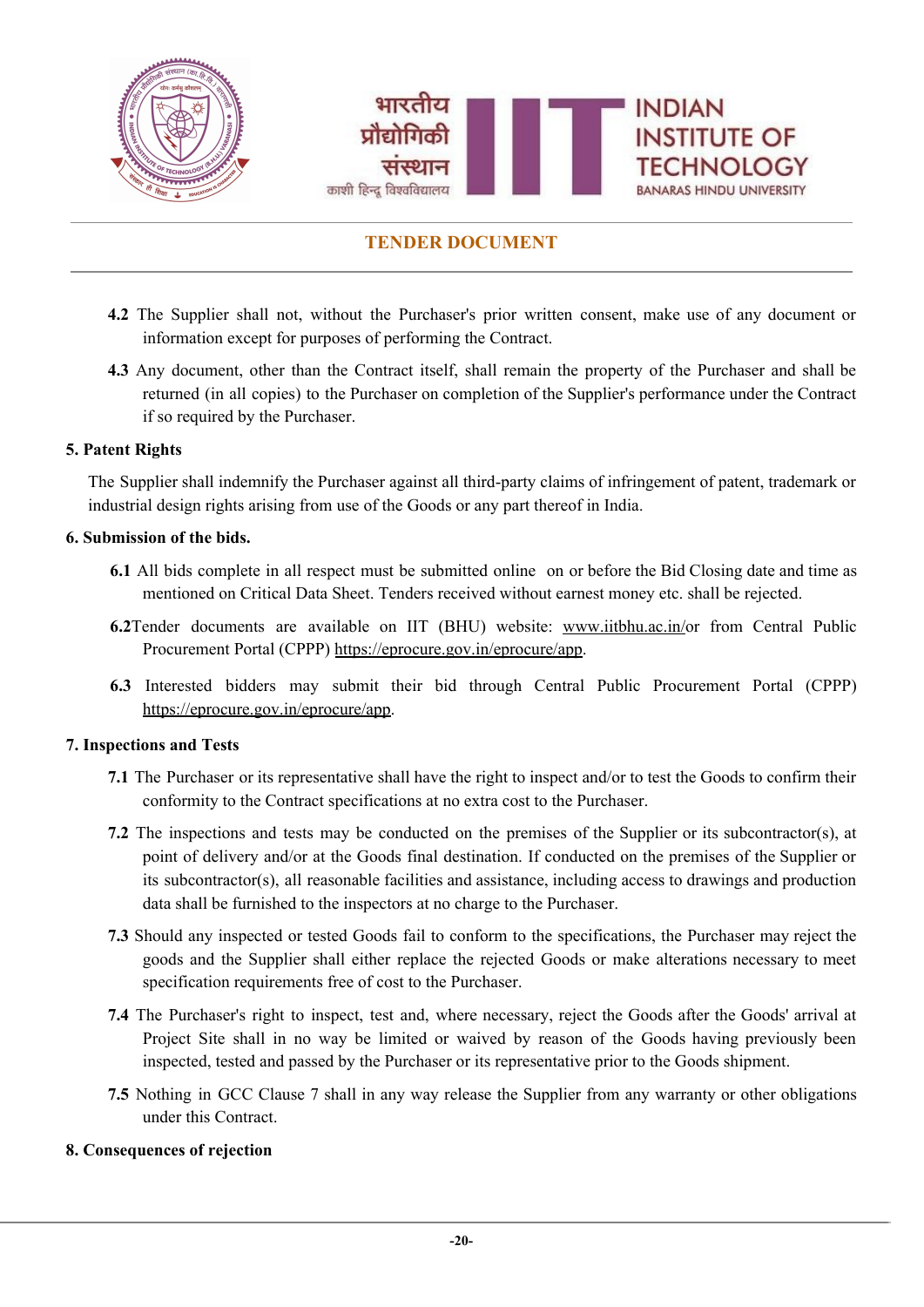**4.2** The Supplier shall not, without the Purchaser's prior written consent, make use of any document or information except for purposes of performing the Contract.

**4.3** Any document, other than the Contract itself, shall remain the property of the Purchaser and shall be returned (in all copies) to the Purchaser on completion of the Supplier's performance under the Contract if so required by the Purchaser.

**5. Patent Rights**

The Supplier shall indemnify the Purchaser against all third-party claims of infringement of patent, trademark or industrial design rights arising from use of the Goods or any part thereof in India.

**6. Submission of the bids.**

**6.1** All bids complete in all respect must be submitted online on or before the Bid Closing date and time as mentioned on Critical Data Sheet. Tenders received without earnest money etc. shall be rejected.

**6.2**Tender documents are available on IIT (BHU) website: www.iitbhu.ac.in/or from Central Public Procurement Portal (CPPP) https://eprocure.gov.in/eprocure/app.

**6.3** Interested bidders may submit their bid through Central Public Procurement Portal (CPPP) https://eprocure.gov.in/eprocure/app.

**7. Inspections and Tests**

**7.1** The Purchaser or its representative shall have the right to inspect and/or to test the Goods to confirm their conformity to the Contract specifications at no extra cost to the Purchaser.

**7.2** The inspections and tests may be conducted on the premises of the Supplier or its subcontractor(s), at point of delivery and/or at the Goods final destination. If conducted on the premises of the Supplier or its subcontractor(s), all reasonable facilities and assistance, including access to drawings and production data shall be furnished to the inspectors at no charge to the Purchaser.

**7.3** Should any inspected or tested Goods fail to conform to the specifications, the Purchaser may reject the goods and the Supplier shall either replace the rejected Goods or make alterations necessary to meet specification requirements free of cost to the Purchaser.

**7.4** The Purchaser's right to inspect, test and, where necessary, reject the Goods after the Goods' arrival at Project Site shall in no way be limited or waived by reason of the Goods having previously been inspected, tested and passed by the Purchaser or its representative prior to the Goods shipment.

**7.5** Nothing in GCC Clause 7 shall in any way release the Supplier from any warranty or other obligations under this Contract.

**8. Consequences of rejection**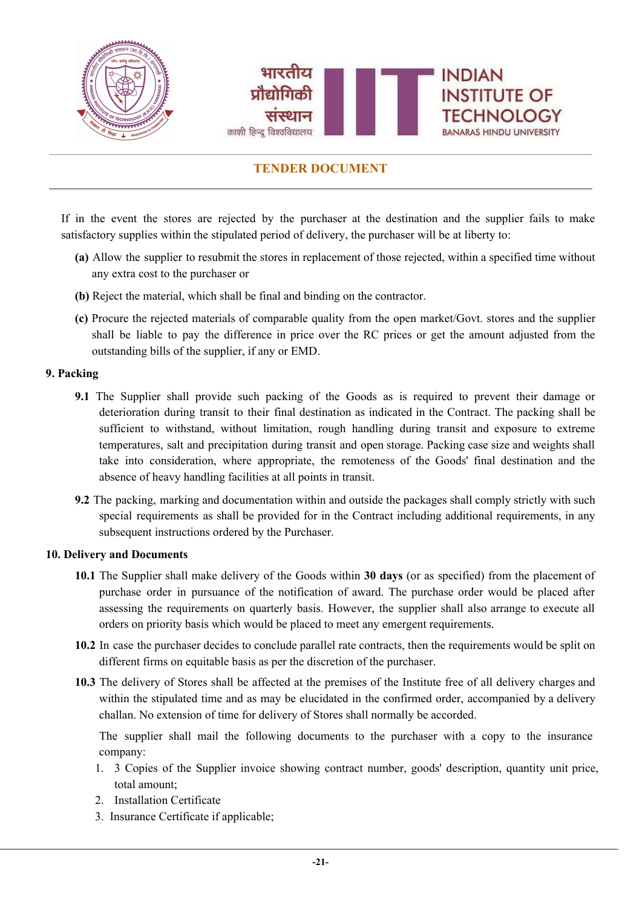If in the event the stores are rejected by the purchaser at the destination and the supplier fails to make satisfactory supplies within the stipulated period of delivery, the purchaser will be at liberty to:

**(a)** Allow the supplier to resubmit the stores in replacement of those rejected, within a specified time without any extra cost to the purchaser or

**(b)** Reject the material, which shall be final and binding on the contractor.

**(c)** Procure the rejected materials of comparable quality from the open market/Govt. stores and the supplier shall be liable to pay the difference in price over the RC prices or get the amount adjusted from the outstanding bills of the supplier, if any or EMD.

**9. Packing**

**9.1** The Supplier shall provide such packing of the Goods as is required to prevent their damage or deterioration during transit to their final destination as indicated in the Contract. The packing shall be sufficient to withstand, without limitation, rough handling during transit and exposure to extreme temperatures, salt and precipitation during transit and open storage. Packing case size and weights shall take into consideration, where appropriate, the remoteness of the Goods' final destination and the absence of heavy handling facilities at all points in transit.

**9.2** The packing, marking and documentation within and outside the packages shall comply strictly with such special requirements as shall be provided for in the Contract including additional requirements, in any subsequent instructions ordered by the Purchaser.

**10. Delivery and Documents**

**10.1** The Supplier shall make delivery of the Goods within **30 days** (or as specified) from the placement of purchase order in pursuance of the notification of award. The purchase order would be placed after assessing the requirements on quarterly basis. However, the supplier shall also arrange to execute all orders on priority basis which would be placed to meet any emergent requirements.

**10.2** In case the purchaser decides to conclude parallel rate contracts, then the requirements would be split on different firms on equitable basis as per the discretion of the purchaser.

**10.3** The delivery of Stores shall be affected at the premises of the Institute free of all delivery charges and within the stipulated time and as may be elucidated in the confirmed order, accompanied by a delivery challan. No extension of time for delivery of Stores shall normally be accorded.

The supplier shall mail the following documents to the purchaser with a copy to the insurance company:

1. 3 Copies of the Supplier invoice showing contract number, goods' description, quantity unit price, total amount;
2. Installation Certificate
3. Insurance Certificate if applicable;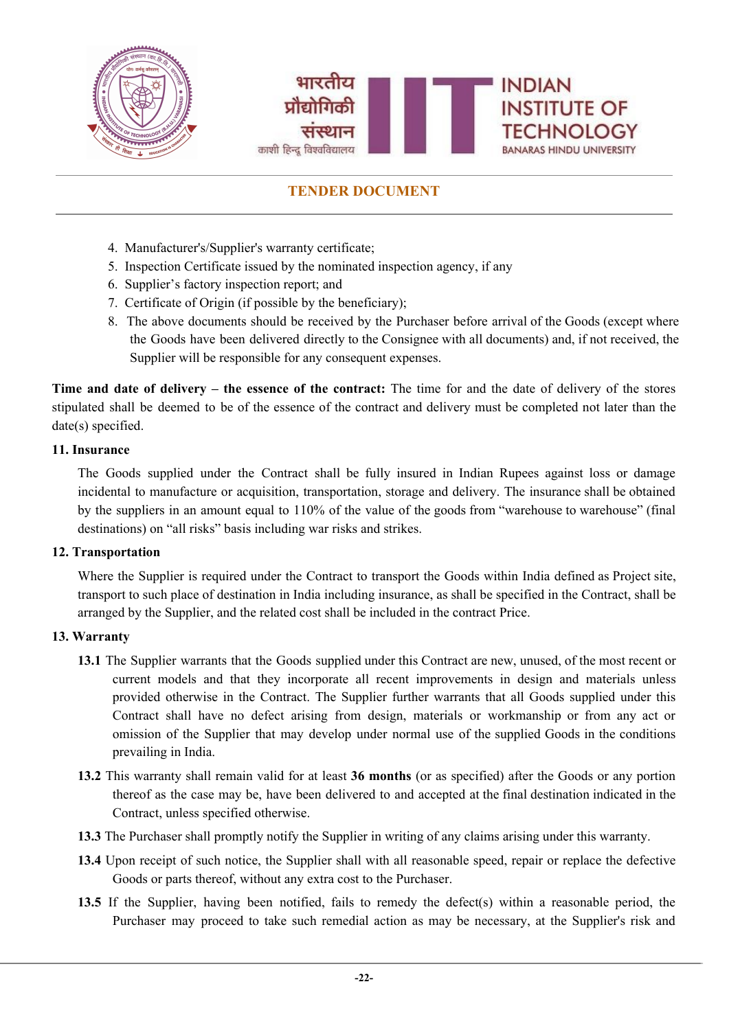4. Manufacturer's/Supplier's warranty certificate;
5. Inspection Certificate issued by the nominated inspection agency, if any
6. Supplier's factory inspection report; and
7. Certificate of Origin (if possible by the beneficiary);
8. The above documents should be received by the Purchaser before arrival of the Goods (except where the Goods have been delivered directly to the Consignee with all documents) and, if not received, the Supplier will be responsible for any consequent expenses.

**Time and date of delivery – the essence of the contract:** The time for and the date of delivery of the stores stipulated shall be deemed to be of the essence of the contract and delivery must be completed not later than the date(s) specified.

**11. Insurance**

The Goods supplied under the Contract shall be fully insured in Indian Rupees against loss or damage incidental to manufacture or acquisition, transportation, storage and delivery. The insurance shall be obtained by the suppliers in an amount equal to 110% of the value of the goods from "warehouse to warehouse" (final destinations) on "all risks" basis including war risks and strikes.

**12. Transportation**

Where the Supplier is required under the Contract to transport the Goods within India defined as Project site, transport to such place of destination in India including insurance, as shall be specified in the Contract, shall be arranged by the Supplier, and the related cost shall be included in the contract Price.

**13. Warranty**

**13.1** The Supplier warrants that the Goods supplied under this Contract are new, unused, of the most recent or current models and that they incorporate all recent improvements in design and materials unless provided otherwise in the Contract. The Supplier further warrants that all Goods supplied under this Contract shall have no defect arising from design, materials or workmanship or from any act or omission of the Supplier that may develop under normal use of the supplied Goods in the conditions prevailing in India.

**13.2** This warranty shall remain valid for at least **36 months** (or as specified) after the Goods or any portion thereof as the case may be, have been delivered to and accepted at the final destination indicated in the Contract, unless specified otherwise.

**13.3** The Purchaser shall promptly notify the Supplier in writing of any claims arising under this warranty.

**13.4** Upon receipt of such notice, the Supplier shall with all reasonable speed, repair or replace the defective Goods or parts thereof, without any extra cost to the Purchaser.

**13.5** If the Supplier, having been notified, fails to remedy the defect(s) within a reasonable period, the Purchaser may proceed to take such remedial action as may be necessary, at the Supplier's risk and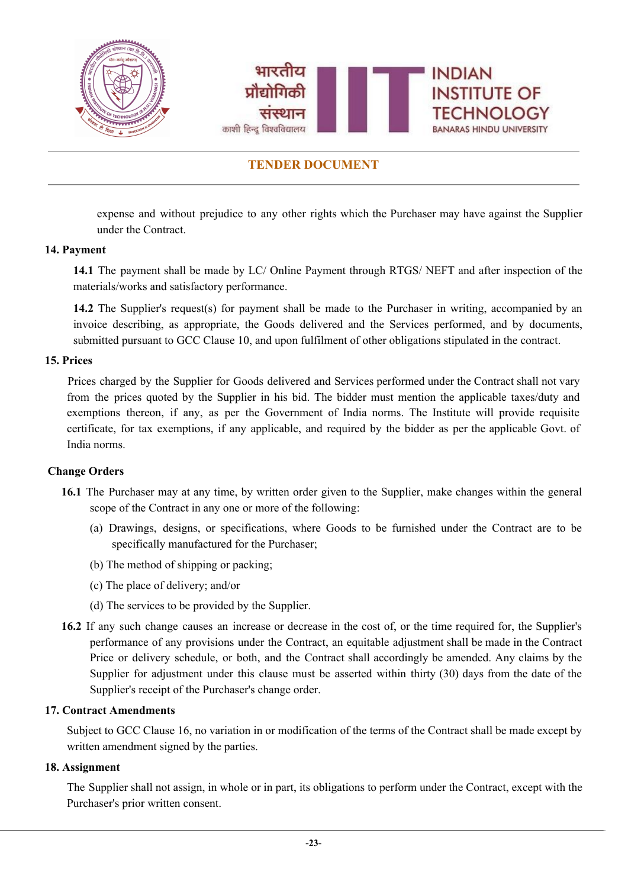expense and without prejudice to any other rights which the Purchaser may have against the Supplier under the Contract.

**14. Payment**

**14.1** The payment shall be made by LC/ Online Payment through RTGS/ NEFT and after inspection of the materials/works and satisfactory performance.

**14.2** The Supplier's request(s) for payment shall be made to the Purchaser in writing, accompanied by an invoice describing, as appropriate, the Goods delivered and the Services performed, and by documents, submitted pursuant to GCC Clause 10, and upon fulfilment of other obligations stipulated in the contract.

**15. Prices**

Prices charged by the Supplier for Goods delivered and Services performed under the Contract shall not vary from the prices quoted by the Supplier in his bid. The bidder must mention the applicable taxes/duty and exemptions thereon, if any, as per the Government of India norms. The Institute will provide requisite certificate, for tax exemptions, if any applicable, and required by the bidder as per the applicable Govt. of India norms.

**Change Orders**

**16.1** The Purchaser may at any time, by written order given to the Supplier, make changes within the general scope of the Contract in any one or more of the following:

(a) Drawings, designs, or specifications, where Goods to be furnished under the Contract are to be specifically manufactured for the Purchaser;

(b) The method of shipping or packing;

(c) The place of delivery; and/or

(d) The services to be provided by the Supplier.

**16.2** If any such change causes an increase or decrease in the cost of, or the time required for, the Supplier's performance of any provisions under the Contract, an equitable adjustment shall be made in the Contract Price or delivery schedule, or both, and the Contract shall accordingly be amended. Any claims by the Supplier for adjustment under this clause must be asserted within thirty (30) days from the date of the Supplier's receipt of the Purchaser's change order.

**17. Contract Amendments**

Subject to GCC Clause 16, no variation in or modification of the terms of the Contract shall be made except by written amendment signed by the parties.

**18. Assignment**

The Supplier shall not assign, in whole or in part, its obligations to perform under the Contract, except with the Purchaser's prior written consent.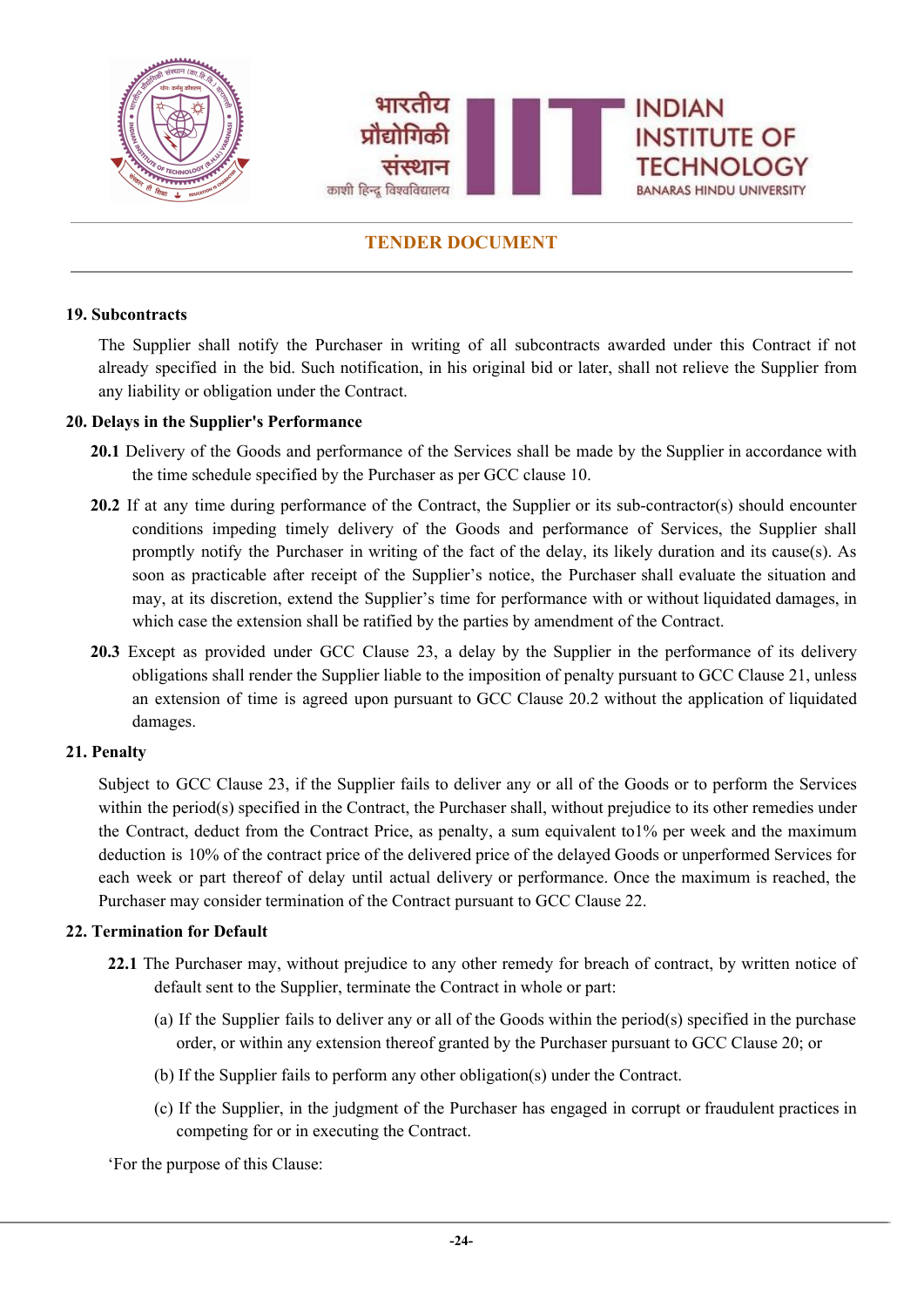**19. Subcontracts**

The Supplier shall notify the Purchaser in writing of all subcontracts awarded under this Contract if not already specified in the bid. Such notification, in his original bid or later, shall not relieve the Supplier from any liability or obligation under the Contract.

**20. Delays in the Supplier's Performance**

**20.1** Delivery of the Goods and performance of the Services shall be made by the Supplier in accordance with the time schedule specified by the Purchaser as per GCC clause 10.

**20.2** If at any time during performance of the Contract, the Supplier or its sub-contractor(s) should encounter conditions impeding timely delivery of the Goods and performance of Services, the Supplier shall promptly notify the Purchaser in writing of the fact of the delay, its likely duration and its cause(s). As soon as practicable after receipt of the Supplier's notice, the Purchaser shall evaluate the situation and may, at its discretion, extend the Supplier's time for performance with or without liquidated damages, in which case the extension shall be ratified by the parties by amendment of the Contract.

**20.3** Except as provided under GCC Clause 23, a delay by the Supplier in the performance of its delivery obligations shall render the Supplier liable to the imposition of penalty pursuant to GCC Clause 21, unless an extension of time is agreed upon pursuant to GCC Clause 20.2 without the application of liquidated damages.

**21. Penalty**

Subject to GCC Clause 23, if the Supplier fails to deliver any or all of the Goods or to perform the Services within the period(s) specified in the Contract, the Purchaser shall, without prejudice to its other remedies under the Contract, deduct from the Contract Price, as penalty, a sum equivalent to1% per week and the maximum deduction is 10% of the contract price of the delivered price of the delayed Goods or unperformed Services for each week or part thereof of delay until actual delivery or performance. Once the maximum is reached, the Purchaser may consider termination of the Contract pursuant to GCC Clause 22.

**22. Termination for Default**

**22.1** The Purchaser may, without prejudice to any other remedy for breach of contract, by written notice of default sent to the Supplier, terminate the Contract in whole or part:

(a) If the Supplier fails to deliver any or all of the Goods within the period(s) specified in the purchase order, or within any extension thereof granted by the Purchaser pursuant to GCC Clause 20; or

(b) If the Supplier fails to perform any other obligation(s) under the Contract.

(c) If the Supplier, in the judgment of the Purchaser has engaged in corrupt or fraudulent practices in competing for or in executing the Contract.

'For the purpose of this Clause: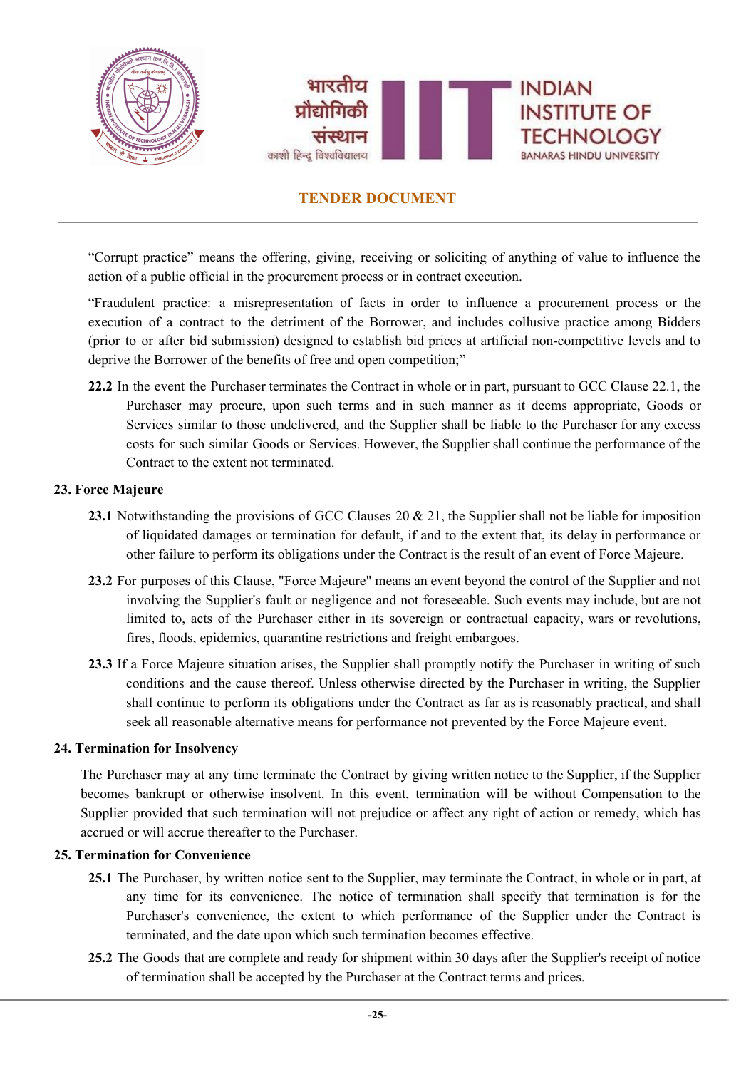"Corrupt practice" means the offering, giving, receiving or soliciting of anything of value to influence the action of a public official in the procurement process or in contract execution.

"Fraudulent practice: a misrepresentation of facts in order to influence a procurement process or the execution of a contract to the detriment of the Borrower, and includes collusive practice among Bidders (prior to or after bid submission) designed to establish bid prices at artificial non-competitive levels and to deprive the Borrower of the benefits of free and open competition;"

**22.2** In the event the Purchaser terminates the Contract in whole or in part, pursuant to GCC Clause 22.1, the Purchaser may procure, upon such terms and in such manner as it deems appropriate, Goods or Services similar to those undelivered, and the Supplier shall be liable to the Purchaser for any excess costs for such similar Goods or Services. However, the Supplier shall continue the performance of the Contract to the extent not terminated.

**23. Force Majeure**

**23.1** Notwithstanding the provisions of GCC Clauses 20 & 21, the Supplier shall not be liable for imposition of liquidated damages or termination for default, if and to the extent that, its delay in performance or other failure to perform its obligations under the Contract is the result of an event of Force Majeure.

**23.2** For purposes of this Clause, "Force Majeure" means an event beyond the control of the Supplier and not involving the Supplier's fault or negligence and not foreseeable. Such events may include, but are not limited to, acts of the Purchaser either in its sovereign or contractual capacity, wars or revolutions, fires, floods, epidemics, quarantine restrictions and freight embargoes.

**23.3** If a Force Majeure situation arises, the Supplier shall promptly notify the Purchaser in writing of such conditions and the cause thereof. Unless otherwise directed by the Purchaser in writing, the Supplier shall continue to perform its obligations under the Contract as far as is reasonably practical, and shall seek all reasonable alternative means for performance not prevented by the Force Majeure event.

**24. Termination for Insolvency**

The Purchaser may at any time terminate the Contract by giving written notice to the Supplier, if the Supplier becomes bankrupt or otherwise insolvent. In this event, termination will be without Compensation to the Supplier provided that such termination will not prejudice or affect any right of action or remedy, which has accrued or will accrue thereafter to the Purchaser.

**25. Termination for Convenience**

**25.1** The Purchaser, by written notice sent to the Supplier, may terminate the Contract, in whole or in part, at any time for its convenience. The notice of termination shall specify that termination is for the Purchaser's convenience, the extent to which performance of the Supplier under the Contract is terminated, and the date upon which such termination becomes effective.

**25.2** The Goods that are complete and ready for shipment within 30 days after the Supplier's receipt of notice of termination shall be accepted by the Purchaser at the Contract terms and prices.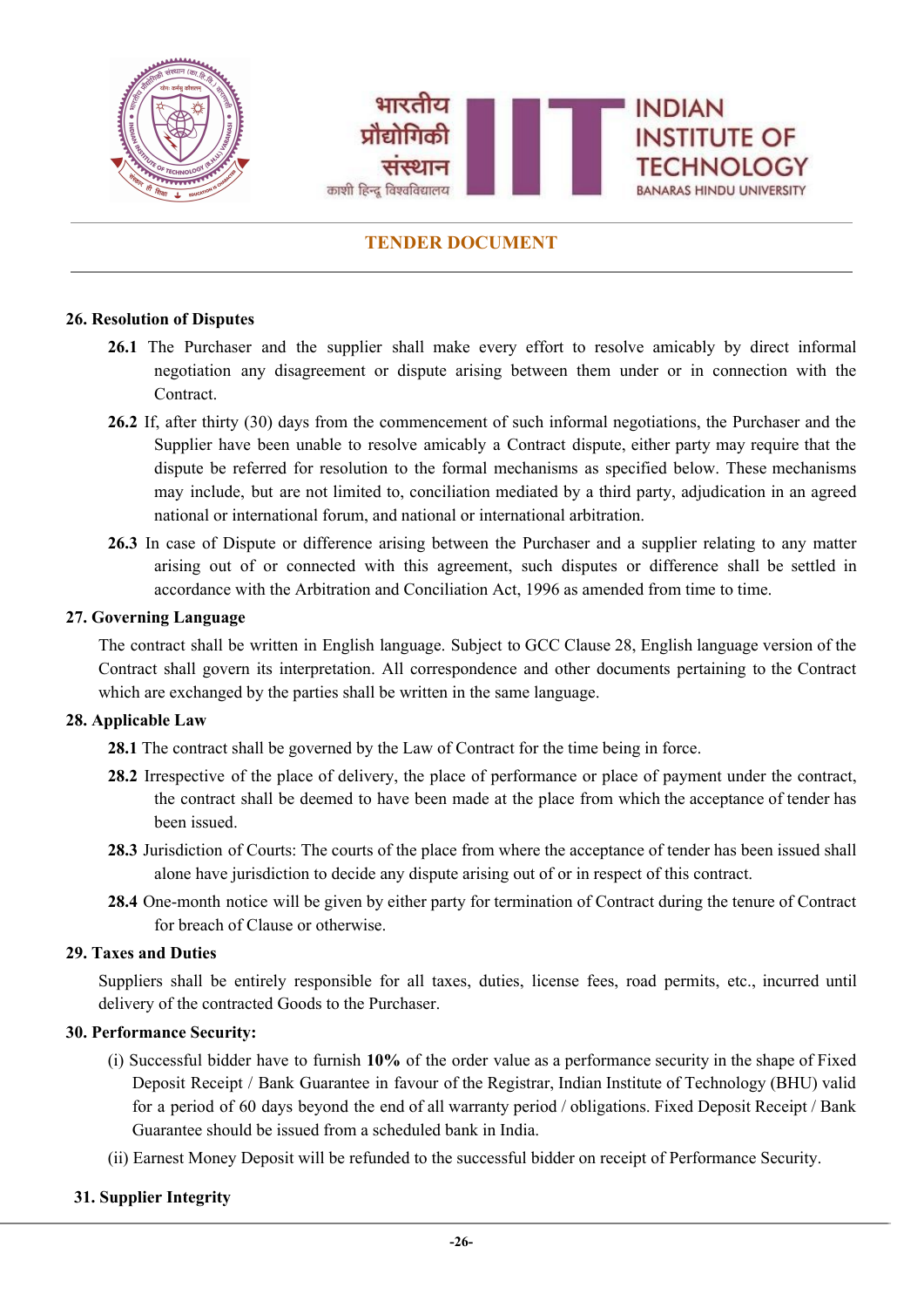## 26. Resolution of Disputes

**26.1** The Purchaser and the supplier shall make every effort to resolve amicably by direct informal negotiation any disagreement or dispute arising between them under or in connection with the Contract.

**26.2** If, after thirty (30) days from the commencement of such informal negotiations, the Purchaser and the Supplier have been unable to resolve amicably a Contract dispute, either party may require that the dispute be referred for resolution to the formal mechanisms as specified below. These mechanisms may include, but are not limited to, conciliation mediated by a third party, adjudication in an agreed national or international forum, and national or international arbitration.

**26.3** In case of Dispute or difference arising between the Purchaser and a supplier relating to any matter arising out of or connected with this agreement, such disputes or difference shall be settled in accordance with the Arbitration and Conciliation Act, 1996 as amended from time to time.

## 27. Governing Language

The contract shall be written in English language. Subject to GCC Clause 28, English language version of the Contract shall govern its interpretation. All correspondence and other documents pertaining to the Contract which are exchanged by the parties shall be written in the same language.

## 28. Applicable Law

**28.1** The contract shall be governed by the Law of Contract for the time being in force.

**28.2** Irrespective of the place of delivery, the place of performance or place of payment under the contract, the contract shall be deemed to have been made at the place from which the acceptance of tender has been issued.

**28.3** Jurisdiction of Courts: The courts of the place from where the acceptance of tender has been issued shall alone have jurisdiction to decide any dispute arising out of or in respect of this contract.

**28.4** One-month notice will be given by either party for termination of Contract during the tenure of Contract for breach of Clause or otherwise.

## 29. Taxes and Duties

Suppliers shall be entirely responsible for all taxes, duties, license fees, road permits, etc., incurred until delivery of the contracted Goods to the Purchaser.

## 30. Performance Security:

(i) Successful bidder have to furnish **10%** of the order value as a performance security in the shape of Fixed Deposit Receipt / Bank Guarantee in favour of the Registrar, Indian Institute of Technology (BHU) valid for a period of 60 days beyond the end of all warranty period / obligations. Fixed Deposit Receipt / Bank Guarantee should be issued from a scheduled bank in India.

(ii) Earnest Money Deposit will be refunded to the successful bidder on receipt of Performance Security.

## 31. Supplier Integrity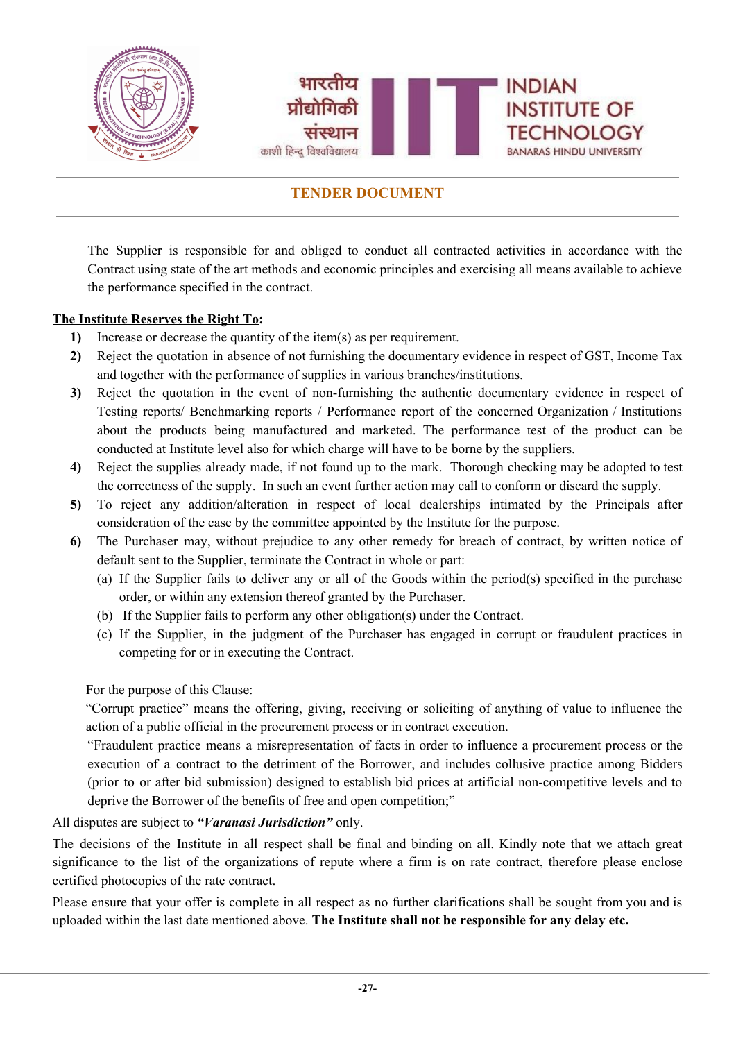The Supplier is responsible for and obliged to conduct all contracted activities in accordance with the Contract using state of the art methods and economic principles and exercising all means available to achieve the performance specified in the contract.

**The Institute Reserves the Right To:**

1) Increase or decrease the quantity of the item(s) as per requirement.
2) Reject the quotation in absence of not furnishing the documentary evidence in respect of GST, Income Tax and together with the performance of supplies in various branches/institutions.
3) Reject the quotation in the event of non-furnishing the authentic documentary evidence in respect of Testing reports/ Benchmarking reports / Performance report of the concerned Organization / Institutions about the products being manufactured and marketed. The performance test of the product can be conducted at Institute level also for which charge will have to be borne by the suppliers.
4) Reject the supplies already made, if not found up to the mark. Thorough checking may be adopted to test the correctness of the supply. In such an event further action may call to conform or discard the supply.
5) To reject any addition/alteration in respect of local dealerships intimated by the Principals after consideration of the case by the committee appointed by the Institute for the purpose.
6) The Purchaser may, without prejudice to any other remedy for breach of contract, by written notice of default sent to the Supplier, terminate the Contract in whole or part:
   (a) If the Supplier fails to deliver any or all of the Goods within the period(s) specified in the purchase order, or within any extension thereof granted by the Purchaser.
   (b) If the Supplier fails to perform any other obligation(s) under the Contract.
   (c) If the Supplier, in the judgment of the Purchaser has engaged in corrupt or fraudulent practices in competing for or in executing the Contract.

For the purpose of this Clause:

"Corrupt practice" means the offering, giving, receiving or soliciting of anything of value to influence the action of a public official in the procurement process or in contract execution.

"Fraudulent practice means a misrepresentation of facts in order to influence a procurement process or the execution of a contract to the detriment of the Borrower, and includes collusive practice among Bidders (prior to or after bid submission) designed to establish bid prices at artificial non-competitive levels and to deprive the Borrower of the benefits of free and open competition;"

All disputes are subject to ***"Varanasi Jurisdiction"*** only.

The decisions of the Institute in all respect shall be final and binding on all. Kindly note that we attach great significance to the list of the organizations of repute where a firm is on rate contract, therefore please enclose certified photocopies of the rate contract.

Please ensure that your offer is complete in all respect as no further clarifications shall be sought from you and is uploaded within the last date mentioned above. **The Institute shall not be responsible for any delay etc.**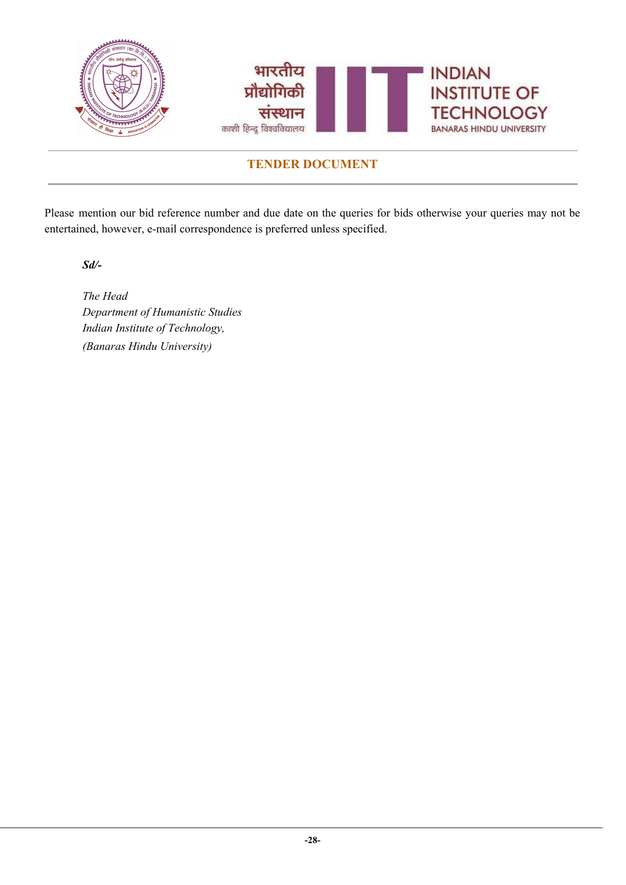Please mention our bid reference number and due date on the queries for bids otherwise your queries may not be entertained, however, e-mail correspondence is preferred unless specified.

***Sd/-***

*The Head*
*Department of Humanistic Studies*
*Indian Institute of Technology,*
*(Banaras Hindu University)*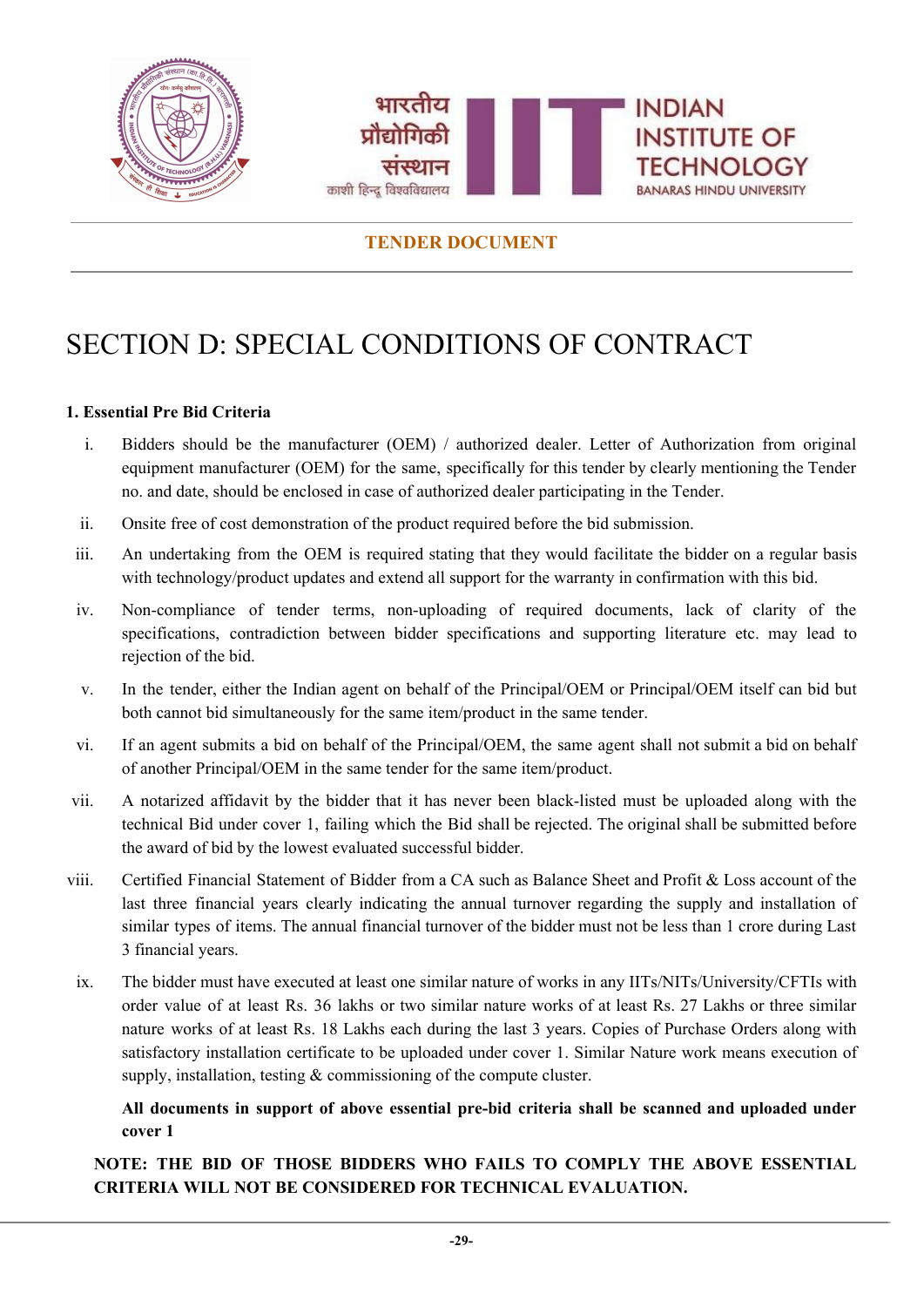**TENDER DOCUMENT**

# SECTION D: SPECIAL CONDITIONS OF CONTRACT

**1. Essential Pre Bid Criteria**

i. Bidders should be the manufacturer (OEM) / authorized dealer. Letter of Authorization from original equipment manufacturer (OEM) for the same, specifically for this tender by clearly mentioning the Tender no. and date, should be enclosed in case of authorized dealer participating in the Tender.

ii. Onsite free of cost demonstration of the product required before the bid submission.

iii. An undertaking from the OEM is required stating that they would facilitate the bidder on a regular basis with technology/product updates and extend all support for the warranty in confirmation with this bid.

iv. Non-compliance of tender terms, non-uploading of required documents, lack of clarity of the specifications, contradiction between bidder specifications and supporting literature etc. may lead to rejection of the bid.

v. In the tender, either the Indian agent on behalf of the Principal/OEM or Principal/OEM itself can bid but both cannot bid simultaneously for the same item/product in the same tender.

vi. If an agent submits a bid on behalf of the Principal/OEM, the same agent shall not submit a bid on behalf of another Principal/OEM in the same tender for the same item/product.

vii. A notarized affidavit by the bidder that it has never been black-listed must be uploaded along with the technical Bid under cover 1, failing which the Bid shall be rejected. The original shall be submitted before the award of bid by the lowest evaluated successful bidder.

viii. Certified Financial Statement of Bidder from a CA such as Balance Sheet and Profit & Loss account of the last three financial years clearly indicating the annual turnover regarding the supply and installation of similar types of items. The annual financial turnover of the bidder must not be less than 1 crore during Last 3 financial years.

ix. The bidder must have executed at least one similar nature of works in any IITs/NITs/University/CFTIs with order value of at least Rs. 36 lakhs or two similar nature works of at least Rs. 27 Lakhs or three similar nature works of at least Rs. 18 Lakhs each during the last 3 years. Copies of Purchase Orders along with satisfactory installation certificate to be uploaded under cover 1. Similar Nature work means execution of supply, installation, testing & commissioning of the compute cluster.

**All documents in support of above essential pre-bid criteria shall be scanned and uploaded under cover 1**

**NOTE: THE BID OF THOSE BIDDERS WHO FAILS TO COMPLY THE ABOVE ESSENTIAL CRITERIA WILL NOT BE CONSIDERED FOR TECHNICAL EVALUATION.**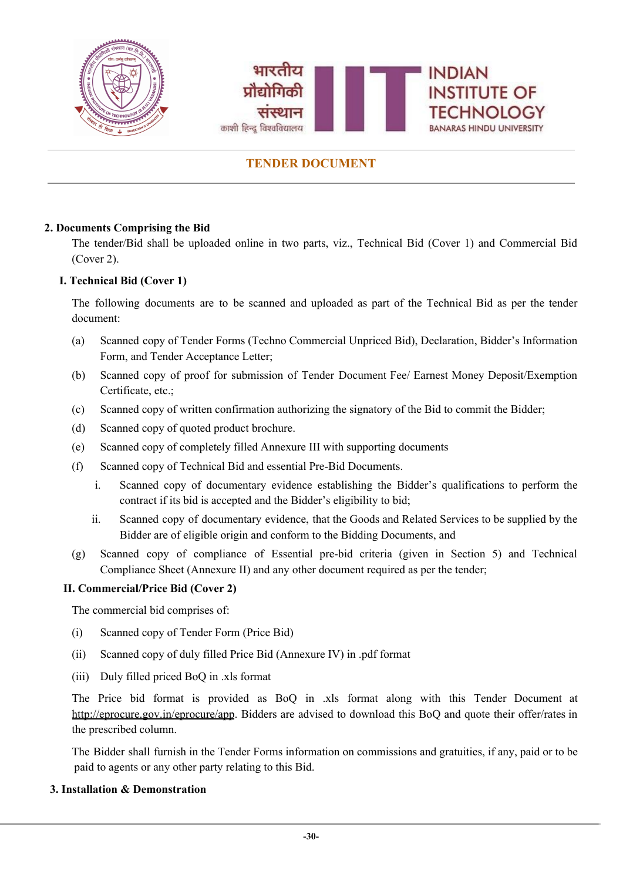## 2. Documents Comprising the Bid

The tender/Bid shall be uploaded online in two parts, viz., Technical Bid (Cover 1) and Commercial Bid (Cover 2).

### I. Technical Bid (Cover 1)

The following documents are to be scanned and uploaded as part of the Technical Bid as per the tender document:

(a) Scanned copy of Tender Forms (Techno Commercial Unpriced Bid), Declaration, Bidder's Information Form, and Tender Acceptance Letter;

(b) Scanned copy of proof for submission of Tender Document Fee/ Earnest Money Deposit/Exemption Certificate, etc.;

(c) Scanned copy of written confirmation authorizing the signatory of the Bid to commit the Bidder;

(d) Scanned copy of quoted product brochure.

(e) Scanned copy of completely filled Annexure III with supporting documents

(f) Scanned copy of Technical Bid and essential Pre-Bid Documents.

   i. Scanned copy of documentary evidence establishing the Bidder's qualifications to perform the contract if its bid is accepted and the Bidder's eligibility to bid;

   ii. Scanned copy of documentary evidence, that the Goods and Related Services to be supplied by the Bidder are of eligible origin and conform to the Bidding Documents, and

(g) Scanned copy of compliance of Essential pre-bid criteria (given in Section 5) and Technical Compliance Sheet (Annexure II) and any other document required as per the tender;

### II. Commercial/Price Bid (Cover 2)

The commercial bid comprises of:

(i) Scanned copy of Tender Form (Price Bid)

(ii) Scanned copy of duly filled Price Bid (Annexure IV) in .pdf format

(iii) Duly filled priced BoQ in .xls format

The Price bid format is provided as BoQ in .xls format along with this Tender Document at http://eprocure.gov.in/eprocure/app. Bidders are advised to download this BoQ and quote their offer/rates in the prescribed column.

The Bidder shall furnish in the Tender Forms information on commissions and gratuities, if any, paid or to be paid to agents or any other party relating to this Bid.

## 3. Installation & Demonstration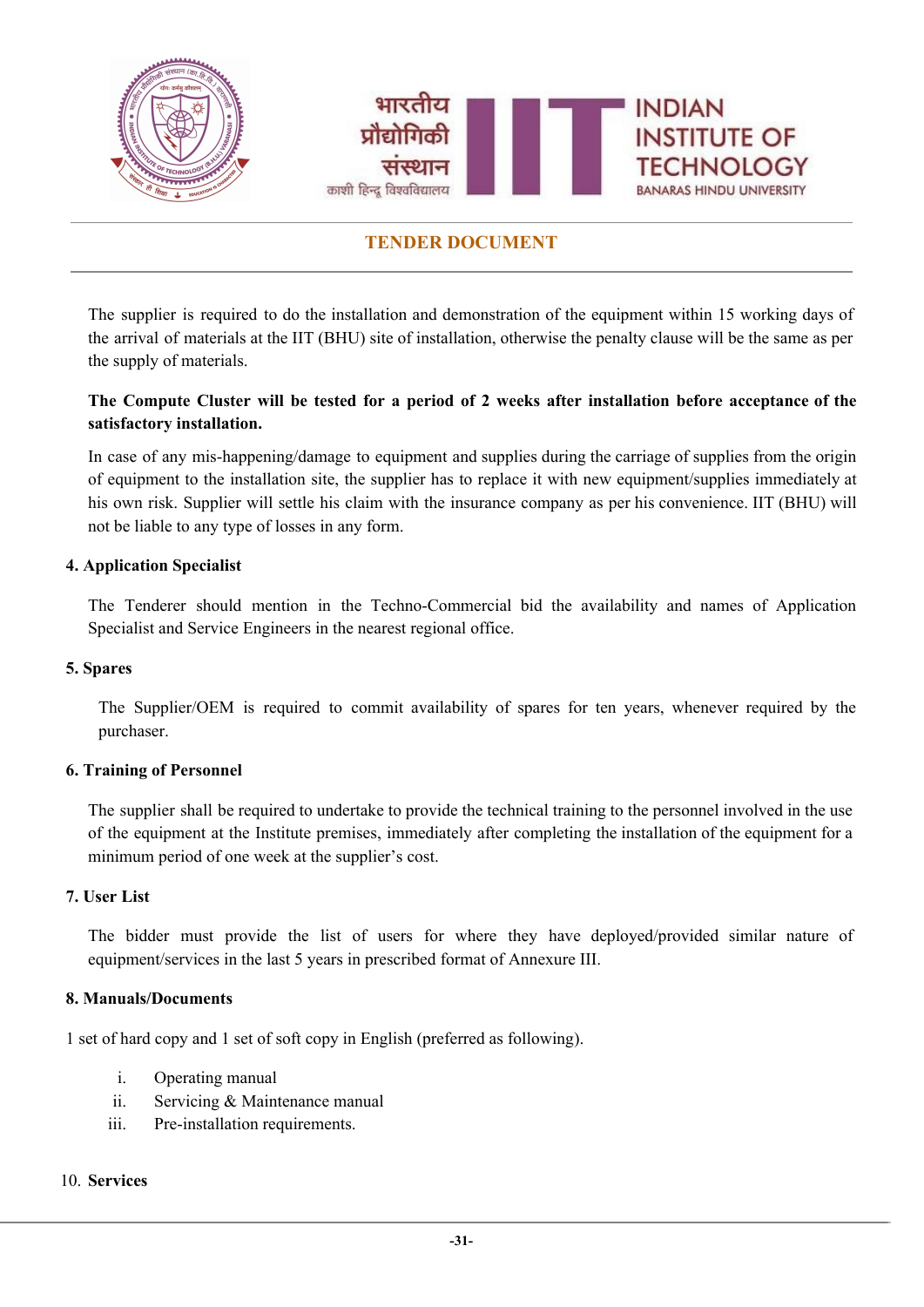The supplier is required to do the installation and demonstration of the equipment within 15 working days of the arrival of materials at the IIT (BHU) site of installation, otherwise the penalty clause will be the same as per the supply of materials.

**The Compute Cluster will be tested for a period of 2 weeks after installation before acceptance of the satisfactory installation.**

In case of any mis-happening/damage to equipment and supplies during the carriage of supplies from the origin of equipment to the installation site, the supplier has to replace it with new equipment/supplies immediately at his own risk. Supplier will settle his claim with the insurance company as per his convenience. IIT (BHU) will not be liable to any type of losses in any form.

**4. Application Specialist**

The Tenderer should mention in the Techno-Commercial bid the availability and names of Application Specialist and Service Engineers in the nearest regional office.

**5. Spares**

The Supplier/OEM is required to commit availability of spares for ten years, whenever required by the purchaser.

**6. Training of Personnel**

The supplier shall be required to undertake to provide the technical training to the personnel involved in the use of the equipment at the Institute premises, immediately after completing the installation of the equipment for a minimum period of one week at the supplier's cost.

**7. User List**

The bidder must provide the list of users for where they have deployed/provided similar nature of equipment/services in the last 5 years in prescribed format of Annexure III.

**8. Manuals/Documents**

1 set of hard copy and 1 set of soft copy in English (preferred as following).

i. Operating manual
ii. Servicing & Maintenance manual
iii. Pre-installation requirements.

10. **Services**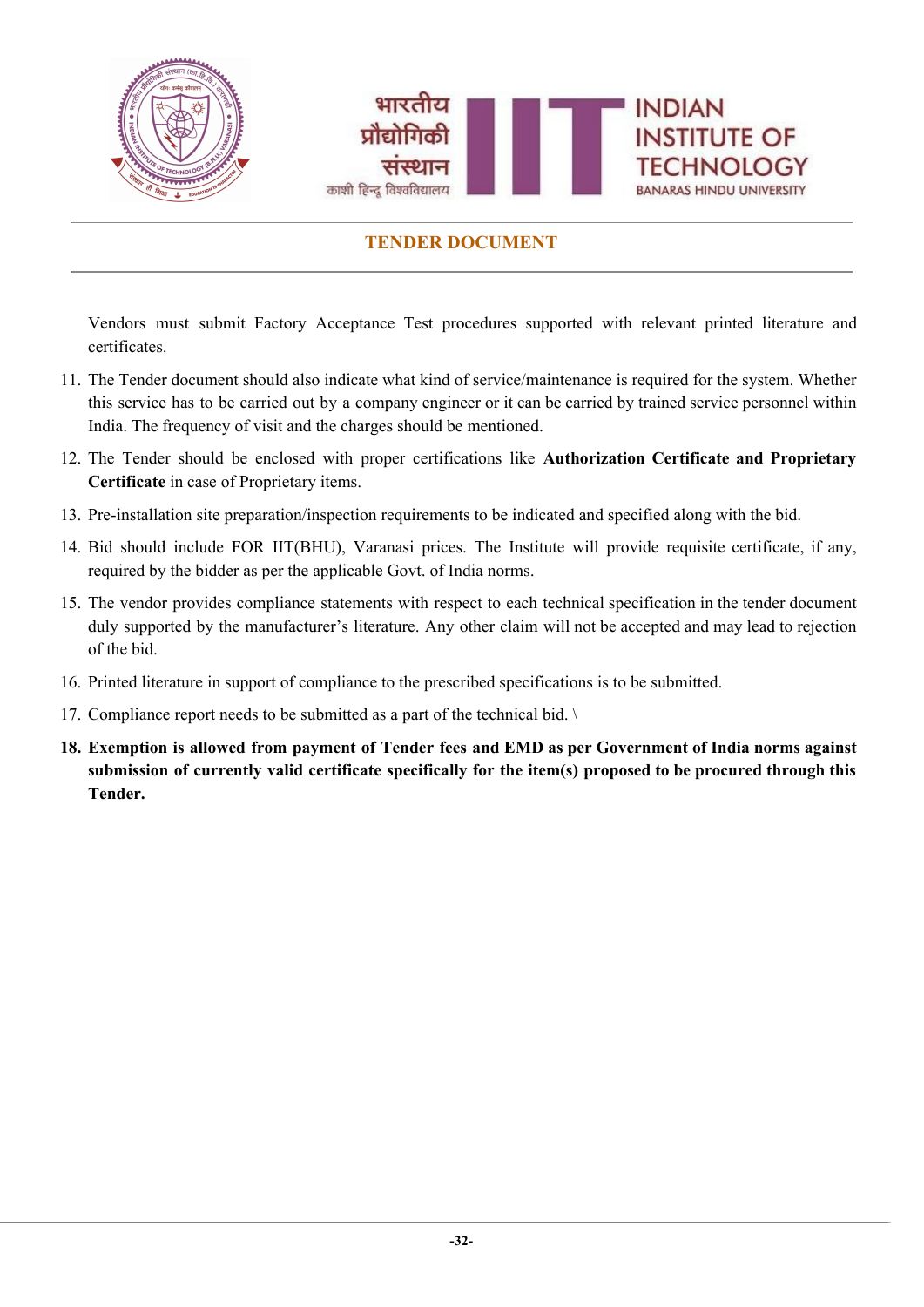Vendors must submit Factory Acceptance Test procedures supported with relevant printed literature and certificates.

11. The Tender document should also indicate what kind of service/maintenance is required for the system. Whether this service has to be carried out by a company engineer or it can be carried by trained service personnel within India. The frequency of visit and the charges should be mentioned.
12. The Tender should be enclosed with proper certifications like **Authorization Certificate and Proprietary Certificate** in case of Proprietary items.
13. Pre-installation site preparation/inspection requirements to be indicated and specified along with the bid.
14. Bid should include FOR IIT(BHU), Varanasi prices. The Institute will provide requisite certificate, if any, required by the bidder as per the applicable Govt. of India norms.
15. The vendor provides compliance statements with respect to each technical specification in the tender document duly supported by the manufacturer's literature. Any other claim will not be accepted and may lead to rejection of the bid.
16. Printed literature in support of compliance to the prescribed specifications is to be submitted.
17. Compliance report needs to be submitted as a part of the technical bid. \
18. **Exemption is allowed from payment of Tender fees and EMD as per Government of India norms against submission of currently valid certificate specifically for the item(s) proposed to be procured through this Tender.**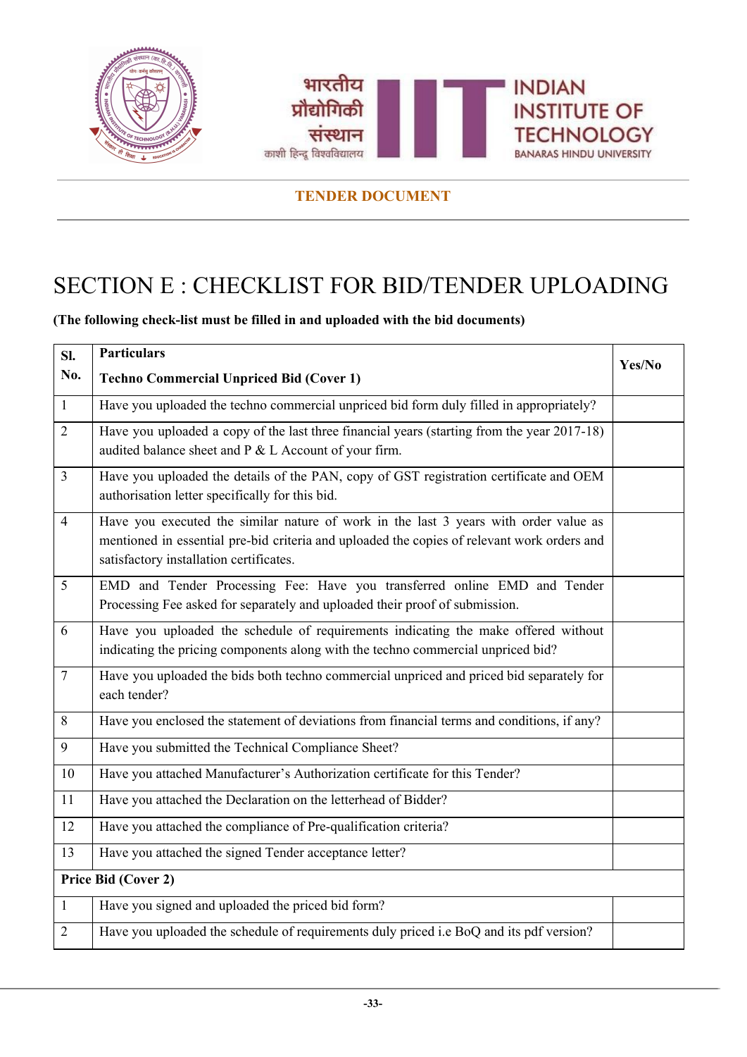**TENDER DOCUMENT**

# SECTION E : CHECKLIST FOR BID/TENDER UPLOADING

**(The following check-list must be filled in and uploaded with the bid documents)**

| Sl. No. | Particulars<br>**Techno Commercial Unpriced Bid (Cover 1)** | Yes/No |
|---|---|---|
| 1 | Have you uploaded the techno commercial unpriced bid form duly filled in appropriately? | |
| 2 | Have you uploaded a copy of the last three financial years (starting from the year 2017-18) audited balance sheet and P & L Account of your firm. | |
| 3 | Have you uploaded the details of the PAN, copy of GST registration certificate and OEM authorisation letter specifically for this bid. | |
| 4 | Have you executed the similar nature of work in the last 3 years with order value as mentioned in essential pre-bid criteria and uploaded the copies of relevant work orders and satisfactory installation certificates. | |
| 5 | EMD and Tender Processing Fee: Have you transferred online EMD and Tender Processing Fee asked for separately and uploaded their proof of submission. | |
| 6 | Have you uploaded the schedule of requirements indicating the make offered without indicating the pricing components along with the techno commercial unpriced bid? | |
| 7 | Have you uploaded the bids both techno commercial unpriced and priced bid separately for each tender? | |
| 8 | Have you enclosed the statement of deviations from financial terms and conditions, if any? | |
| 9 | Have you submitted the Technical Compliance Sheet? | |
| 10 | Have you attached Manufacturer's Authorization certificate for this Tender? | |
| 11 | Have you attached the Declaration on the letterhead of Bidder? | |
| 12 | Have you attached the compliance of Pre-qualification criteria? | |
| 13 | Have you attached the signed Tender acceptance letter? | |
| **Price Bid (Cover 2)** | | |
| 1 | Have you signed and uploaded the priced bid form? | |
| 2 | Have you uploaded the schedule of requirements duly priced i.e BoQ and its pdf version? | |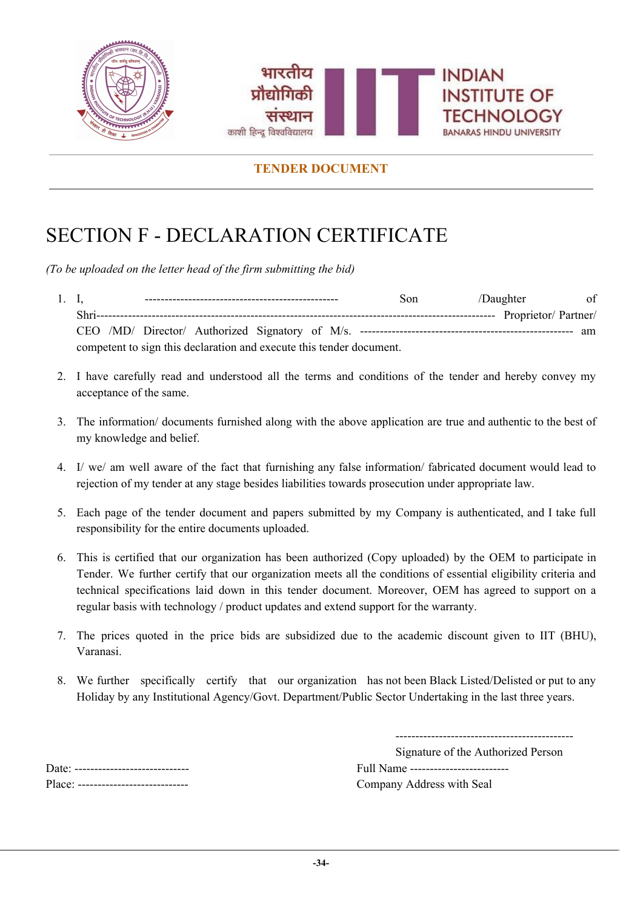**TENDER DOCUMENT**

# SECTION F - DECLARATION CERTIFICATE

*(To be uploaded on the letter head of the firm submitting the bid)*

1. I, ------------------------------------------------- Son /Daughter of Shri---------------------------------------------------------------------------------------------------- Proprietor/ Partner/ CEO /MD/ Director/ Authorized Signatory of M/s. ----------------------------------------------------- am competent to sign this declaration and execute this tender document.

2. I have carefully read and understood all the terms and conditions of the tender and hereby convey my acceptance of the same.

3. The information/ documents furnished along with the above application are true and authentic to the best of my knowledge and belief.

4. I/ we/ am well aware of the fact that furnishing any false information/ fabricated document would lead to rejection of my tender at any stage besides liabilities towards prosecution under appropriate law.

5. Each page of the tender document and papers submitted by my Company is authenticated, and I take full responsibility for the entire documents uploaded.

6. This is certified that our organization has been authorized (Copy uploaded) by the OEM to participate in Tender. We further certify that our organization meets all the conditions of essential eligibility criteria and technical specifications laid down in this tender document. Moreover, OEM has agreed to support on a regular basis with technology / product updates and extend support for the warranty.

7. The prices quoted in the price bids are subsidized due to the academic discount given to IIT (BHU), Varanasi.

8. We further specifically certify that our organization has not been Black Listed/Delisted or put to any Holiday by any Institutional Agency/Govt. Department/Public Sector Undertaking in the last three years.

---------------------------------------------

Signature of the Authorized Person

Date: -----------------------------

Place: ---------------------------

Full Name ------------------------

Company Address with Seal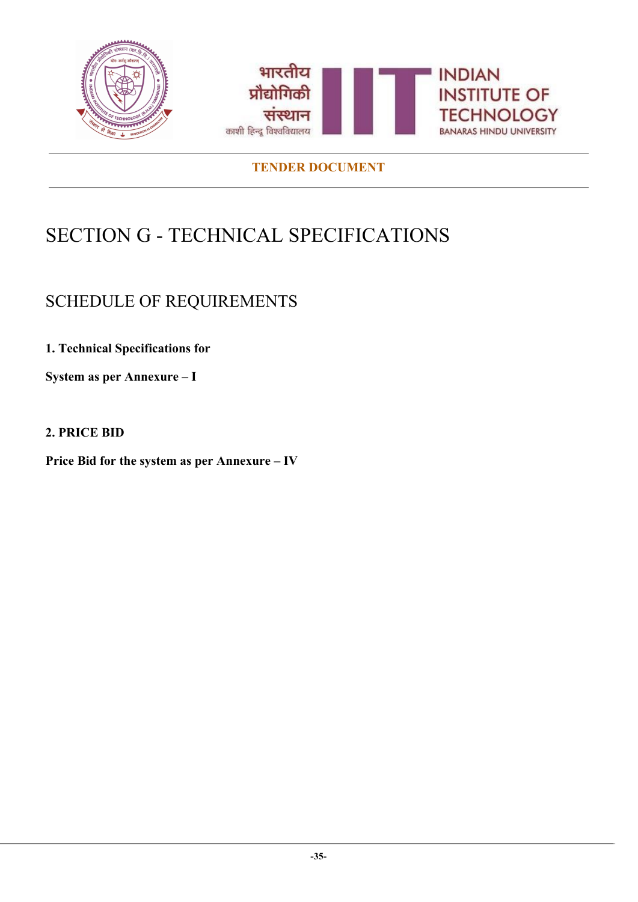# SECTION G - TECHNICAL SPECIFICATIONS

## SCHEDULE OF REQUIREMENTS

**1. Technical Specifications for**

**System as per Annexure – I**

**2. PRICE BID**

**Price Bid for the system as per Annexure – IV**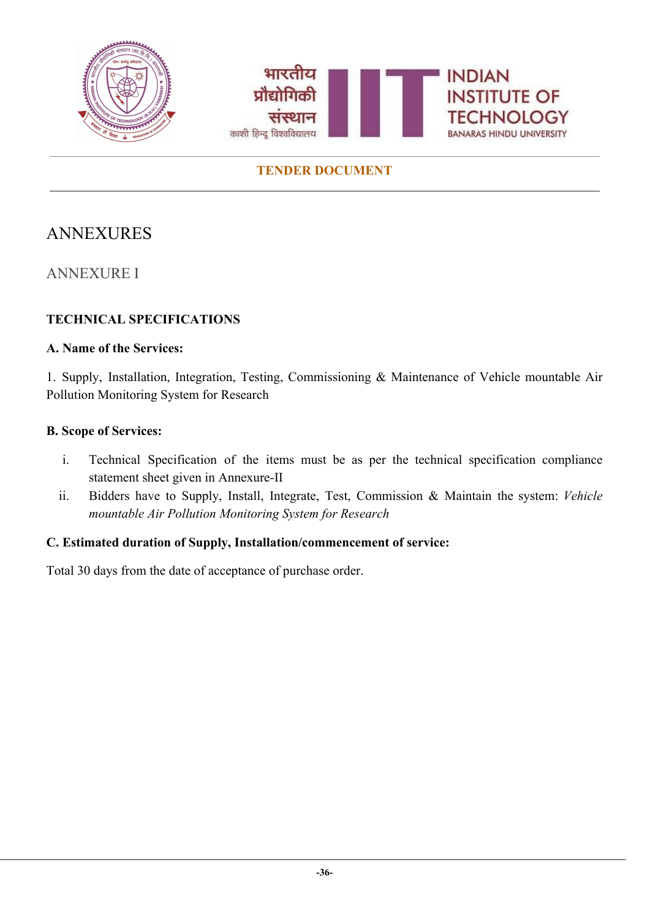# ANNEXURES

## ANNEXURE I

### TECHNICAL SPECIFICATIONS

**A. Name of the Services:**

1. Supply, Installation, Integration, Testing, Commissioning & Maintenance of Vehicle mountable Air Pollution Monitoring System for Research

**B. Scope of Services:**

i. Technical Specification of the items must be as per the technical specification compliance statement sheet given in Annexure-II

ii. Bidders have to Supply, Install, Integrate, Test, Commission & Maintain the system: *Vehicle mountable Air Pollution Monitoring System for Research*

**C. Estimated duration of Supply, Installation/commencement of service:**

Total 30 days from the date of acceptance of purchase order.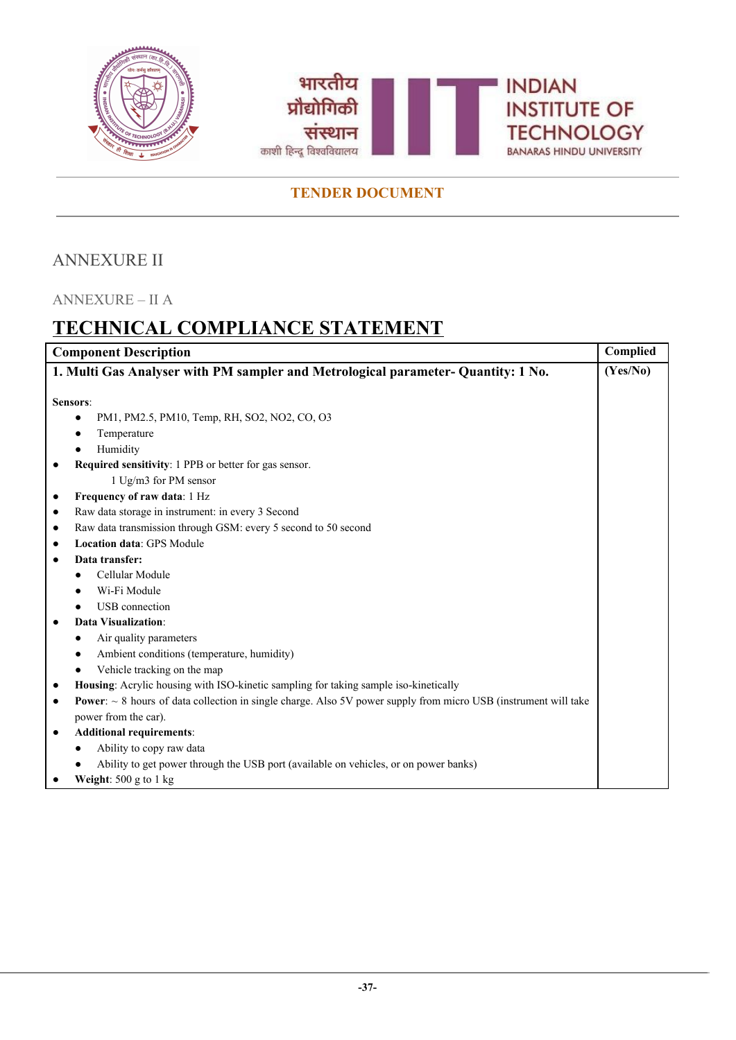**TENDER DOCUMENT**

# ANNEXURE II

## ANNEXURE – II A

## TECHNICAL COMPLIANCE STATEMENT

| Component Description | Complied |
|---|---|
| **1. Multi Gas Analyser with PM sampler and Metrological parameter- Quantity: 1 No.** | **(Yes/No)** |
| **Sensors**:<br>• PM1, PM2.5, PM10, Temp, RH, SO2, NO2, CO, O3<br>• Temperature<br>• Humidity<br>• **Required sensitivity**: 1 PPB or better for gas sensor.<br>1 Ug/m3 for PM sensor<br>• **Frequency of raw data**: 1 Hz<br>• Raw data storage in instrument: in every 3 Second<br>• Raw data transmission through GSM: every 5 second to 50 second<br>• **Location data**: GPS Module<br>• **Data transfer:**<br>• Cellular Module<br>• Wi-Fi Module<br>• USB connection<br>• **Data Visualization**:<br>• Air quality parameters<br>• Ambient conditions (temperature, humidity)<br>• Vehicle tracking on the map<br>• **Housing**: Acrylic housing with ISO-kinetic sampling for taking sample iso-kinetically<br>• **Power**: ~ 8 hours of data collection in single charge. Also 5V power supply from micro USB (instrument will take power from the car).<br>• **Additional requirements**:<br>• Ability to copy raw data<br>• Ability to get power through the USB port (available on vehicles, or on power banks)<br>• **Weight**: 500 g to 1 kg | |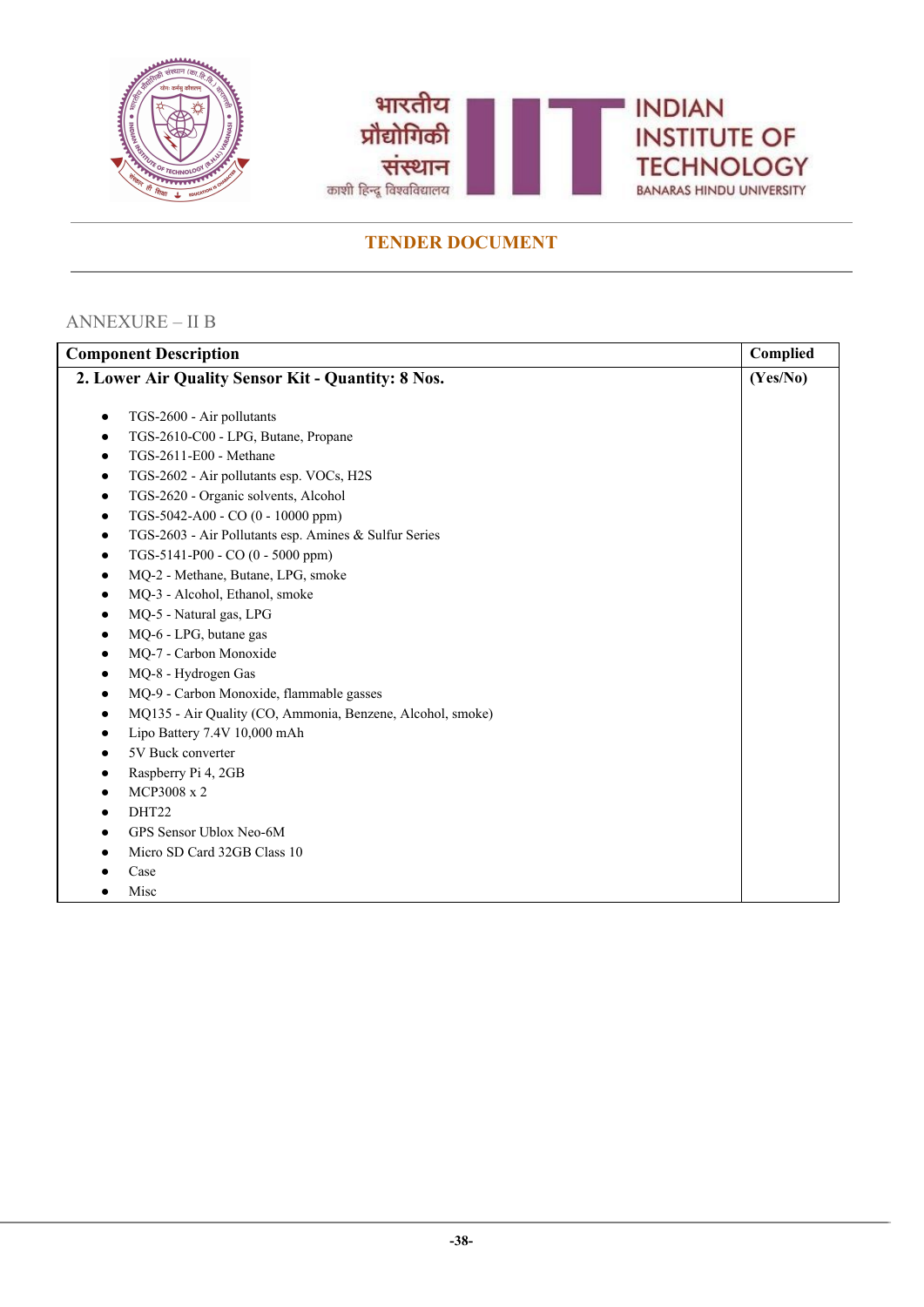**TENDER DOCUMENT**

ANNEXURE – II B

| Component Description | Complied |
|---|---|
| **2. Lower Air Quality Sensor Kit - Quantity: 8 Nos.**<br><br>• TGS-2600 - Air pollutants<br>• TGS-2610-C00 - LPG, Butane, Propane<br>• TGS-2611-E00 - Methane<br>• TGS-2602 - Air pollutants esp. VOCs, H2S<br>• TGS-2620 - Organic solvents, Alcohol<br>• TGS-5042-A00 - CO (0 - 10000 ppm)<br>• TGS-2603 - Air Pollutants esp. Amines & Sulfur Series<br>• TGS-5141-P00 - CO (0 - 5000 ppm)<br>• MQ-2 - Methane, Butane, LPG, smoke<br>• MQ-3 - Alcohol, Ethanol, smoke<br>• MQ-5 - Natural gas, LPG<br>• MQ-6 - LPG, butane gas<br>• MQ-7 - Carbon Monoxide<br>• MQ-8 - Hydrogen Gas<br>• MQ-9 - Carbon Monoxide, flammable gasses<br>• MQ135 - Air Quality (CO, Ammonia, Benzene, Alcohol, smoke)<br>• Lipo Battery 7.4V 10,000 mAh<br>• 5V Buck converter<br>• Raspberry Pi 4, 2GB<br>• MCP3008 x 2<br>• DHT22<br>• GPS Sensor Ublox Neo-6M<br>• Micro SD Card 32GB Class 10<br>• Case<br>• Misc | **(Yes/No)** |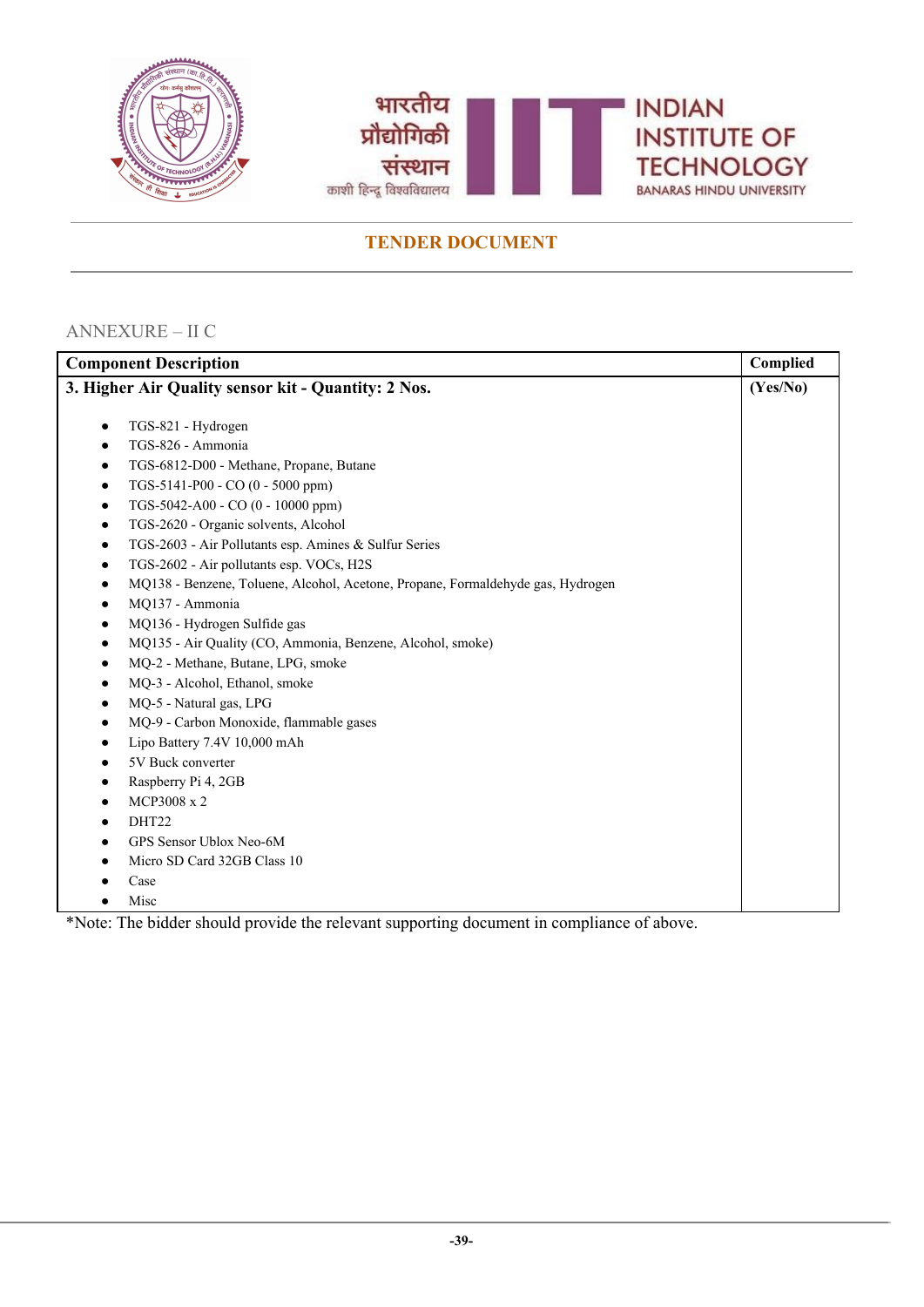## TENDER DOCUMENT

ANNEXURE – II C

| Component Description | Complied |
|---|---|
| **3. Higher Air Quality sensor kit - Quantity: 2 Nos.**<br><br>• TGS-821 - Hydrogen<br>• TGS-826 - Ammonia<br>• TGS-6812-D00 - Methane, Propane, Butane<br>• TGS-5141-P00 - CO (0 - 5000 ppm)<br>• TGS-5042-A00 - CO (0 - 10000 ppm)<br>• TGS-2620 - Organic solvents, Alcohol<br>• TGS-2603 - Air Pollutants esp. Amines & Sulfur Series<br>• TGS-2602 - Air pollutants esp. VOCs, H2S<br>• MQ138 - Benzene, Toluene, Alcohol, Acetone, Propane, Formaldehyde gas, Hydrogen<br>• MQ137 - Ammonia<br>• MQ136 - Hydrogen Sulfide gas<br>• MQ135 - Air Quality (CO, Ammonia, Benzene, Alcohol, smoke)<br>• MQ-2 - Methane, Butane, LPG, smoke<br>• MQ-3 - Alcohol, Ethanol, smoke<br>• MQ-5 - Natural gas, LPG<br>• MQ-9 - Carbon Monoxide, flammable gases<br>• Lipo Battery 7.4V 10,000 mAh<br>• 5V Buck converter<br>• Raspberry Pi 4, 2GB<br>• MCP3008 x 2<br>• DHT22<br>• GPS Sensor Ublox Neo-6M<br>• Micro SD Card 32GB Class 10<br>• Case<br>• Misc | **(Yes/No)** |

*Note: The bidder should provide the relevant supporting document in compliance of above.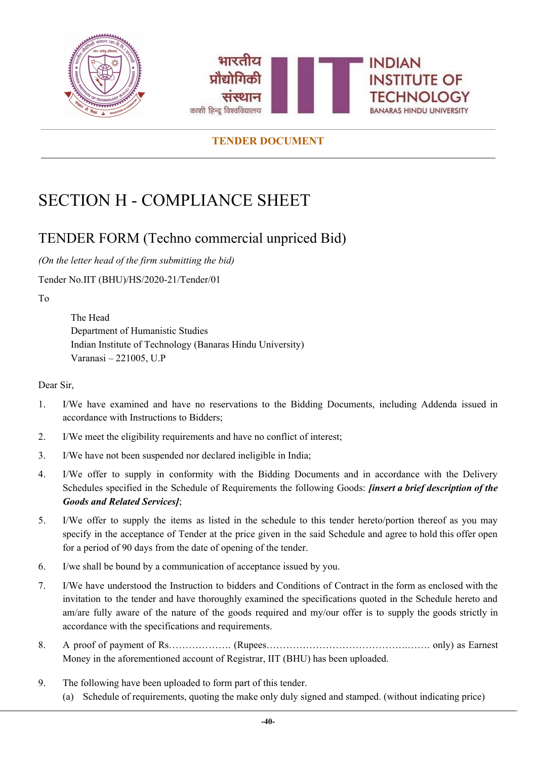TENDER DOCUMENT

# SECTION H - COMPLIANCE SHEET

## TENDER FORM (Techno commercial unpriced Bid)

*(On the letter head of the firm submitting the bid)*

Tender No.IIT (BHU)/HS/2020-21/Tender/01

To

The Head
Department of Humanistic Studies
Indian Institute of Technology (Banaras Hindu University)
Varanasi – 221005, U.P

Dear Sir,

1. I/We have examined and have no reservations to the Bidding Documents, including Addenda issued in accordance with Instructions to Bidders;
2. I/We meet the eligibility requirements and have no conflict of interest;
3. I/We have not been suspended nor declared ineligible in India;
4. I/We offer to supply in conformity with the Bidding Documents and in accordance with the Delivery Schedules specified in the Schedule of Requirements the following Goods: ***[insert a brief description of the Goods and Related Services]***;
5. I/We offer to supply the items as listed in the schedule to this tender hereto/portion thereof as you may specify in the acceptance of Tender at the price given in the said Schedule and agree to hold this offer open for a period of 90 days from the date of opening of the tender.
6. I/we shall be bound by a communication of acceptance issued by you.
7. I/We have understood the Instruction to bidders and Conditions of Contract in the form as enclosed with the invitation to the tender and have thoroughly examined the specifications quoted in the Schedule hereto and am/are fully aware of the nature of the goods required and my/our offer is to supply the goods strictly in accordance with the specifications and requirements.
8. A proof of payment of Rs………………. (Rupees…………………………………….……. only) as Earnest Money in the aforementioned account of Registrar, IIT (BHU) has been uploaded.
9. The following have been uploaded to form part of this tender.
   (a) Schedule of requirements, quoting the make only duly signed and stamped. (without indicating price)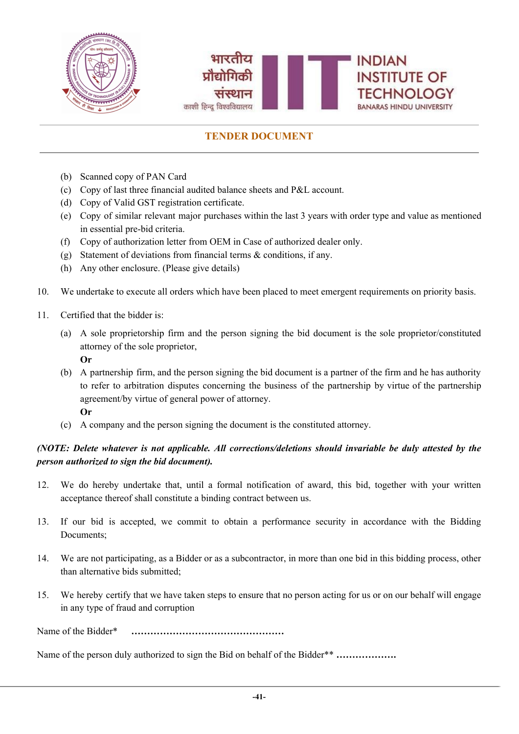(b) Scanned copy of PAN Card
(c) Copy of last three financial audited balance sheets and P&L account.
(d) Copy of Valid GST registration certificate.
(e) Copy of similar relevant major purchases within the last 3 years with order type and value as mentioned in essential pre-bid criteria.
(f) Copy of authorization letter from OEM in Case of authorized dealer only.
(g) Statement of deviations from financial terms & conditions, if any.
(h) Any other enclosure. (Please give details)

10. We undertake to execute all orders which have been placed to meet emergent requirements on priority basis.

11. Certified that the bidder is:

    (a) A sole proprietorship firm and the person signing the bid document is the sole proprietor/constituted attorney of the sole proprietor,
    **Or**
    (b) A partnership firm, and the person signing the bid document is a partner of the firm and he has authority to refer to arbitration disputes concerning the business of the partnership by virtue of the partnership agreement/by virtue of general power of attorney.
    **Or**
    (c) A company and the person signing the document is the constituted attorney.

***(NOTE: Delete whatever is not applicable. All corrections/deletions should invariable be duly attested by the person authorized to sign the bid document).***

12. We do hereby undertake that, until a formal notification of award, this bid, together with your written acceptance thereof shall constitute a binding contract between us.

13. If our bid is accepted, we commit to obtain a performance security in accordance with the Bidding Documents;

14. We are not participating, as a Bidder or as a subcontractor, in more than one bid in this bidding process, other than alternative bids submitted;

15. We hereby certify that we have taken steps to ensure that no person acting for us or on our behalf will engage in any type of fraud and corruption

Name of the Bidder* ……………………………………………

Name of the person duly authorized to sign the Bid on behalf of the Bidder** ……………….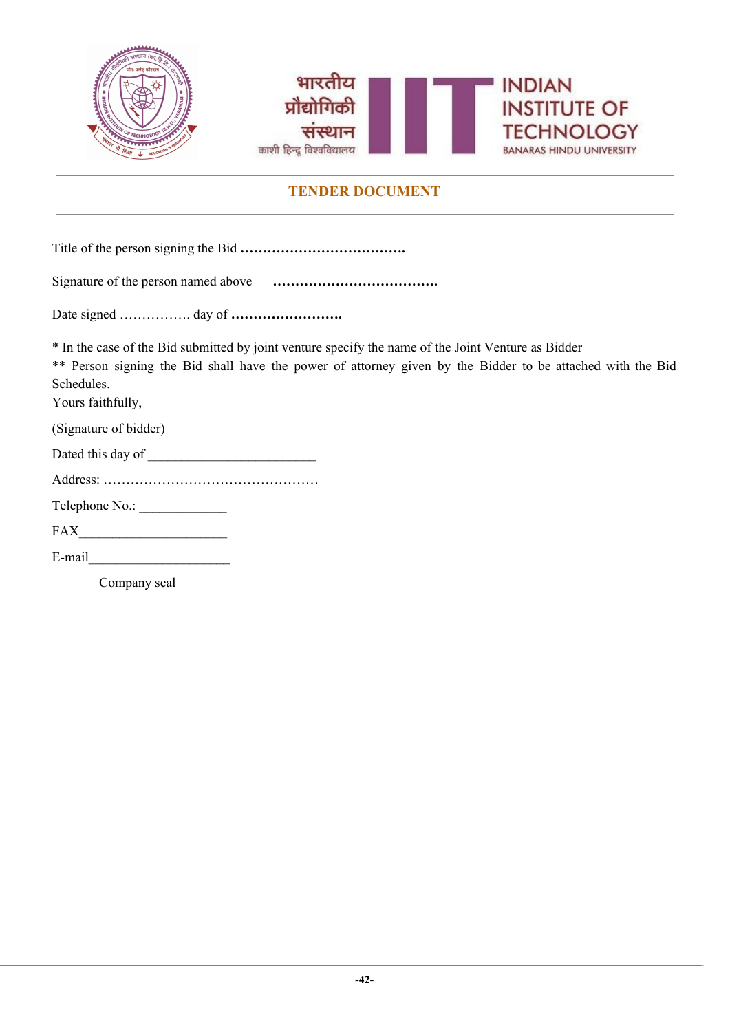## TENDER DOCUMENT

Title of the person signing the Bid **……………………………….**

Signature of the person named above **……………………………….**

Date signed ……………. day of **…………………….**

\* In the case of the Bid submitted by joint venture specify the name of the Joint Venture as Bidder

\*\* Person signing the Bid shall have the power of attorney given by the Bidder to be attached with the Bid Schedules.

Yours faithfully,

(Signature of bidder)

Dated this day of ________________________

Address: ……………………………………………

Telephone No.: _____________

FAX______________________

E-mail_____________________

Company seal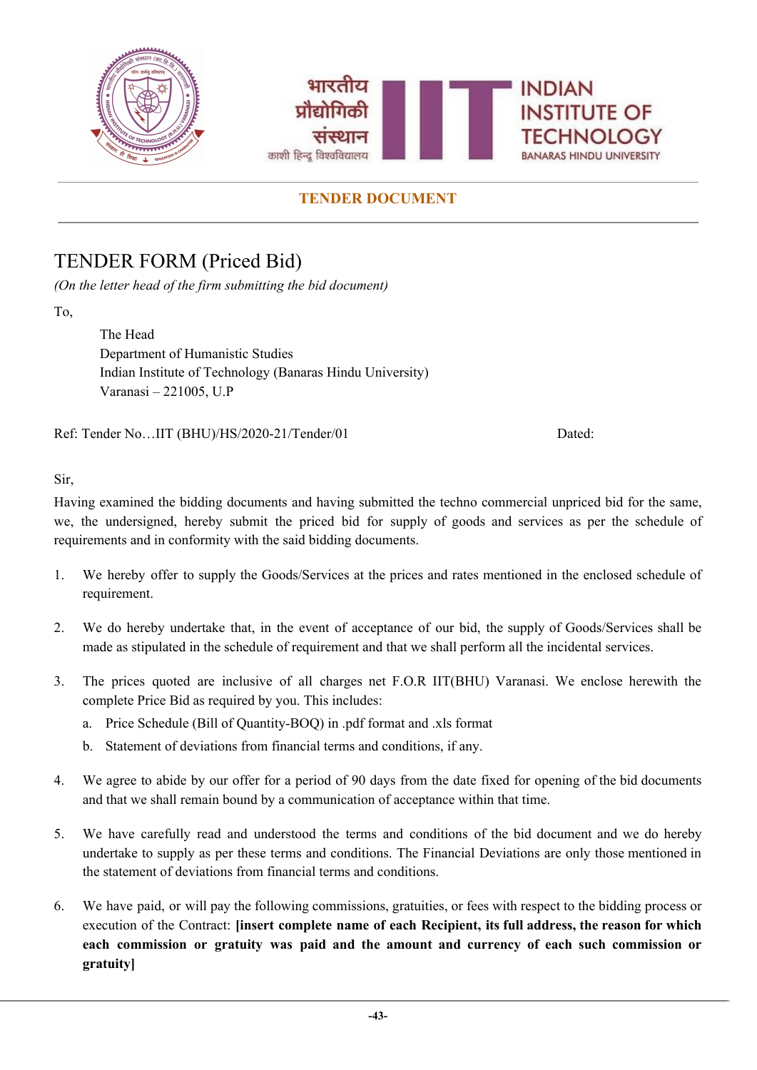**TENDER DOCUMENT**

# TENDER FORM (Priced Bid)

*(On the letter head of the firm submitting the bid document)*

To,

The Head
Department of Humanistic Studies
Indian Institute of Technology (Banaras Hindu University)
Varanasi – 221005, U.P

Ref: Tender No…IIT (BHU)/HS/2020-21/Tender/01 Dated:

Sir,

Having examined the bidding documents and having submitted the techno commercial unpriced bid for the same, we, the undersigned, hereby submit the priced bid for supply of goods and services as per the schedule of requirements and in conformity with the said bidding documents.

1. We hereby offer to supply the Goods/Services at the prices and rates mentioned in the enclosed schedule of requirement.

2. We do hereby undertake that, in the event of acceptance of our bid, the supply of Goods/Services shall be made as stipulated in the schedule of requirement and that we shall perform all the incidental services.

3. The prices quoted are inclusive of all charges net F.O.R IIT(BHU) Varanasi. We enclose herewith the complete Price Bid as required by you. This includes:
   a. Price Schedule (Bill of Quantity-BOQ) in .pdf format and .xls format
   b. Statement of deviations from financial terms and conditions, if any.

4. We agree to abide by our offer for a period of 90 days from the date fixed for opening of the bid documents and that we shall remain bound by a communication of acceptance within that time.

5. We have carefully read and understood the terms and conditions of the bid document and we do hereby undertake to supply as per these terms and conditions. The Financial Deviations are only those mentioned in the statement of deviations from financial terms and conditions.

6. We have paid, or will pay the following commissions, gratuities, or fees with respect to the bidding process or execution of the Contract: **[insert complete name of each Recipient, its full address, the reason for which each commission or gratuity was paid and the amount and currency of each such commission or gratuity]**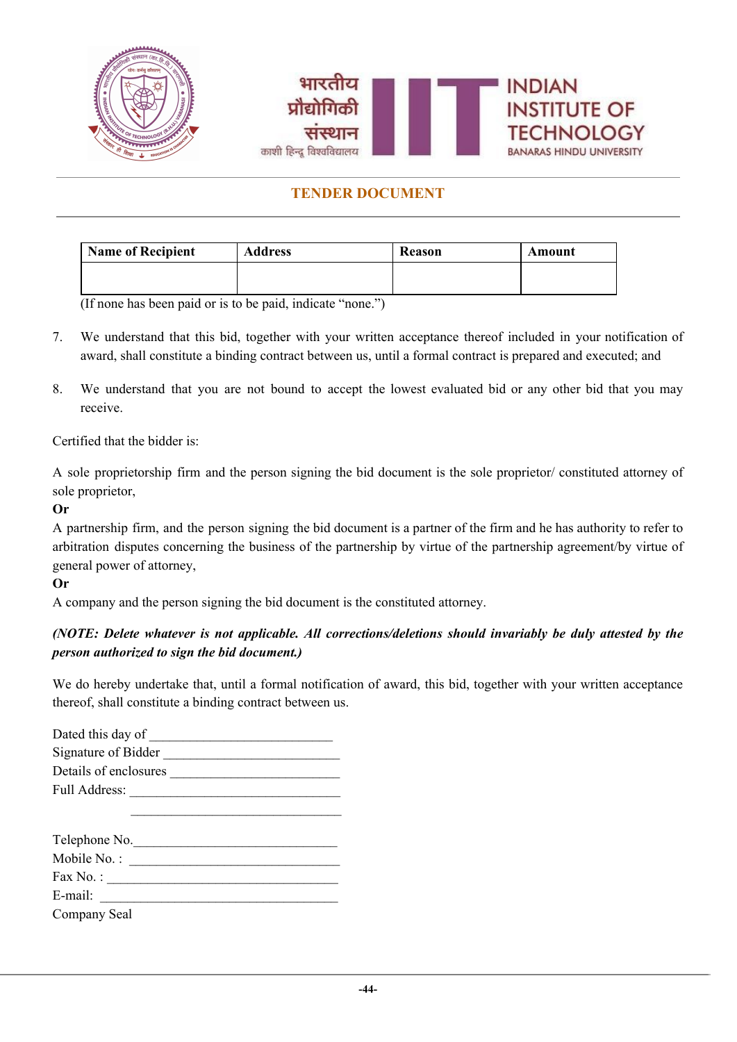**TENDER DOCUMENT**

| Name of Recipient | Address | Reason | Amount |
|---|---|---|---|
| | | | |

(If none has been paid or is to be paid, indicate "none.")

7. We understand that this bid, together with your written acceptance thereof included in your notification of award, shall constitute a binding contract between us, until a formal contract is prepared and executed; and

8. We understand that you are not bound to accept the lowest evaluated bid or any other bid that you may receive.

Certified that the bidder is:

A sole proprietorship firm and the person signing the bid document is the sole proprietor/ constituted attorney of sole proprietor,

**Or**

A partnership firm, and the person signing the bid document is a partner of the firm and he has authority to refer to arbitration disputes concerning the business of the partnership by virtue of the partnership agreement/by virtue of general power of attorney,

**Or**

A company and the person signing the bid document is the constituted attorney.

***(NOTE: Delete whatever is not applicable. All corrections/deletions should invariably be duly attested by the person authorized to sign the bid document.)***

We do hereby undertake that, until a formal notification of award, this bid, together with your written acceptance thereof, shall constitute a binding contract between us.

Dated this day of ___________________________

Signature of Bidder ___________________________

Details of enclosures ___________________________

Full Address: ___________________________

___________________________

Telephone No.___________________________

Mobile No. : ___________________________

Fax No. : ___________________________

E-mail: ___________________________

Company Seal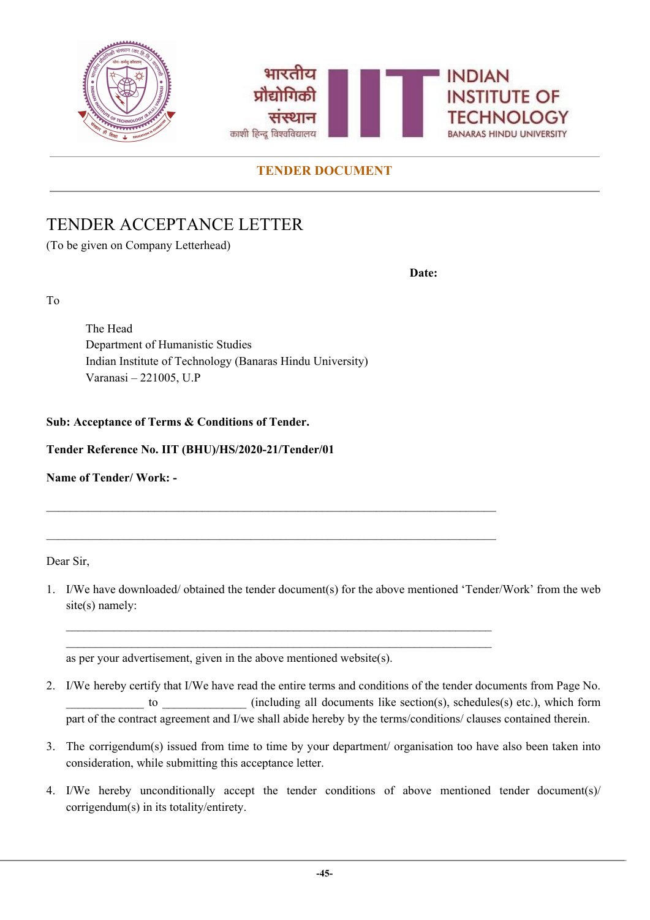**TENDER DOCUMENT**

# TENDER ACCEPTANCE LETTER

(To be given on Company Letterhead)

**Date:**

To

The Head
Department of Humanistic Studies
Indian Institute of Technology (Banaras Hindu University)
Varanasi – 221005, U.P

**Sub: Acceptance of Terms & Conditions of Tender.**

**Tender Reference No. IIT (BHU)/HS/2020-21/Tender/01**

**Name of Tender/ Work: -**

\_\_\_\_\_\_\_\_\_\_\_\_\_\_\_\_\_\_\_\_\_\_\_\_\_\_\_\_\_\_\_\_\_\_\_\_\_\_\_\_\_\_\_\_\_\_\_\_\_\_\_\_\_\_\_\_\_\_\_\_\_\_\_\_\_\_\_\_\_\_\_\_\_\_\_\_

\_\_\_\_\_\_\_\_\_\_\_\_\_\_\_\_\_\_\_\_\_\_\_\_\_\_\_\_\_\_\_\_\_\_\_\_\_\_\_\_\_\_\_\_\_\_\_\_\_\_\_\_\_\_\_\_\_\_\_\_\_\_\_\_\_\_\_\_\_\_\_\_\_\_\_\_

Dear Sir,

1. I/We have downloaded/ obtained the tender document(s) for the above mentioned 'Tender/Work' from the web site(s) namely:

   \_\_\_\_\_\_\_\_\_\_\_\_\_\_\_\_\_\_\_\_\_\_\_\_\_\_\_\_\_\_\_\_\_\_\_\_\_\_\_\_\_\_\_\_\_\_\_\_\_\_\_\_\_\_\_\_\_\_\_\_\_\_\_\_\_\_\_\_\_\_\_\_\_\_

   \_\_\_\_\_\_\_\_\_\_\_\_\_\_\_\_\_\_\_\_\_\_\_\_\_\_\_\_\_\_\_\_\_\_\_\_\_\_\_\_\_\_\_\_\_\_\_\_\_\_\_\_\_\_\_\_\_\_\_\_\_\_\_\_\_\_\_\_\_\_\_\_\_\_

   as per your advertisement, given in the above mentioned website(s).

2. I/We hereby certify that I/We have read the entire terms and conditions of the tender documents from Page No. \_\_\_\_\_\_\_\_\_\_\_\_\_ to \_\_\_\_\_\_\_\_\_\_\_\_\_\_ (including all documents like section(s), schedules(s) etc.), which form part of the contract agreement and I/we shall abide hereby by the terms/conditions/ clauses contained therein.

3. The corrigendum(s) issued from time to time by your department/ organisation too have also been taken into consideration, while submitting this acceptance letter.

4. I/We hereby unconditionally accept the tender conditions of above mentioned tender document(s)/ corrigendum(s) in its totality/entirety.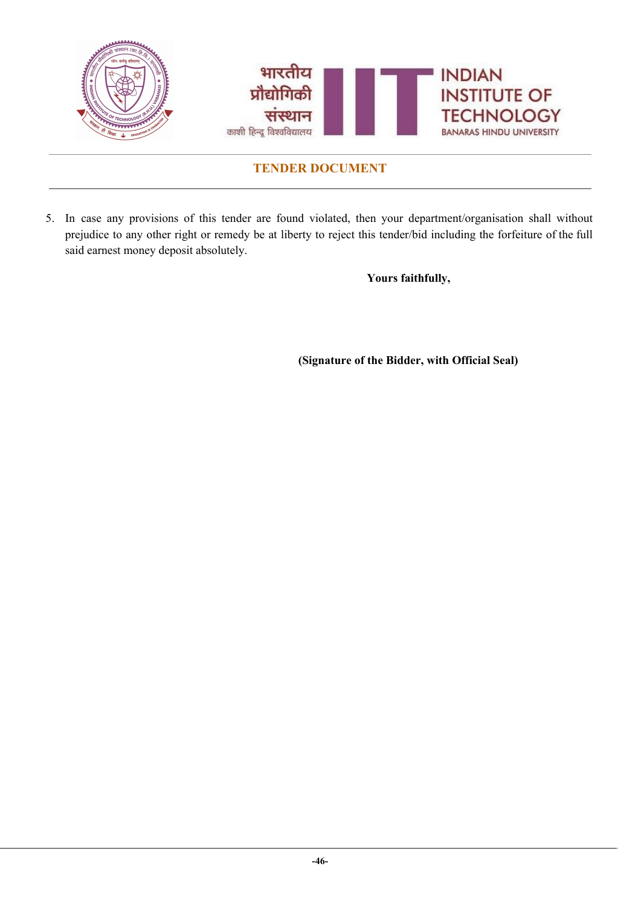5. In case any provisions of this tender are found violated, then your department/organisation shall without prejudice to any other right or remedy be at liberty to reject this tender/bid including the forfeiture of the full said earnest money deposit absolutely.

**Yours faithfully,**

**(Signature of the Bidder, with Official Seal)**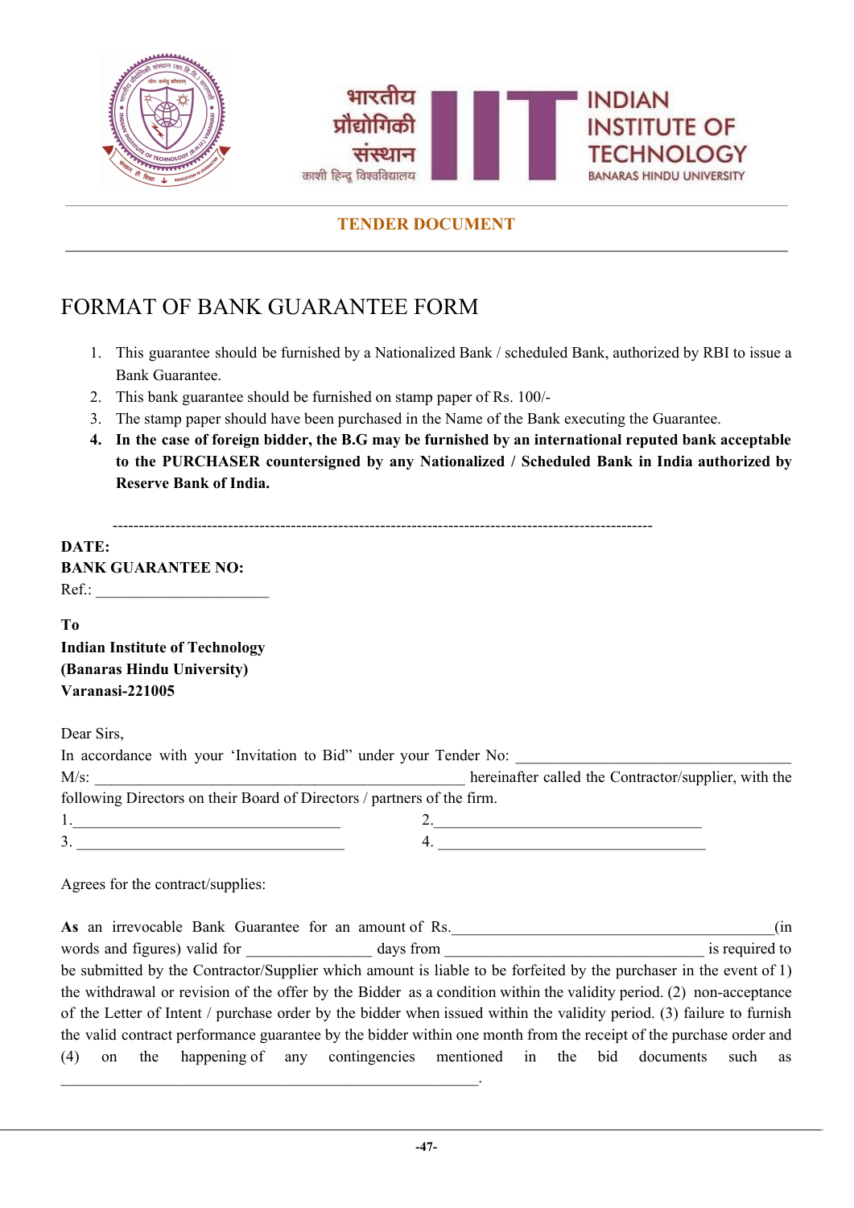**TENDER DOCUMENT**

# FORMAT OF BANK GUARANTEE FORM

1. This guarantee should be furnished by a Nationalized Bank / scheduled Bank, authorized by RBI to issue a Bank Guarantee.
2. This bank guarantee should be furnished on stamp paper of Rs. 100/-
3. The stamp paper should have been purchased in the Name of the Bank executing the Guarantee.
4. **In the case of foreign bidder, the B.G may be furnished by an international reputed bank acceptable to the PURCHASER countersigned by any Nationalized / Scheduled Bank in India authorized by Reserve Bank of India.**

---

**DATE:**
**BANK GUARANTEE NO:**
Ref.: ______________________

**To**
**Indian Institute of Technology**
**(Banaras Hindu University)**
**Varanasi-221005**

Dear Sirs,
In accordance with your 'Invitation to Bid" under your Tender No: ____________________________________ M/s: ________________________________________________ hereinafter called the Contractor/supplier, with the following Directors on their Board of Directors / partners of the firm.

1.___________________________________ 2.___________________________________
3. ___________________________________ 4. ___________________________________

Agrees for the contract/supplies:

**As** an irrevocable Bank Guarantee for an amount of Rs.__________________________________________(in words and figures) valid for ________________ days from __________________________________ is required to be submitted by the Contractor/Supplier which amount is liable to be forfeited by the purchaser in the event of 1) the withdrawal or revision of the offer by the Bidder as a condition within the validity period. (2) non-acceptance of the Letter of Intent / purchase order by the bidder when issued within the validity period. (3) failure to furnish the valid contract performance guarantee by the bidder within one month from the receipt of the purchase order and (4) on the happening of any contingencies mentioned in the bid documents such as ______________________________________________________.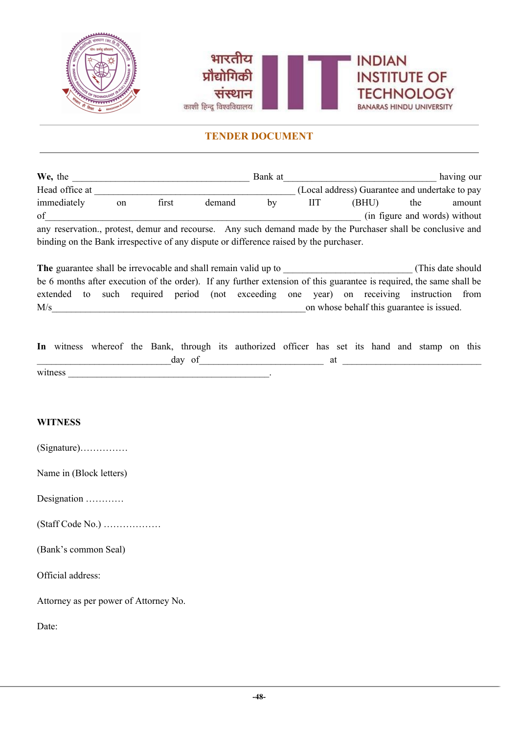भारतीय प्रौद्योगिकी संस्थान काशी हिन्दू विश्वविद्यालय

INDIAN INSTITUTE OF TECHNOLOGY BANARAS HINDU UNIVERSITY

## TENDER DOCUMENT

**We,** the ____________________________________ Bank at _______________________________ having our Head office at _________________________________________ (Local address) Guarantee and undertake to pay immediately on first demand by IIT (BHU) the amount of________________________________________________________________ (in figure and words) without any reservation., protest, demur and recourse. Any such demand made by the Purchaser shall be conclusive and binding on the Bank irrespective of any dispute or difference raised by the purchaser.

**The** guarantee shall be irrevocable and shall remain valid up to __________________________ (This date should be 6 months after execution of the order). If any further extension of this guarantee is required, the same shall be extended to such required period (not exceeding one year) on receiving instruction from M/s____________________________________________________on whose behalf this guarantee is issued.

**In** witness whereof the Bank, through its authorized officer has set its hand and stamp on this ___________________________day of_________________________ at ____________________________ witness _________________________________________.

**WITNESS**

(Signature)……………

Name in (Block letters)

Designation …………

(Staff Code No.) ………………

(Bank's common Seal)

Official address:

Attorney as per power of Attorney No.

Date: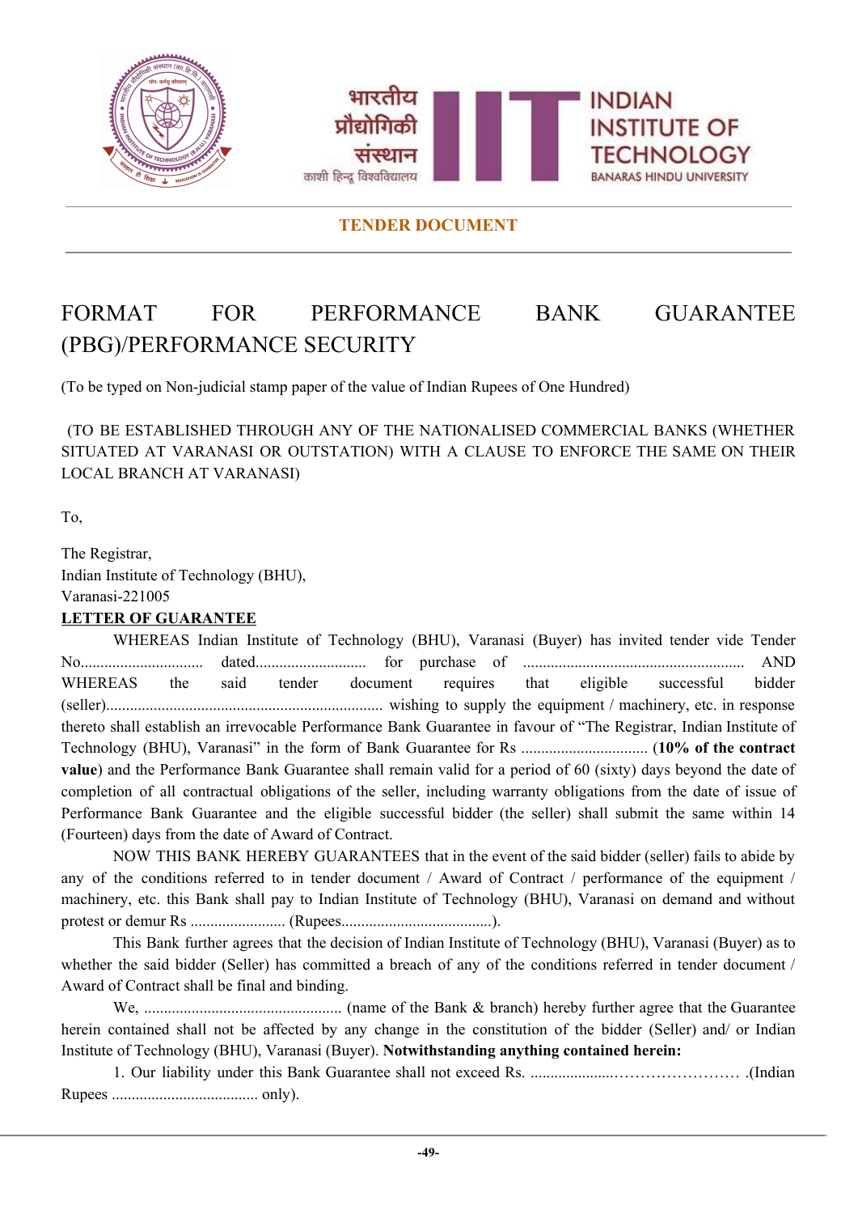**TENDER DOCUMENT**

# FORMAT FOR PERFORMANCE BANK GUARANTEE (PBG)/PERFORMANCE SECURITY

(To be typed on Non-judicial stamp paper of the value of Indian Rupees of One Hundred)

(TO BE ESTABLISHED THROUGH ANY OF THE NATIONALISED COMMERCIAL BANKS (WHETHER SITUATED AT VARANASI OR OUTSTATION) WITH A CLAUSE TO ENFORCE THE SAME ON THEIR LOCAL BRANCH AT VARANASI)

To,

The Registrar,
Indian Institute of Technology (BHU),
Varanasi-221005

**LETTER OF GUARANTEE**

WHEREAS Indian Institute of Technology (BHU), Varanasi (Buyer) has invited tender vide Tender No............................... dated............................ for purchase of ........................................................ AND WHEREAS the said tender document requires that eligible successful bidder (seller)...................................................................... wishing to supply the equipment / machinery, etc. in response thereto shall establish an irrevocable Performance Bank Guarantee in favour of "The Registrar, Indian Institute of Technology (BHU), Varanasi" in the form of Bank Guarantee for Rs ................................ (**10% of the contract value**) and the Performance Bank Guarantee shall remain valid for a period of 60 (sixty) days beyond the date of completion of all contractual obligations of the seller, including warranty obligations from the date of issue of Performance Bank Guarantee and the eligible successful bidder (the seller) shall submit the same within 14 (Fourteen) days from the date of Award of Contract.

NOW THIS BANK HEREBY GUARANTEES that in the event of the said bidder (seller) fails to abide by any of the conditions referred to in tender document / Award of Contract / performance of the equipment / machinery, etc. this Bank shall pay to Indian Institute of Technology (BHU), Varanasi on demand and without protest or demur Rs ........................ (Rupees......................................).

This Bank further agrees that the decision of Indian Institute of Technology (BHU), Varanasi (Buyer) as to whether the said bidder (Seller) has committed a breach of any of the conditions referred in tender document / Award of Contract shall be final and binding.

We, .................................................. (name of the Bank & branch) hereby further agree that the Guarantee herein contained shall not be affected by any change in the constitution of the bidder (Seller) and/ or Indian Institute of Technology (BHU), Varanasi (Buyer). **Notwithstanding anything contained herein:**

1. Our liability under this Bank Guarantee shall not exceed Rs. .....................…………………… .(Indian Rupees ..................................... only).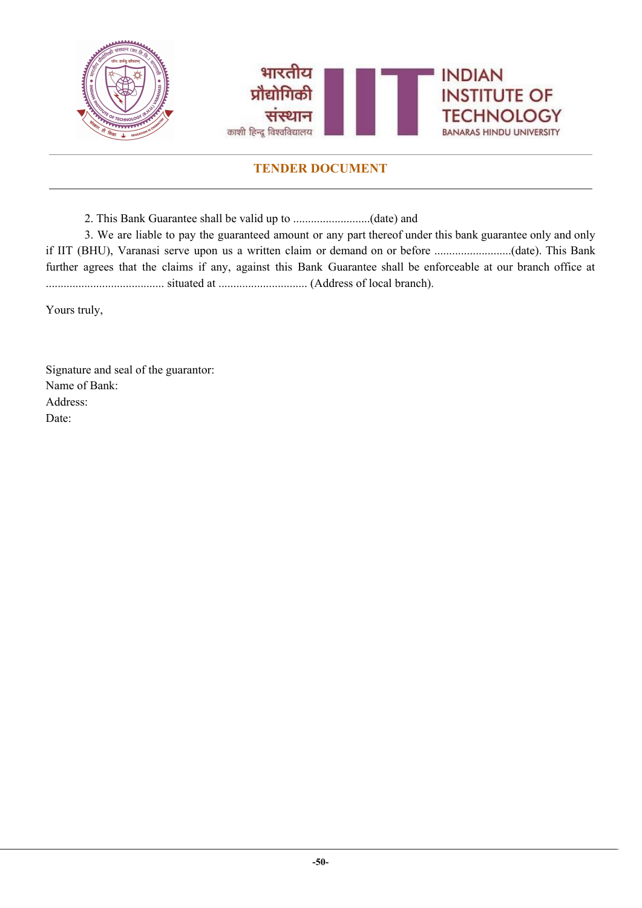2. This Bank Guarantee shall be valid up to ..........................(date) and

3. We are liable to pay the guaranteed amount or any part thereof under this bank guarantee only and only if IIT (BHU), Varanasi serve upon us a written claim or demand on or before ..........................(date). This Bank further agrees that the claims if any, against this Bank Guarantee shall be enforceable at our branch office at ........................................ situated at .............................. (Address of local branch).

Yours truly,

Signature and seal of the guarantor:
Name of Bank:
Address:
Date: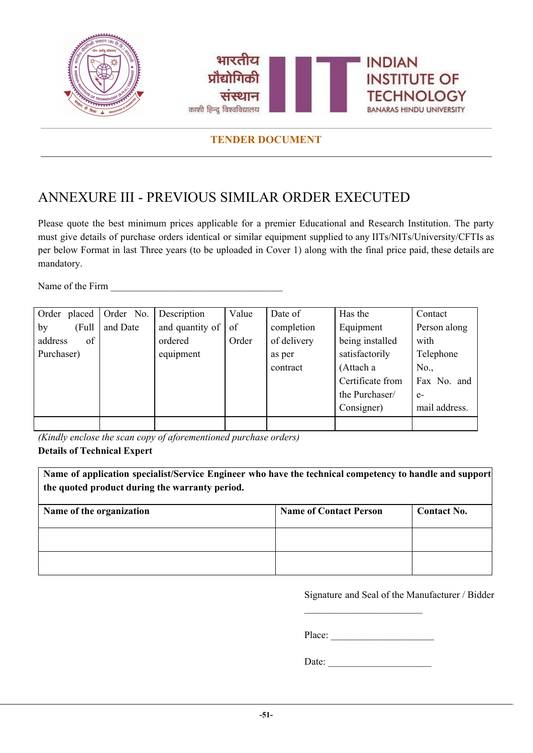**TENDER DOCUMENT**

# ANNEXURE III - PREVIOUS SIMILAR ORDER EXECUTED

Please quote the best minimum prices applicable for a premier Educational and Research Institution. The party must give details of purchase orders identical or similar equipment supplied to any IITs/NITs/University/CFTIs as per below Format in last Three years (to be uploaded in Cover 1) along with the final price paid, these details are mandatory.

Name of the Firm ___________________________________

| Order placed by (Full address of Purchaser) | Order No. and Date | Description and quantity of ordered equipment | Value of Order | Date of completion of delivery as per contract | Has the Equipment being installed satisfactorily (Attach a Certificate from the Purchaser/ Consigner) | Contact Person along with Telephone No., Fax No. and e-mail address. |
|---|---|---|---|---|---|---|
| | | | | | | |

*(Kindly enclose the scan copy of aforementioned purchase orders)*

**Details of Technical Expert**

| **Name of application specialist/Service Engineer who have the technical competency to handle and support the quoted product during the warranty period.** | | |
|---|---|---|
| **Name of the organization** | **Name of Contact Person** | **Contact No.** |
| | | |
| | | |

Signature and Seal of the Manufacturer / Bidder

_________________________

Place: _____________________

Date: _____________________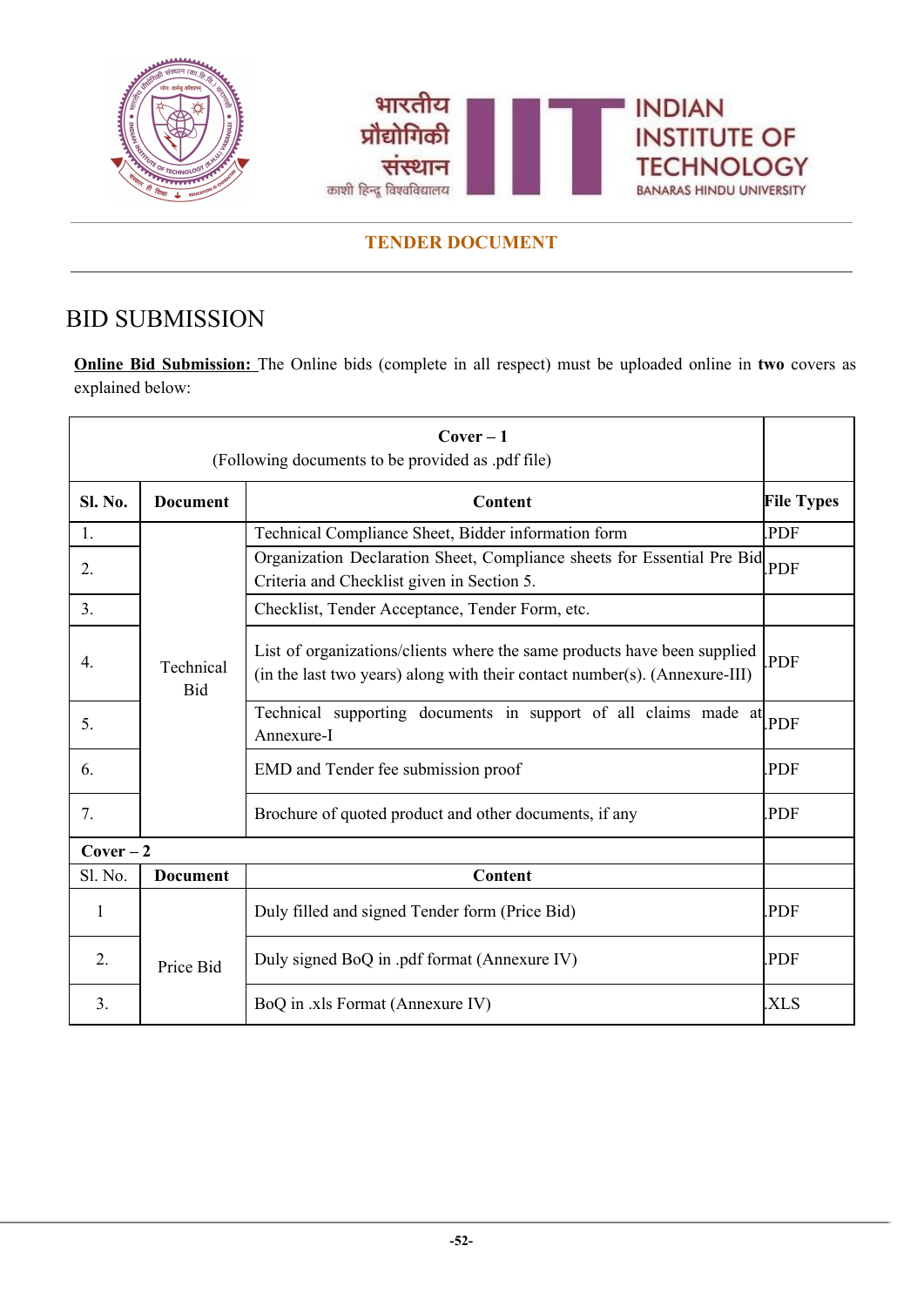## BID SUBMISSION

**Online Bid Submission:** The Online bids (complete in all respect) must be uploaded online in **two** covers as explained below:

| **Cover – 1** (Following documents to be provided as .pdf file) | | | |
|---|---|---|---|
| **Sl. No.** | **Document** | **Content** | **File Types** |
| 1. | Technical Bid | Technical Compliance Sheet, Bidder information form | .PDF |
| 2. | | Organization Declaration Sheet, Compliance sheets for Essential Pre Bid Criteria and Checklist given in Section 5. | .PDF |
| 3. | | Checklist, Tender Acceptance, Tender Form, etc. | |
| 4. | | List of organizations/clients where the same products have been supplied (in the last two years) along with their contact number(s). (Annexure-III) | .PDF |
| 5. | | Technical supporting documents in support of all claims made at Annexure-I | .PDF |
| 6. | | EMD and Tender fee submission proof | .PDF |
| 7. | | Brochure of quoted product and other documents, if any | .PDF |
| **Cover – 2** | | | |
| Sl. No. | **Document** | **Content** | |
| 1 | Price Bid | Duly filled and signed Tender form (Price Bid) | .PDF |
| 2. | | Duly signed BoQ in .pdf format (Annexure IV) | .PDF |
| 3. | | BoQ in .xls Format (Annexure IV) | .XLS |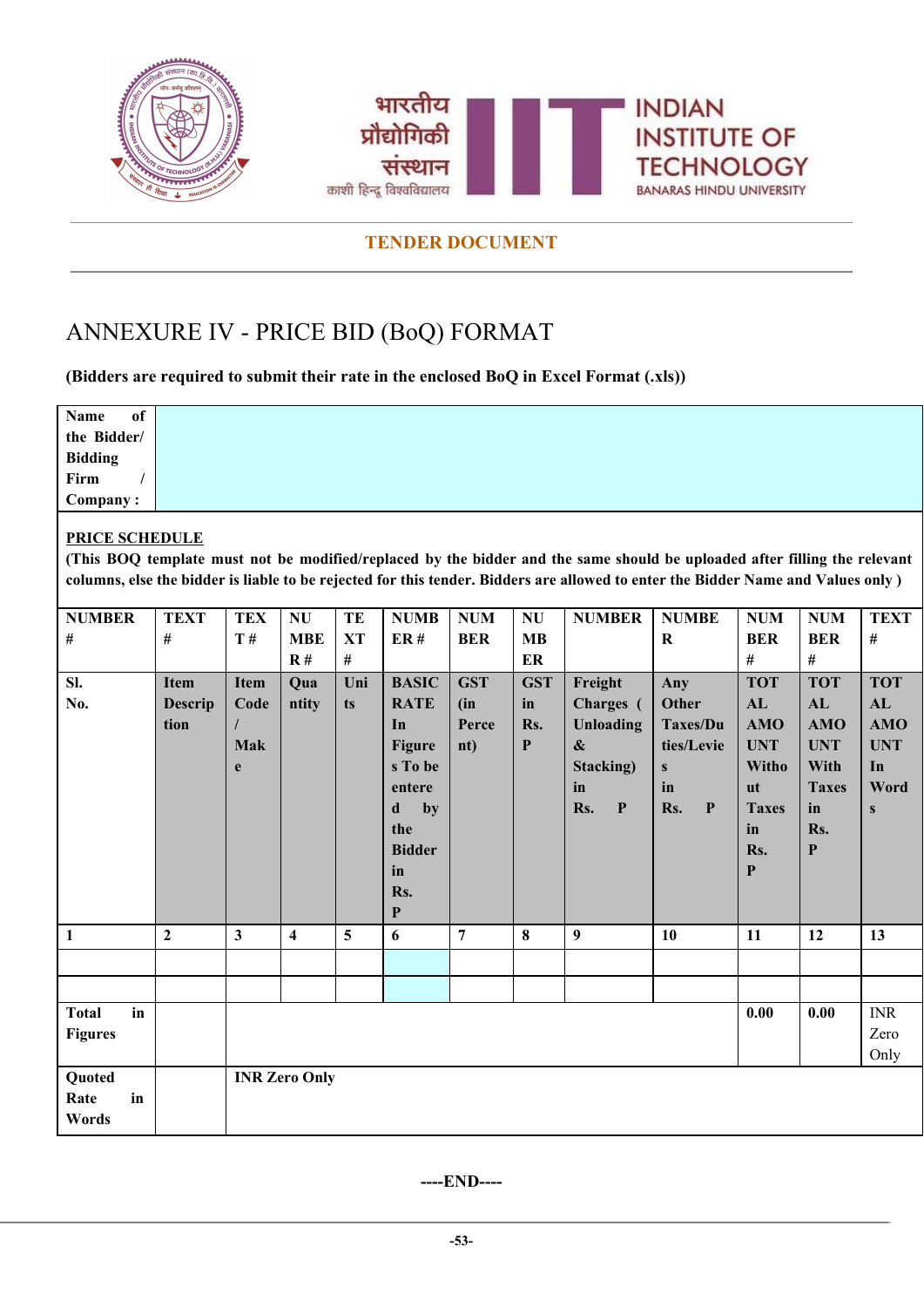**TENDER DOCUMENT**

# ANNEXURE IV - PRICE BID (BoQ) FORMAT

**(Bidders are required to submit their rate in the enclosed BoQ in Excel Format (.xls))**

| | |
|---|---|
| **Name of the Bidder/ Bidding Firm / Company :** | |

**PRICE SCHEDULE**

**(This BOQ template must not be modified/replaced by the bidder and the same should be uploaded after filling the relevant columns, else the bidder is liable to be rejected for this tender. Bidders are allowed to enter the Bidder Name and Values only )**

| **NUMBER #** | **TEXT #** | **TEXT #** | **NUMBER #** | **TEXT #** | **NUMBER #** | **NUMBER** | **NUMBER** | **NUMBER** | **NUMBER** | **NUMBER #** | **NUMBER #** | **TEXT #** |
|---|---|---|---|---|---|---|---|---|---|---|---|---|
| **Sl. No.** | **Item Description** | **Item Code / Make** | **Quantity** | **Units** | **BASIC RATE In Figures To be entered by the Bidder in Rs. P** | **GST (in Percent)** | **GST in Rs. P** | **Freight Charges ( Unloading & Stacking) in Rs. P** | **Any Other Taxes/Duties/Levies in Rs. P** | **TOTAL AMOUNT Without Taxes in Rs. P** | **TOTAL AMOUNT With Taxes in Rs. P** | **TOTAL AMOUNT In Words** |
| **1** | **2** | **3** | **4** | **5** | **6** | **7** | **8** | **9** | **10** | **11** | **12** | **13** |
| | | | | | | | | | | | | |
| | | | | | | | | | | | | |
| **Total in Figures** | | | | | | | | | | **0.00** | **0.00** | INR Zero Only |
| **Quoted Rate in Words** | | **INR Zero Only** | | | | | | | | | | |

**----END----**